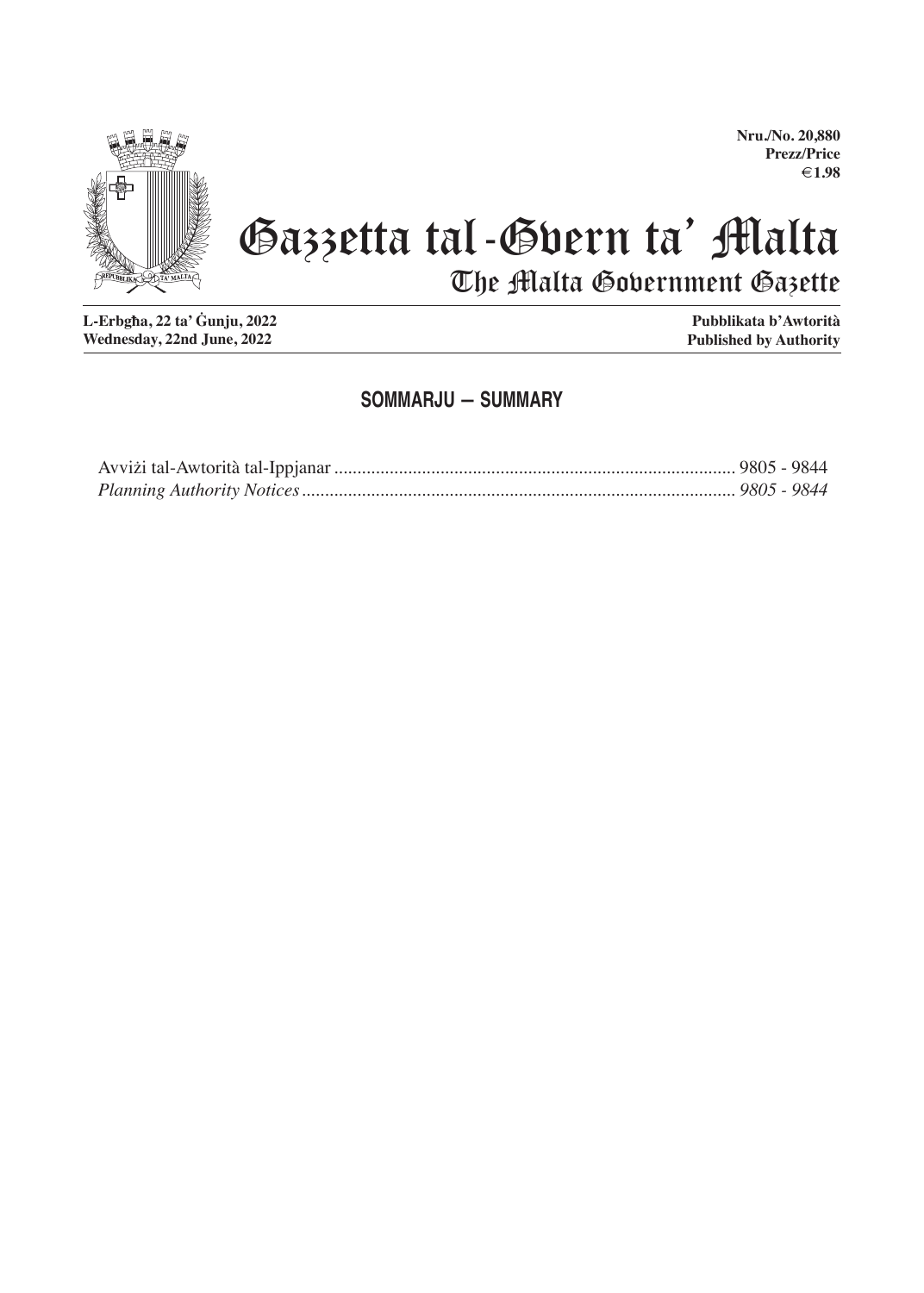**Nru./No. 20,880**
**Prezz/Price**
**€1.98**

# Gazzetta tal-Gvern ta' Malta

## The Malta Government Gazette

**L-Erbgħa, 22 ta' Ġunju, 2022**
**Wednesday, 22nd June, 2022**

**Pubblikata b'Awtorità**
**Published by Authority**

## SOMMARJU — SUMMARY

Avviżi tal-Awtorità tal-Ippjanar ........................................ 9805 - 9844
*Planning Authority Notices ........................................ 9805 - 9844*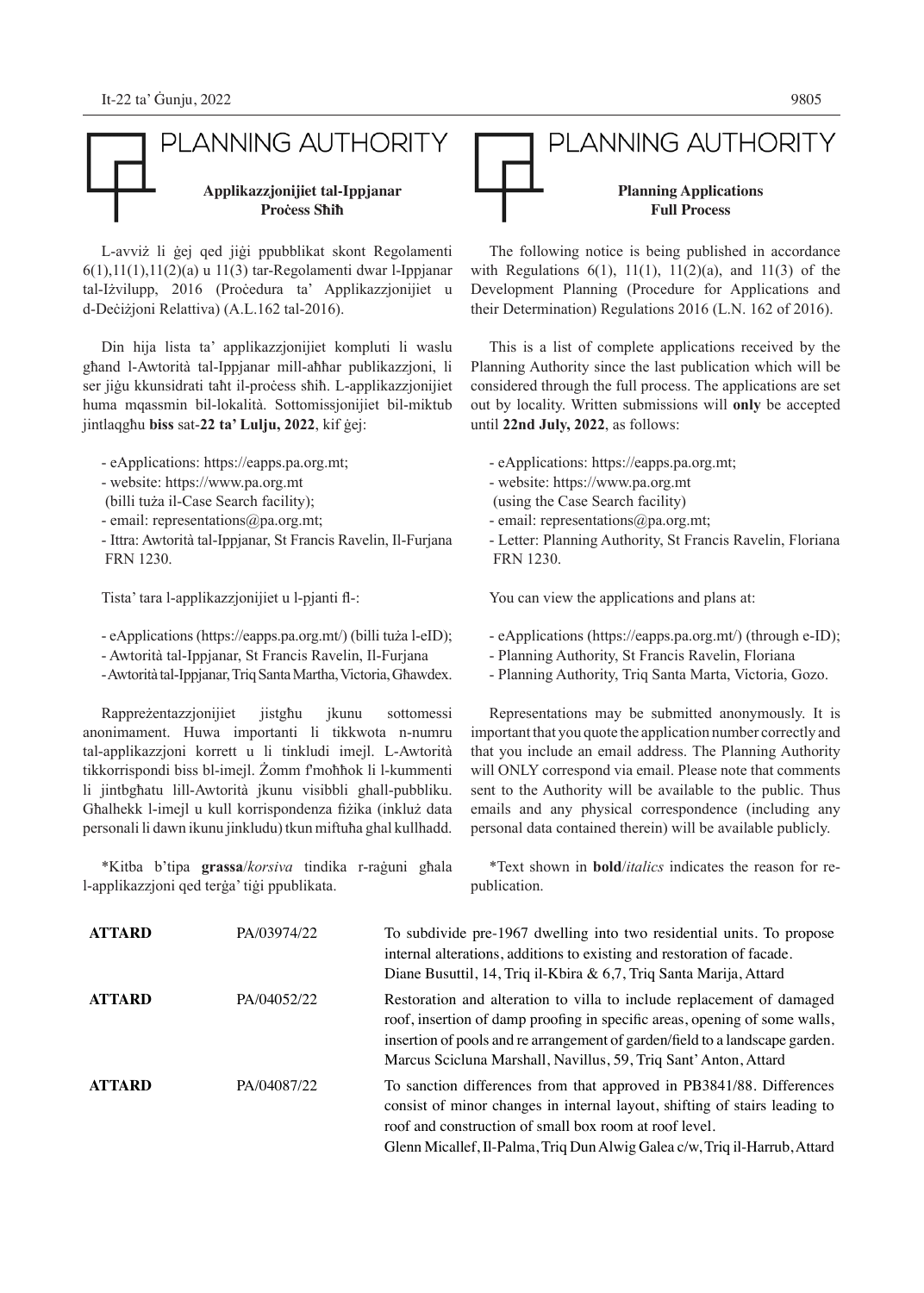# PLANNING AUTHORITY

## Applikazzjonijiet tal-Ippjanar
## Proċess Sħiħ

L-avviż li ġej qed jiġi ppubblikat skont Regolamenti 6(1),11(1),11(2)(a) u 11(3) tar-Regolamenti dwar l-Ippjanar tal-Iżvilupp, 2016 (Proċedura ta' Applikazzjonijiet u d-Deċiżjoni Relattiva) (A.L.162 tal-2016).

Din hija lista ta' applikazzjonijiet kompluti li waslu għand l-Awtorità tal-Ippjanar mill-aħħar publikazzjoni, li ser jiġu kkunsidrati taħt il-proċess sħiħ. L-applikazzjonijiet huma mqassmin bil-lokalità. Sottomissjonijiet bil-miktub jintlaqgħu **biss** sat-**22 ta' Lulju, 2022**, kif ġej:

- eApplications: https://eapps.pa.org.mt;
- website: https://www.pa.org.mt
 (billi tuża il-Case Search facility);
- email: representations@pa.org.mt;
- Ittra: Awtorità tal-Ippjanar, St Francis Ravelin, Il-Furjana FRN 1230.

Tista' tara l-applikazzjonijiet u l-pjanti fl-:

- eApplications (https://eapps.pa.org.mt/) (billi tuża l-eID);
- Awtorità tal-Ippjanar, St Francis Ravelin, Il-Furjana
- Awtorità tal-Ippjanar, Triq Santa Martha, Victoria, Għawdex.

Rappreżentazzjonijiet jistgħu jkunu sottomessi anonimament. Huwa importanti li tikkwota n-numru tal-applikazzjoni korrett u li tinkludi imejl. L-Awtorità tikkorrispondi biss bl-imejl. Żomm f'moħħok li l-kummenti li jintbgħatu lill-Awtorità jkunu visibbli għall-pubbliku. Għalhekk l-imejl u kull korrispondenza fiżika (inkluż data personali li dawn ikunu jinkludu) tkun miftuħa għal kullhadd.

*Kitba b'tipa **grassa**/*korsiva* tindika r-raġuni għala l-applikazzjoni qed terġa' tiġi ppublikata.

# PLANNING AUTHORITY

## Planning Applications
## Full Process

The following notice is being published in accordance with Regulations 6(1), 11(1), 11(2)(a), and 11(3) of the Development Planning (Procedure for Applications and their Determination) Regulations 2016 (L.N. 162 of 2016).

This is a list of complete applications received by the Planning Authority since the last publication which will be considered through the full process. The applications are set out by locality. Written submissions will **only** be accepted until **22nd July, 2022**, as follows:

- eApplications: https://eapps.pa.org.mt;
- website: https://www.pa.org.mt
 (using the Case Search facility)
- email: representations@pa.org.mt;
- Letter: Planning Authority, St Francis Ravelin, Floriana FRN 1230.

You can view the applications and plans at:

- eApplications (https://eapps.pa.org.mt/) (through e-ID);
- Planning Authority, St Francis Ravelin, Floriana
- Planning Authority, Triq Santa Marta, Victoria, Gozo.

Representations may be submitted anonymously. It is important that you quote the application number correctly and that you include an email address. The Planning Authority will ONLY correspond via email. Please note that comments sent to the Authority will be available to the public. Thus emails and any physical correspondence (including any personal data contained therein) will be available publicly.

*Text shown in **bold**/*italics* indicates the reason for re-publication.

| | | |
|---|---|---|
| **ATTARD** | PA/03974/22 | To subdivide pre-1967 dwelling into two residential units. To propose internal alterations, additions to existing and restoration of facade.<br>Diane Busuttil, 14, Triq il-Kbira & 6,7, Triq Santa Marija, Attard |
| **ATTARD** | PA/04052/22 | Restoration and alteration to villa to include replacement of damaged roof, insertion of damp proofing in specific areas, opening of some walls, insertion of pools and re arrangement of garden/field to a landscape garden.<br>Marcus Scicluna Marshall, Navillus, 59, Triq Sant' Anton, Attard |
| **ATTARD** | PA/04087/22 | To sanction differences from that approved in PB3841/88. Differences consist of minor changes in internal layout, shifting of stairs leading to roof and construction of small box room at roof level.<br>Glenn Micallef, Il-Palma, Triq Dun Alwig Galea c/w, Triq il-Harrub, Attard |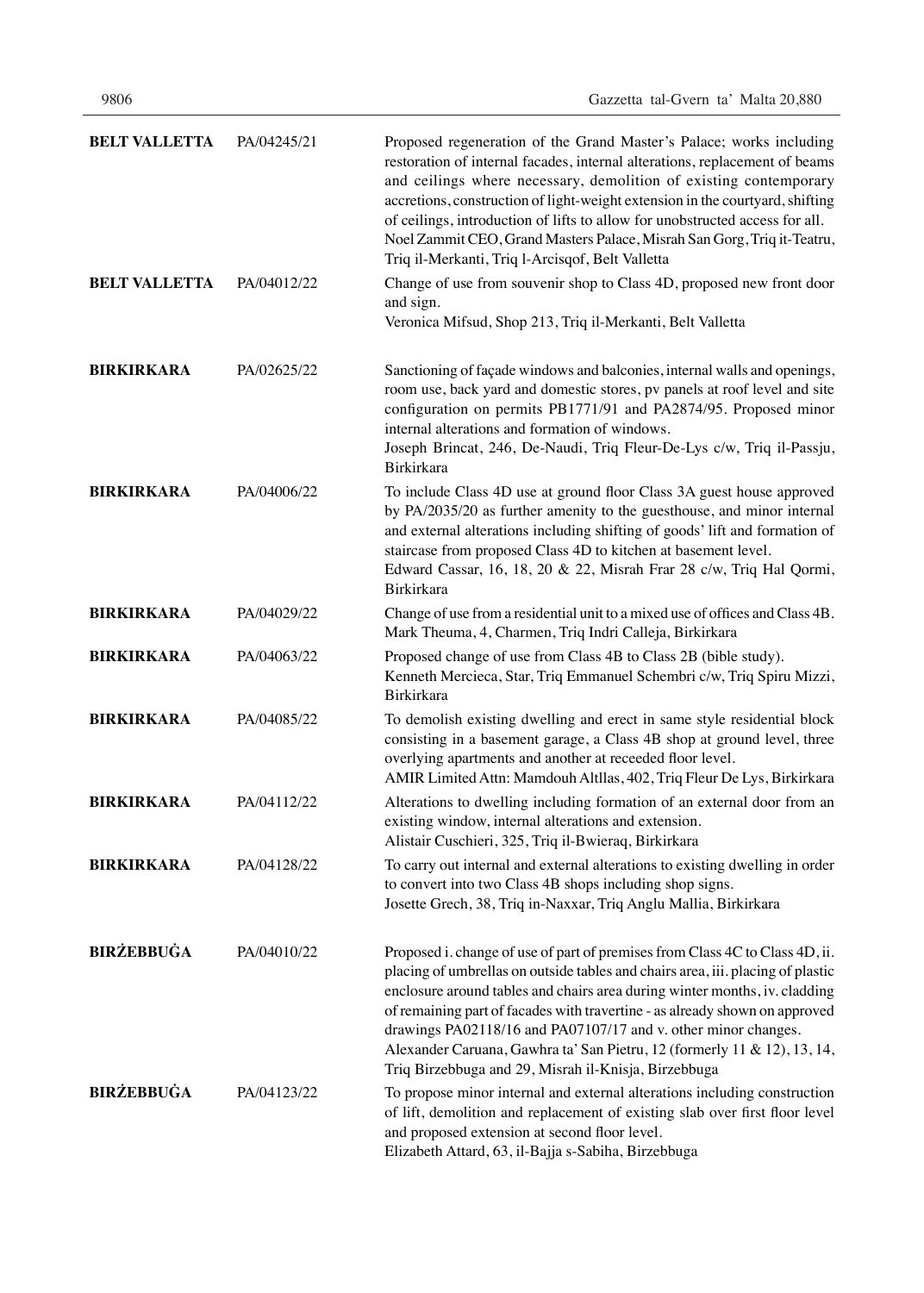| | | |
|---|---|---|
| **BELT VALLETTA** | PA/04245/21 | Proposed regeneration of the Grand Master's Palace; works including restoration of internal facades, internal alterations, replacement of beams and ceilings where necessary, demolition of existing contemporary accretions, construction of light-weight extension in the courtyard, shifting of ceilings, introduction of lifts to allow for unobstructed access for all.<br>Noel Zammit CEO, Grand Masters Palace, Misrah San Gorg, Triq it-Teatru, Triq il-Merkanti, Triq l-Arcisqof, Belt Valletta |
| **BELT VALLETTA** | PA/04012/22 | Change of use from souvenir shop to Class 4D, proposed new front door and sign.<br>Veronica Mifsud, Shop 213, Triq il-Merkanti, Belt Valletta |
| **BIRKIRKARA** | PA/02625/22 | Sanctioning of façade windows and balconies, internal walls and openings, room use, back yard and domestic stores, pv panels at roof level and site configuration on permits PB1771/91 and PA2874/95. Proposed minor internal alterations and formation of windows.<br>Joseph Brincat, 246, De-Naudi, Triq Fleur-De-Lys c/w, Triq il-Passju, Birkirkara |
| **BIRKIRKARA** | PA/04006/22 | To include Class 4D use at ground floor Class 3A guest house approved by PA/2035/20 as further amenity to the guesthouse, and minor internal and external alterations including shifting of goods' lift and formation of staircase from proposed Class 4D to kitchen at basement level.<br>Edward Cassar, 16, 18, 20 & 22, Misrah Frar 28 c/w, Triq Hal Qormi, Birkirkara |
| **BIRKIRKARA** | PA/04029/22 | Change of use from a residential unit to a mixed use of offices and Class 4B.<br>Mark Theuma, 4, Charmen, Triq Indri Calleja, Birkirkara |
| **BIRKIRKARA** | PA/04063/22 | Proposed change of use from Class 4B to Class 2B (bible study).<br>Kenneth Mercieca, Star, Triq Emmanuel Schembri c/w, Triq Spiru Mizzi, Birkirkara |
| **BIRKIRKARA** | PA/04085/22 | To demolish existing dwelling and erect in same style residential block consisting in a basement garage, a Class 4B shop at ground level, three overlying apartments and another at receeded floor level.<br>AMIR Limited Attn: Mamdouh Altllas, 402, Triq Fleur De Lys, Birkirkara |
| **BIRKIRKARA** | PA/04112/22 | Alterations to dwelling including formation of an external door from an existing window, internal alterations and extension.<br>Alistair Cuschieri, 325, Triq il-Bwieraq, Birkirkara |
| **BIRKIRKARA** | PA/04128/22 | To carry out internal and external alterations to existing dwelling in order to convert into two Class 4B shops including shop signs.<br>Josette Grech, 38, Triq in-Naxxar, Triq Anglu Mallia, Birkirkara |
| **BIRŻEBBUĠA** | PA/04010/22 | Proposed i. change of use of part of premises from Class 4C to Class 4D, ii. placing of umbrellas on outside tables and chairs area, iii. placing of plastic enclosure around tables and chairs area during winter months, iv. cladding of remaining part of facades with travertine - as already shown on approved drawings PA02118/16 and PA07107/17 and v. other minor changes.<br>Alexander Caruana, Gawhra ta' San Pietru, 12 (formerly 11 & 12), 13, 14, Triq Birzebbuga and 29, Misrah il-Knisja, Birzebbuga |
| **BIRŻEBBUĠA** | PA/04123/22 | To propose minor internal and external alterations including construction of lift, demolition and replacement of existing slab over first floor level and proposed extension at second floor level.<br>Elizabeth Attard, 63, il-Bajja s-Sabiha, Birzebbuga |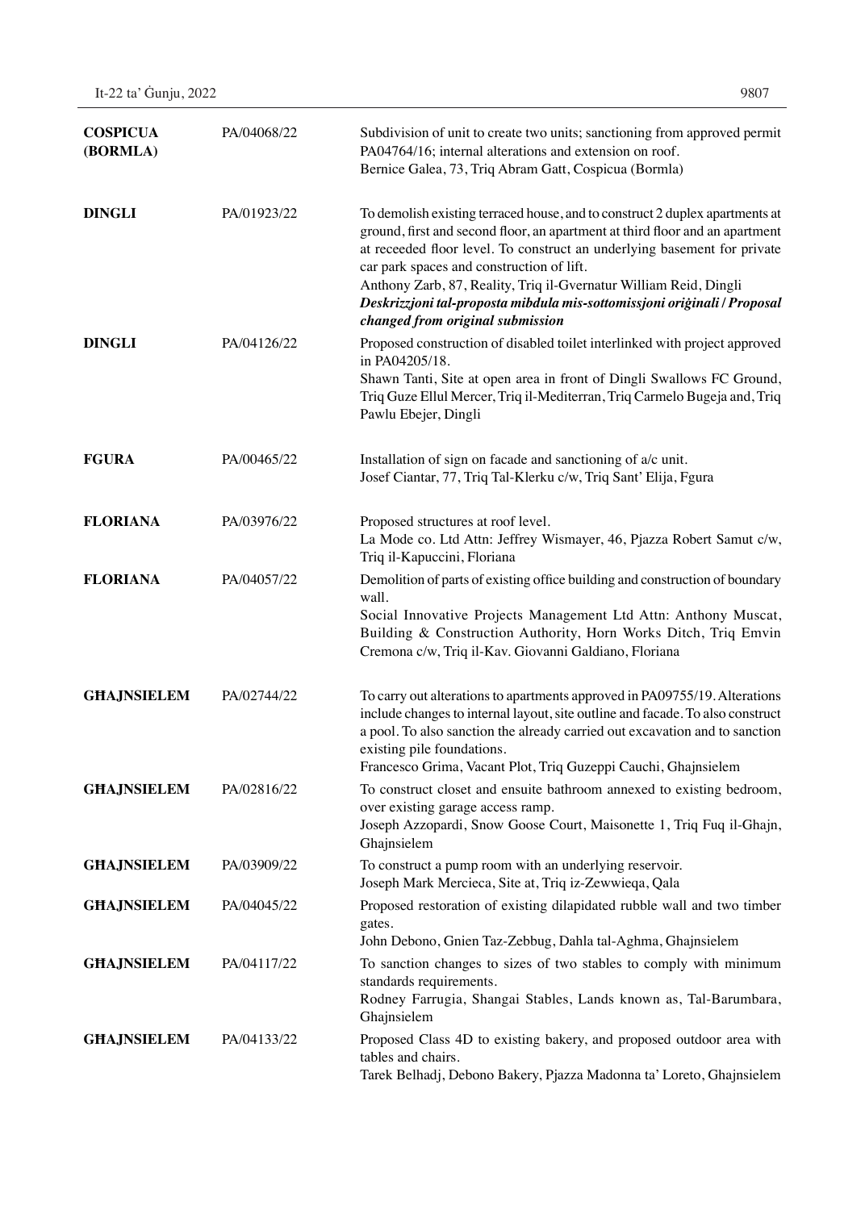| | | |
|---|---|---|
| **COSPICUA (BORMLA)** | PA/04068/22 | Subdivision of unit to create two units; sanctioning from approved permit PA04764/16; internal alterations and extension on roof.<br>Bernice Galea, 73, Triq Abram Gatt, Cospicua (Bormla) |
| **DINGLI** | PA/01923/22 | To demolish existing terraced house, and to construct 2 duplex apartments at ground, first and second floor, an apartment at third floor and an apartment at receeded floor level. To construct an underlying basement for private car park spaces and construction of lift.<br>Anthony Zarb, 87, Reality, Triq il-Gvernatur William Reid, Dingli<br>***Deskrizzjoni tal-proposta mibdula mis-sottomissjoni oriġinali / Proposal changed from original submission*** |
| **DINGLI** | PA/04126/22 | Proposed construction of disabled toilet interlinked with project approved in PA04205/18.<br>Shawn Tanti, Site at open area in front of Dingli Swallows FC Ground, Triq Guze Ellul Mercer, Triq il-Mediterran, Triq Carmelo Bugeja and, Triq Pawlu Ebejer, Dingli |
| **FGURA** | PA/00465/22 | Installation of sign on facade and sanctioning of a/c unit.<br>Josef Ciantar, 77, Triq Tal-Klerku c/w, Triq Sant' Elija, Fgura |
| **FLORIANA** | PA/03976/22 | Proposed structures at roof level.<br>La Mode co. Ltd Attn: Jeffrey Wismayer, 46, Pjazza Robert Samut c/w, Triq il-Kapuccini, Floriana |
| **FLORIANA** | PA/04057/22 | Demolition of parts of existing office building and construction of boundary wall.<br>Social Innovative Projects Management Ltd Attn: Anthony Muscat, Building & Construction Authority, Horn Works Ditch, Triq Emvin Cremona c/w, Triq il-Kav. Giovanni Galdiano, Floriana |
| **GĦAJNSIELEM** | PA/02744/22 | To carry out alterations to apartments approved in PA09755/19. Alterations include changes to internal layout, site outline and facade. To also construct a pool. To also sanction the already carried out excavation and to sanction existing pile foundations.<br>Francesco Grima, Vacant Plot, Triq Guzeppi Cauchi, Ghajnsielem |
| **GĦAJNSIELEM** | PA/02816/22 | To construct closet and ensuite bathroom annexed to existing bedroom, over existing garage access ramp.<br>Joseph Azzopardi, Snow Goose Court, Maisonette 1, Triq Fuq il-Ghajn, Ghajnsielem |
| **GĦAJNSIELEM** | PA/03909/22 | To construct a pump room with an underlying reservoir.<br>Joseph Mark Mercieca, Site at, Triq iz-Zewwieqa, Qala |
| **GĦAJNSIELEM** | PA/04045/22 | Proposed restoration of existing dilapidated rubble wall and two timber gates.<br>John Debono, Gnien Taz-Zebbug, Dahla tal-Aghma, Ghajnsielem |
| **GĦAJNSIELEM** | PA/04117/22 | To sanction changes to sizes of two stables to comply with minimum standards requirements.<br>Rodney Farrugia, Shangai Stables, Lands known as, Tal-Barumbara, Ghajnsielem |
| **GĦAJNSIELEM** | PA/04133/22 | Proposed Class 4D to existing bakery, and proposed outdoor area with tables and chairs.<br>Tarek Belhadj, Debono Bakery, Pjazza Madonna ta' Loreto, Ghajnsielem |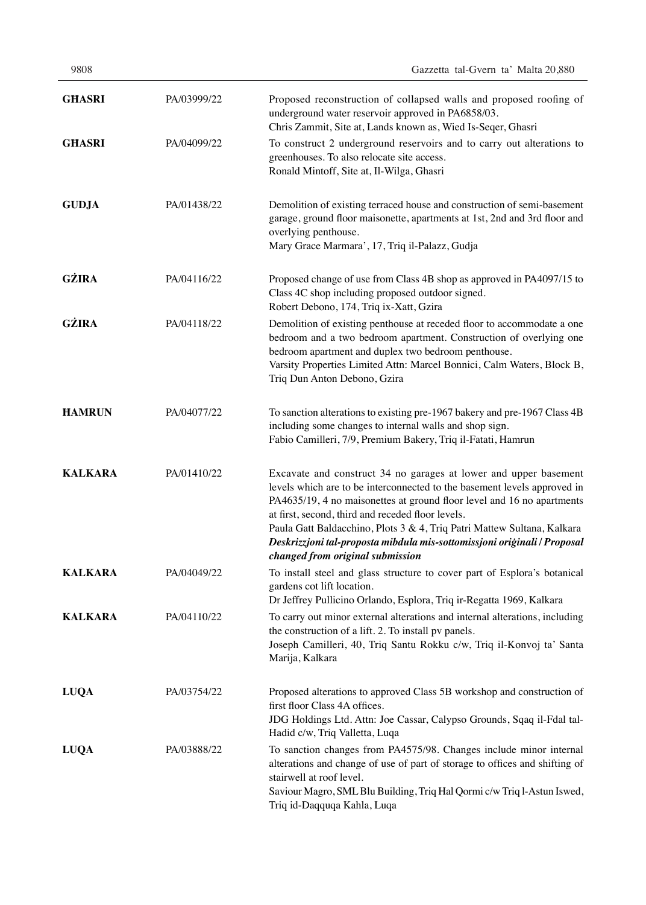| | | |
|---|---|---|
| **GĦASRI** | PA/03999/22 | Proposed reconstruction of collapsed walls and proposed roofing of underground water reservoir approved in PA6858/03.<br>Chris Zammit, Site at, Lands known as, Wied Is-Seqer, Ghasri |
| **GĦASRI** | PA/04099/22 | To construct 2 underground reservoirs and to carry out alterations to greenhouses. To also relocate site access.<br>Ronald Mintoff, Site at, Il-Wilga, Ghasri |
| **GUDJA** | PA/01438/22 | Demolition of existing terraced house and construction of semi-basement garage, ground floor maisonette, apartments at 1st, 2nd and 3rd floor and overlying penthouse.<br>Mary Grace Marmara', 17, Triq il-Palazz, Gudja |
| **GŻIRA** | PA/04116/22 | Proposed change of use from Class 4B shop as approved in PA4097/15 to Class 4C shop including proposed outdoor signed.<br>Robert Debono, 174, Triq ix-Xatt, Gzira |
| **GŻIRA** | PA/04118/22 | Demolition of existing penthouse at receded floor to accommodate a one bedroom and a two bedroom apartment. Construction of overlying one bedroom apartment and duplex two bedroom penthouse.<br>Varsity Properties Limited Attn: Marcel Bonnici, Calm Waters, Block B, Triq Dun Anton Debono, Gzira |
| **ĦAMRUN** | PA/04077/22 | To sanction alterations to existing pre-1967 bakery and pre-1967 Class 4B including some changes to internal walls and shop sign.<br>Fabio Camilleri, 7/9, Premium Bakery, Triq il-Fatati, Hamrun |
| **KALKARA** | PA/01410/22 | Excavate and construct 34 no garages at lower and upper basement levels which are to be interconnected to the basement levels approved in PA4635/19, 4 no maisonettes at ground floor level and 16 no apartments at first, second, third and receded floor levels.<br>Paula Gatt Baldacchino, Plots 3 & 4, Triq Patri Mattew Sultana, Kalkara<br>***Deskrizzjoni tal-proposta mibdula mis-sottomissjoni oriġinali / Proposal changed from original submission*** |
| **KALKARA** | PA/04049/22 | To install steel and glass structure to cover part of Esplora's botanical gardens cot lift location.<br>Dr Jeffrey Pullicino Orlando, Esplora, Triq ir-Regatta 1969, Kalkara |
| **KALKARA** | PA/04110/22 | To carry out minor external alterations and internal alterations, including the construction of a lift. 2. To install pv panels.<br>Joseph Camilleri, 40, Triq Santu Rokku c/w, Triq il-Konvoj ta' Santa Marija, Kalkara |
| **LUQA** | PA/03754/22 | Proposed alterations to approved Class 5B workshop and construction of first floor Class 4A offices.<br>JDG Holdings Ltd. Attn: Joe Cassar, Calypso Grounds, Sqaq il-Fdal tal-Hadid c/w, Triq Valletta, Luqa |
| **LUQA** | PA/03888/22 | To sanction changes from PA4575/98. Changes include minor internal alterations and change of use of part of storage to offices and shifting of stairwell at roof level.<br>Saviour Magro, SML Blu Building, Triq Hal Qormi c/w Triq l-Astun Iswed, Triq id-Daqquqa Kahla, Luqa |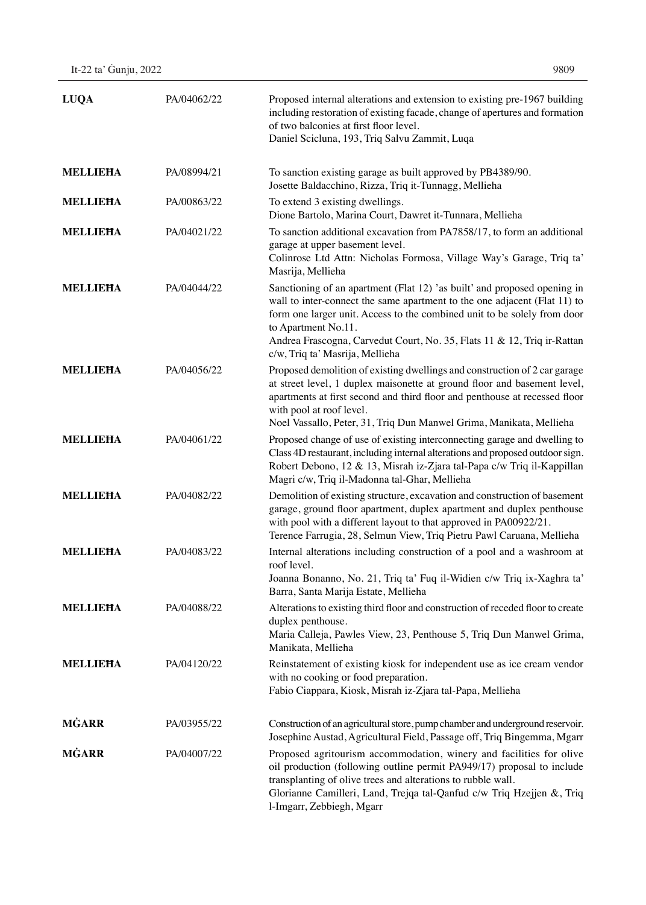| | | |
|---|---|---|
| **LUQA** | PA/04062/22 | Proposed internal alterations and extension to existing pre-1967 building including restoration of existing facade, change of apertures and formation of two balconies at first floor level.<br>Daniel Scicluna, 193, Triq Salvu Zammit, Luqa |
| **MELLIEĦA** | PA/08994/21 | To sanction existing garage as built approved by PB4389/90.<br>Josette Baldacchino, Rizza, Triq it-Tunnagg, Mellieha |
| **MELLIEĦA** | PA/00863/22 | To extend 3 existing dwellings.<br>Dione Bartolo, Marina Court, Dawret it-Tunnara, Mellieha |
| **MELLIEĦA** | PA/04021/22 | To sanction additional excavation from PA7858/17, to form an additional garage at upper basement level.<br>Colinrose Ltd Attn: Nicholas Formosa, Village Way's Garage, Triq ta' Masrija, Mellieha |
| **MELLIEĦA** | PA/04044/22 | Sanctioning of an apartment (Flat 12) 'as built' and proposed opening in wall to inter-connect the same apartment to the one adjacent (Flat 11) to form one larger unit. Access to the combined unit to be solely from door to Apartment No.11.<br>Andrea Frascogna, Carvedut Court, No. 35, Flats 11 & 12, Triq ir-Rattan c/w, Triq ta' Masrija, Mellieha |
| **MELLIEĦA** | PA/04056/22 | Proposed demolition of existing dwellings and construction of 2 car garage at street level, 1 duplex maisonette at ground floor and basement level, apartments at first second and third floor and penthouse at recessed floor with pool at roof level.<br>Noel Vassallo, Peter, 31, Triq Dun Manwel Grima, Manikata, Mellieha |
| **MELLIEĦA** | PA/04061/22 | Proposed change of use of existing interconnecting garage and dwelling to Class 4D restaurant, including internal alterations and proposed outdoor sign.<br>Robert Debono, 12 & 13, Misrah iz-Zjara tal-Papa c/w Triq il-Kappillan Magri c/w, Triq il-Madonna tal-Ghar, Mellieha |
| **MELLIEĦA** | PA/04082/22 | Demolition of existing structure, excavation and construction of basement garage, ground floor apartment, duplex apartment and duplex penthouse with pool with a different layout to that approved in PA00922/21.<br>Terence Farrugia, 28, Selmun View, Triq Pietru Pawl Caruana, Mellieha |
| **MELLIEĦA** | PA/04083/22 | Internal alterations including construction of a pool and a washroom at roof level.<br>Joanna Bonanno, No. 21, Triq ta' Fuq il-Widien c/w Triq ix-Xaghra ta' Barra, Santa Marija Estate, Mellieha |
| **MELLIEĦA** | PA/04088/22 | Alterations to existing third floor and construction of receded floor to create duplex penthouse.<br>Maria Calleja, Pawles View, 23, Penthouse 5, Triq Dun Manwel Grima, Manikata, Mellieha |
| **MELLIEĦA** | PA/04120/22 | Reinstatement of existing kiosk for independent use as ice cream vendor with no cooking or food preparation.<br>Fabio Ciappara, Kiosk, Misrah iz-Zjara tal-Papa, Mellieha |
| **MĠARR** | PA/03955/22 | Construction of an agricultural store, pump chamber and underground reservoir.<br>Josephine Austad, Agricultural Field, Passage off, Triq Bingemma, Mgarr |
| **MĠARR** | PA/04007/22 | Proposed agritourism accommodation, winery and facilities for olive oil production (following outline permit PA949/17) proposal to include transplanting of olive trees and alterations to rubble wall.<br>Glorianne Camilleri, Land, Trejqa tal-Qanfud c/w Triq Hzejjen &, Triq l-Imgarr, Zebbiegh, Mgarr |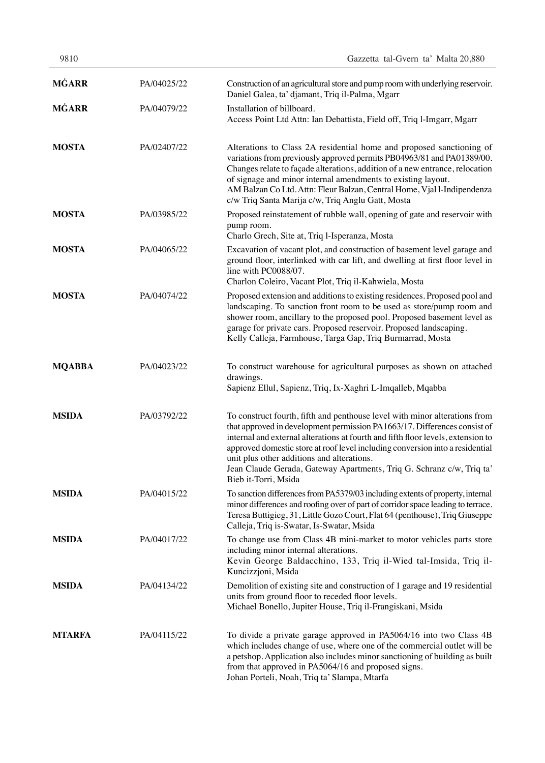| | | |
|---|---|---|
| **MĠARR** | PA/04025/22 | Construction of an agricultural store and pump room with underlying reservoir.<br>Daniel Galea, ta' djamant, Triq il-Palma, Mgarr |
| **MĠARR** | PA/04079/22 | Installation of billboard.<br>Access Point Ltd Attn: Ian Debattista, Field off, Triq l-Imgarr, Mgarr |
| **MOSTA** | PA/02407/22 | Alterations to Class 2A residential home and proposed sanctioning of variations from previously approved permits PB04963/81 and PA01389/00. Changes relate to façade alterations, addition of a new entrance, relocation of signage and minor internal amendments to existing layout.<br>AM Balzan Co Ltd. Attn: Fleur Balzan, Central Home, Vjal l-Indipendenza c/w Triq Santa Marija c/w, Triq Anglu Gatt, Mosta |
| **MOSTA** | PA/03985/22 | Proposed reinstatement of rubble wall, opening of gate and reservoir with pump room.<br>Charlo Grech, Site at, Triq l-Isperanza, Mosta |
| **MOSTA** | PA/04065/22 | Excavation of vacant plot, and construction of basement level garage and ground floor, interlinked with car lift, and dwelling at first floor level in line with PC0088/07.<br>Charlon Coleiro, Vacant Plot, Triq il-Kahwiela, Mosta |
| **MOSTA** | PA/04074/22 | Proposed extension and additions to existing residences. Proposed pool and landscaping. To sanction front room to be used as store/pump room and shower room, ancillary to the proposed pool. Proposed basement level as garage for private cars. Proposed reservoir. Proposed landscaping.<br>Kelly Calleja, Farmhouse, Targa Gap, Triq Burmarrad, Mosta |
| **MQABBA** | PA/04023/22 | To construct warehouse for agricultural purposes as shown on attached drawings.<br>Sapienz Ellul, Sapienz, Triq, Ix-Xaghri L-Imqalleb, Mqabba |
| **MSIDA** | PA/03792/22 | To construct fourth, fifth and penthouse level with minor alterations from that approved in development permission PA1663/17. Differences consist of internal and external alterations at fourth and fifth floor levels, extension to approved domestic store at roof level including conversion into a residential unit plus other additions and alterations.<br>Jean Claude Gerada, Gateway Apartments, Triq G. Schranz c/w, Triq ta' Bieb it-Torri, Msida |
| **MSIDA** | PA/04015/22 | To sanction differences from PA5379/03 including extents of property, internal minor differences and roofing over of part of corridor space leading to terrace.<br>Teresa Buttigieg, 31, Little Gozo Court, Flat 64 (penthouse), Triq Giuseppe Calleja, Triq is-Swatar, Is-Swatar, Msida |
| **MSIDA** | PA/04017/22 | To change use from Class 4B mini-market to motor vehicles parts store including minor internal alterations.<br>Kevin George Baldacchino, 133, Triq il-Wied tal-Imsida, Triq il-Kuncizzjoni, Msida |
| **MSIDA** | PA/04134/22 | Demolition of existing site and construction of 1 garage and 19 residential units from ground floor to receded floor levels.<br>Michael Bonello, Jupiter House, Triq il-Frangiskani, Msida |
| **MTARFA** | PA/04115/22 | To divide a private garage approved in PA5064/16 into two Class 4B which includes change of use, where one of the commercial outlet will be a petshop. Application also includes minor sanctioning of building as built from that approved in PA5064/16 and proposed signs.<br>Johan Porteli, Noah, Triq ta' Slampa, Mtarfa |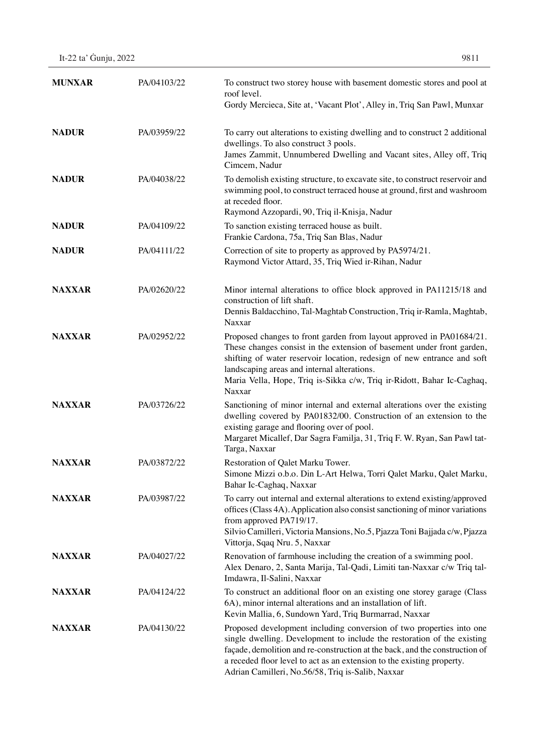| | | |
|---|---|---|
| **MUNXAR** | PA/04103/22 | To construct two storey house with basement domestic stores and pool at roof level.<br>Gordy Mercieca, Site at, 'Vacant Plot', Alley in, Triq San Pawl, Munxar |
| **NADUR** | PA/03959/22 | To carry out alterations to existing dwelling and to construct 2 additional dwellings. To also construct 3 pools.<br>James Zammit, Unnumbered Dwelling and Vacant sites, Alley off, Triq Cimcem, Nadur |
| **NADUR** | PA/04038/22 | To demolish existing structure, to excavate site, to construct reservoir and swimming pool, to construct terraced house at ground, first and washroom at receded floor.<br>Raymond Azzopardi, 90, Triq il-Knisja, Nadur |
| **NADUR** | PA/04109/22 | To sanction existing terraced house as built.<br>Frankie Cardona, 75a, Triq San Blas, Nadur |
| **NADUR** | PA/04111/22 | Correction of site to property as approved by PA5974/21.<br>Raymond Victor Attard, 35, Triq Wied ir-Rihan, Nadur |
| **NAXXAR** | PA/02620/22 | Minor internal alterations to office block approved in PA11215/18 and construction of lift shaft.<br>Dennis Baldacchino, Tal-Maghtab Construction, Triq ir-Ramla, Maghtab, Naxxar |
| **NAXXAR** | PA/02952/22 | Proposed changes to front garden from layout approved in PA01684/21. These changes consist in the extension of basement under front garden, shifting of water reservoir location, redesign of new entrance and soft landscaping areas and internal alterations.<br>Maria Vella, Hope, Triq is-Sikka c/w, Triq ir-Ridott, Bahar Ic-Caghaq, Naxxar |
| **NAXXAR** | PA/03726/22 | Sanctioning of minor internal and external alterations over the existing dwelling covered by PA01832/00. Construction of an extension to the existing garage and flooring over of pool.<br>Margaret Micallef, Dar Sagra Familja, 31, Triq F. W. Ryan, San Pawl tat-Targa, Naxxar |
| **NAXXAR** | PA/03872/22 | Restoration of Qalet Marku Tower.<br>Simone Mizzi o.b.o. Din L-Art Helwa, Torri Qalet Marku, Qalet Marku, Bahar Ic-Caghaq, Naxxar |
| **NAXXAR** | PA/03987/22 | To carry out internal and external alterations to extend existing/approved offices (Class 4A). Application also consist sanctioning of minor variations from approved PA719/17.<br>Silvio Camilleri, Victoria Mansions, No.5, Pjazza Toni Bajjada c/w, Pjazza Vittorja, Sqaq Nru. 5, Naxxar |
| **NAXXAR** | PA/04027/22 | Renovation of farmhouse including the creation of a swimming pool.<br>Alex Denaro, 2, Santa Marija, Tal-Qadi, Limiti tan-Naxxar c/w Triq tal-Imdawra, Il-Salini, Naxxar |
| **NAXXAR** | PA/04124/22 | To construct an additional floor on an existing one storey garage (Class 6A), minor internal alterations and an installation of lift.<br>Kevin Mallia, 6, Sundown Yard, Triq Burmarrad, Naxxar |
| **NAXXAR** | PA/04130/22 | Proposed development including conversion of two properties into one single dwelling. Development to include the restoration of the existing façade, demolition and re-construction at the back, and the construction of a receded floor level to act as an extension to the existing property.<br>Adrian Camilleri, No.56/58, Triq is-Salib, Naxxar |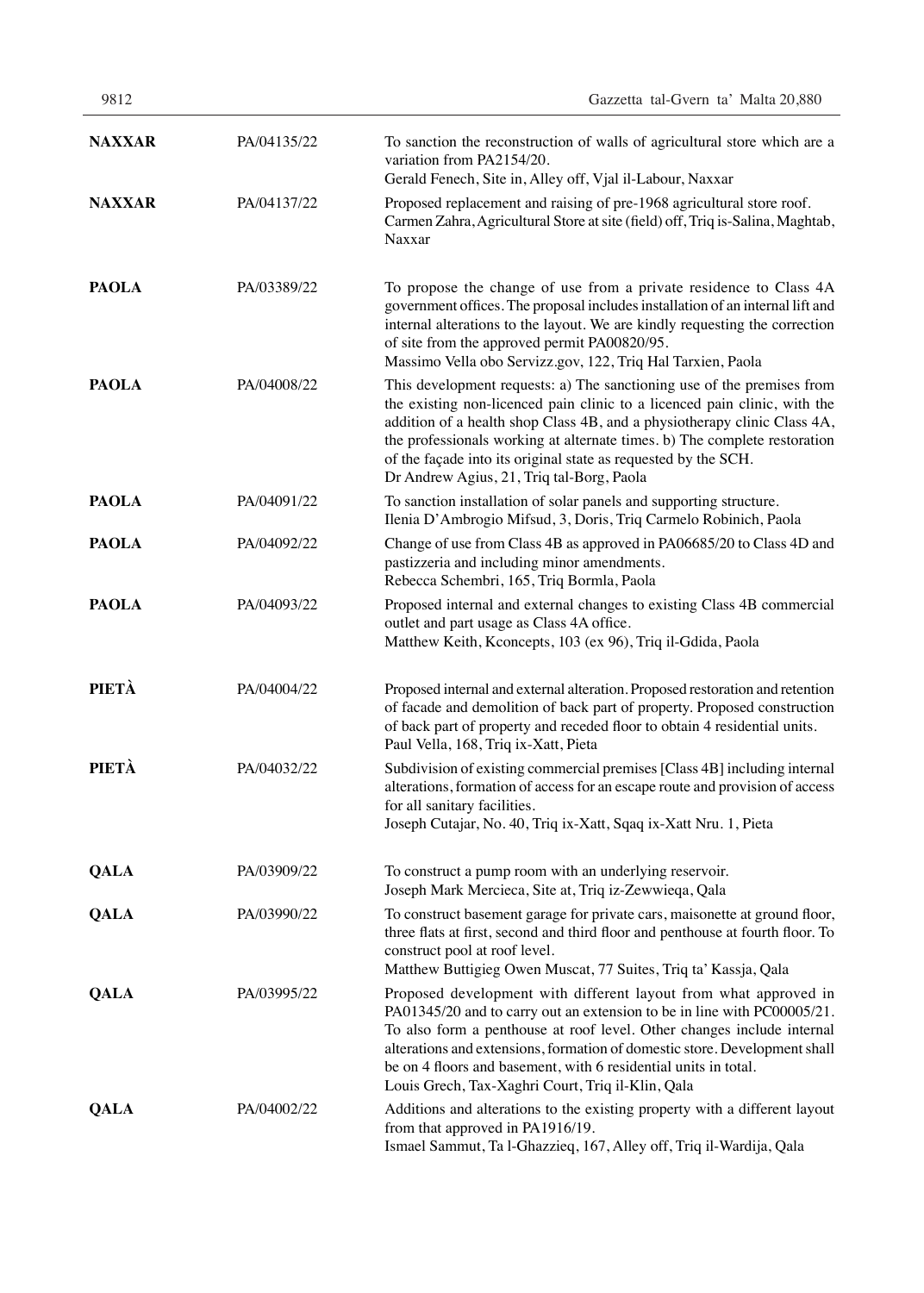| | | |
|---|---|---|
| **NAXXAR** | PA/04135/22 | To sanction the reconstruction of walls of agricultural store which are a variation from PA2154/20.<br>Gerald Fenech, Site in, Alley off, Vjal il-Labour, Naxxar |
| **NAXXAR** | PA/04137/22 | Proposed replacement and raising of pre-1968 agricultural store roof.<br>Carmen Zahra, Agricultural Store at site (field) off, Triq is-Salina, Maghtab, Naxxar |
| **PAOLA** | PA/03389/22 | To propose the change of use from a private residence to Class 4A government offices. The proposal includes installation of an internal lift and internal alterations to the layout. We are kindly requesting the correction of site from the approved permit PA00820/95.<br>Massimo Vella obo Servizz.gov, 122, Triq Hal Tarxien, Paola |
| **PAOLA** | PA/04008/22 | This development requests: a) The sanctioning use of the premises from the existing non-licenced pain clinic to a licenced pain clinic, with the addition of a health shop Class 4B, and a physiotherapy clinic Class 4A, the professionals working at alternate times. b) The complete restoration of the façade into its original state as requested by the SCH.<br>Dr Andrew Agius, 21, Triq tal-Borg, Paola |
| **PAOLA** | PA/04091/22 | To sanction installation of solar panels and supporting structure.<br>Ilenia D'Ambrogio Mifsud, 3, Doris, Triq Carmelo Robinich, Paola |
| **PAOLA** | PA/04092/22 | Change of use from Class 4B as approved in PA06685/20 to Class 4D and pastizzeria and including minor amendments.<br>Rebecca Schembri, 165, Triq Bormla, Paola |
| **PAOLA** | PA/04093/22 | Proposed internal and external changes to existing Class 4B commercial outlet and part usage as Class 4A office.<br>Matthew Keith, Kconcepts, 103 (ex 96), Triq il-Gdida, Paola |
| **PIETÀ** | PA/04004/22 | Proposed internal and external alteration. Proposed restoration and retention of facade and demolition of back part of property. Proposed construction of back part of property and receded floor to obtain 4 residential units.<br>Paul Vella, 168, Triq ix-Xatt, Pieta |
| **PIETÀ** | PA/04032/22 | Subdivision of existing commercial premises [Class 4B] including internal alterations, formation of access for an escape route and provision of access for all sanitary facilities.<br>Joseph Cutajar, No. 40, Triq ix-Xatt, Sqaq ix-Xatt Nru. 1, Pieta |
| **QALA** | PA/03909/22 | To construct a pump room with an underlying reservoir.<br>Joseph Mark Mercieca, Site at, Triq iz-Zewwieqa, Qala |
| **QALA** | PA/03990/22 | To construct basement garage for private cars, maisonette at ground floor, three flats at first, second and third floor and penthouse at fourth floor. To construct pool at roof level.<br>Matthew Buttigieg Owen Muscat, 77 Suites, Triq ta' Kassja, Qala |
| **QALA** | PA/03995/22 | Proposed development with different layout from what approved in PA01345/20 and to carry out an extension to be in line with PC00005/21. To also form a penthouse at roof level. Other changes include internal alterations and extensions, formation of domestic store. Development shall be on 4 floors and basement, with 6 residential units in total.<br>Louis Grech, Tax-Xaghri Court, Triq il-Klin, Qala |
| **QALA** | PA/04002/22 | Additions and alterations to the existing property with a different layout from that approved in PA1916/19.<br>Ismael Sammut, Ta l-Ghazzieq, 167, Alley off, Triq il-Wardija, Qala |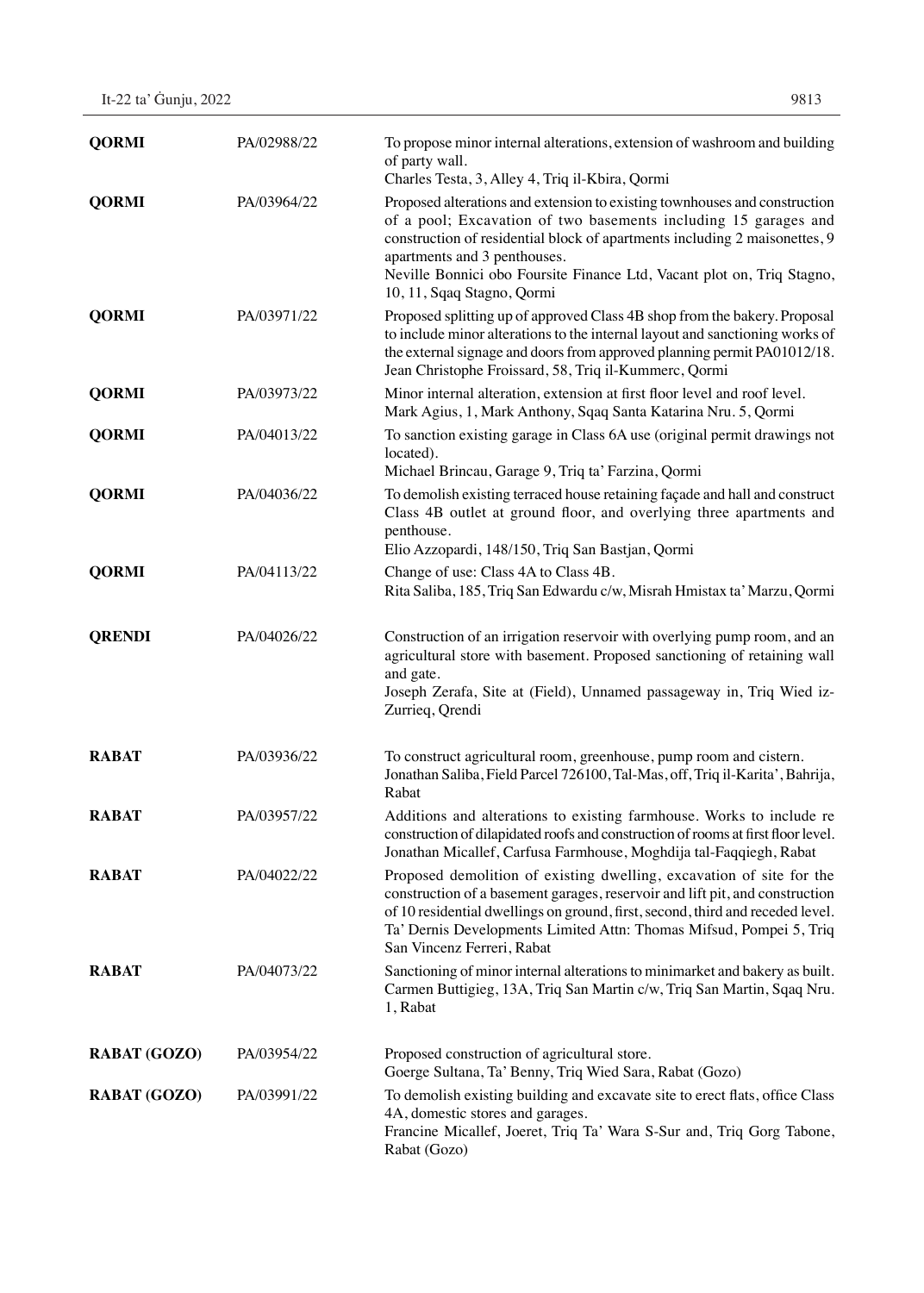| | | |
|---|---|---|
| **QORMI** | PA/02988/22 | To propose minor internal alterations, extension of washroom and building of party wall.<br>Charles Testa, 3, Alley 4, Triq il-Kbira, Qormi |
| **QORMI** | PA/03964/22 | Proposed alterations and extension to existing townhouses and construction of a pool; Excavation of two basements including 15 garages and construction of residential block of apartments including 2 maisonettes, 9 apartments and 3 penthouses.<br>Neville Bonnici obo Foursite Finance Ltd, Vacant plot on, Triq Stagno, 10, 11, Sqaq Stagno, Qormi |
| **QORMI** | PA/03971/22 | Proposed splitting up of approved Class 4B shop from the bakery. Proposal to include minor alterations to the internal layout and sanctioning works of the external signage and doors from approved planning permit PA01012/18.<br>Jean Christophe Froissard, 58, Triq il-Kummerc, Qormi |
| **QORMI** | PA/03973/22 | Minor internal alteration, extension at first floor level and roof level.<br>Mark Agius, 1, Mark Anthony, Sqaq Santa Katarina Nru. 5, Qormi |
| **QORMI** | PA/04013/22 | To sanction existing garage in Class 6A use (original permit drawings not located).<br>Michael Brincau, Garage 9, Triq ta' Farzina, Qormi |
| **QORMI** | PA/04036/22 | To demolish existing terraced house retaining façade and hall and construct Class 4B outlet at ground floor, and overlying three apartments and penthouse.<br>Elio Azzopardi, 148/150, Triq San Bastjan, Qormi |
| **QORMI** | PA/04113/22 | Change of use: Class 4A to Class 4B.<br>Rita Saliba, 185, Triq San Edwardu c/w, Misrah Hmistax ta' Marzu, Qormi |
| **QRENDI** | PA/04026/22 | Construction of an irrigation reservoir with overlying pump room, and an agricultural store with basement. Proposed sanctioning of retaining wall and gate.<br>Joseph Zerafa, Site at (Field), Unnamed passageway in, Triq Wied iz-Zurrieq, Qrendi |
| **RABAT** | PA/03936/22 | To construct agricultural room, greenhouse, pump room and cistern.<br>Jonathan Saliba, Field Parcel 726100, Tal-Mas, off, Triq il-Karita', Bahrija, Rabat |
| **RABAT** | PA/03957/22 | Additions and alterations to existing farmhouse. Works to include re construction of dilapidated roofs and construction of rooms at first floor level.<br>Jonathan Micallef, Carfusa Farmhouse, Moghdija tal-Faqqiegh, Rabat |
| **RABAT** | PA/04022/22 | Proposed demolition of existing dwelling, excavation of site for the construction of a basement garages, reservoir and lift pit, and construction of 10 residential dwellings on ground, first, second, third and receded level.<br>Ta' Dernis Developments Limited Attn: Thomas Mifsud, Pompei 5, Triq San Vincenz Ferreri, Rabat |
| **RABAT** | PA/04073/22 | Sanctioning of minor internal alterations to minimarket and bakery as built.<br>Carmen Buttigieg, 13A, Triq San Martin c/w, Triq San Martin, Sqaq Nru. 1, Rabat |
| **RABAT (GOZO)** | PA/03954/22 | Proposed construction of agricultural store.<br>Goerge Sultana, Ta' Benny, Triq Wied Sara, Rabat (Gozo) |
| **RABAT (GOZO)** | PA/03991/22 | To demolish existing building and excavate site to erect flats, office Class 4A, domestic stores and garages.<br>Francine Micallef, Joeret, Triq Ta' Wara S-Sur and, Triq Gorg Tabone, Rabat (Gozo) |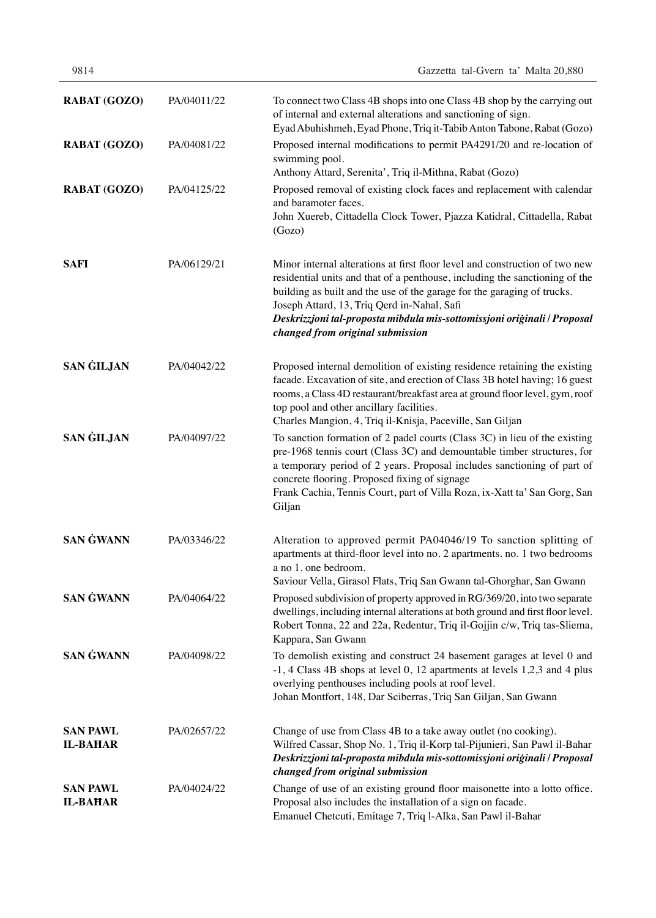| | | |
|---|---|---|
| **RABAT (GOZO)** | PA/04011/22 | To connect two Class 4B shops into one Class 4B shop by the carrying out of internal and external alterations and sanctioning of sign.<br>Eyad Abuhishmeh, Eyad Phone, Triq it-Tabib Anton Tabone, Rabat (Gozo) |
| **RABAT (GOZO)** | PA/04081/22 | Proposed internal modifications to permit PA4291/20 and re-location of swimming pool.<br>Anthony Attard, Serenita', Triq il-Mithna, Rabat (Gozo) |
| **RABAT (GOZO)** | PA/04125/22 | Proposed removal of existing clock faces and replacement with calendar and baramoter faces.<br>John Xuereb, Cittadella Clock Tower, Pjazza Katidral, Cittadella, Rabat (Gozo) |
| **SAFI** | PA/06129/21 | Minor internal alterations at first floor level and construction of two new residential units and that of a penthouse, including the sanctioning of the building as built and the use of the garage for the garaging of trucks.<br>Joseph Attard, 13, Triq Qerd in-Nahal, Safi<br>***Deskrizzjoni tal-proposta mibdula mis-sottomissjoni oriġinali / Proposal changed from original submission*** |
| **SAN ĠILJAN** | PA/04042/22 | Proposed internal demolition of existing residence retaining the existing facade. Excavation of site, and erection of Class 3B hotel having; 16 guest rooms, a Class 4D restaurant/breakfast area at ground floor level, gym, roof top pool and other ancillary facilities.<br>Charles Mangion, 4, Triq il-Knisja, Paceville, San Giljan |
| **SAN ĠILJAN** | PA/04097/22 | To sanction formation of 2 padel courts (Class 3C) in lieu of the existing pre-1968 tennis court (Class 3C) and demountable timber structures, for a temporary period of 2 years. Proposal includes sanctioning of part of concrete flooring. Proposed fixing of signage<br>Frank Cachia, Tennis Court, part of Villa Roza, ix-Xatt ta' San Gorg, San Giljan |
| **SAN ĠWANN** | PA/03346/22 | Alteration to approved permit PA04046/19 To sanction splitting of apartments at third-floor level into no. 2 apartments. no. 1 two bedrooms a no 1. one bedroom.<br>Saviour Vella, Girasol Flats, Triq San Gwann tal-Ghorghar, San Gwann |
| **SAN ĠWANN** | PA/04064/22 | Proposed subdivision of property approved in RG/369/20, into two separate dwellings, including internal alterations at both ground and first floor level.<br>Robert Tonna, 22 and 22a, Redentur, Triq il-Gojjin c/w, Triq tas-Sliema, Kappara, San Gwann |
| **SAN ĠWANN** | PA/04098/22 | To demolish existing and construct 24 basement garages at level 0 and -1, 4 Class 4B shops at level 0, 12 apartments at levels 1,2,3 and 4 plus overlying penthouses including pools at roof level.<br>Johan Montfort, 148, Dar Sciberras, Triq San Giljan, San Gwann |
| **SAN PAWL IL-BAĦAR** | PA/02657/22 | Change of use from Class 4B to a take away outlet (no cooking).<br>Wilfred Cassar, Shop No. 1, Triq il-Korp tal-Pijunieri, San Pawl il-Bahar<br>***Deskrizzjoni tal-proposta mibdula mis-sottomissjoni oriġinali / Proposal changed from original submission*** |
| **SAN PAWL IL-BAĦAR** | PA/04024/22 | Change of use of an existing ground floor maisonette into a lotto office. Proposal also includes the installation of a sign on facade.<br>Emanuel Chetcuti, Emitage 7, Triq l-Alka, San Pawl il-Bahar |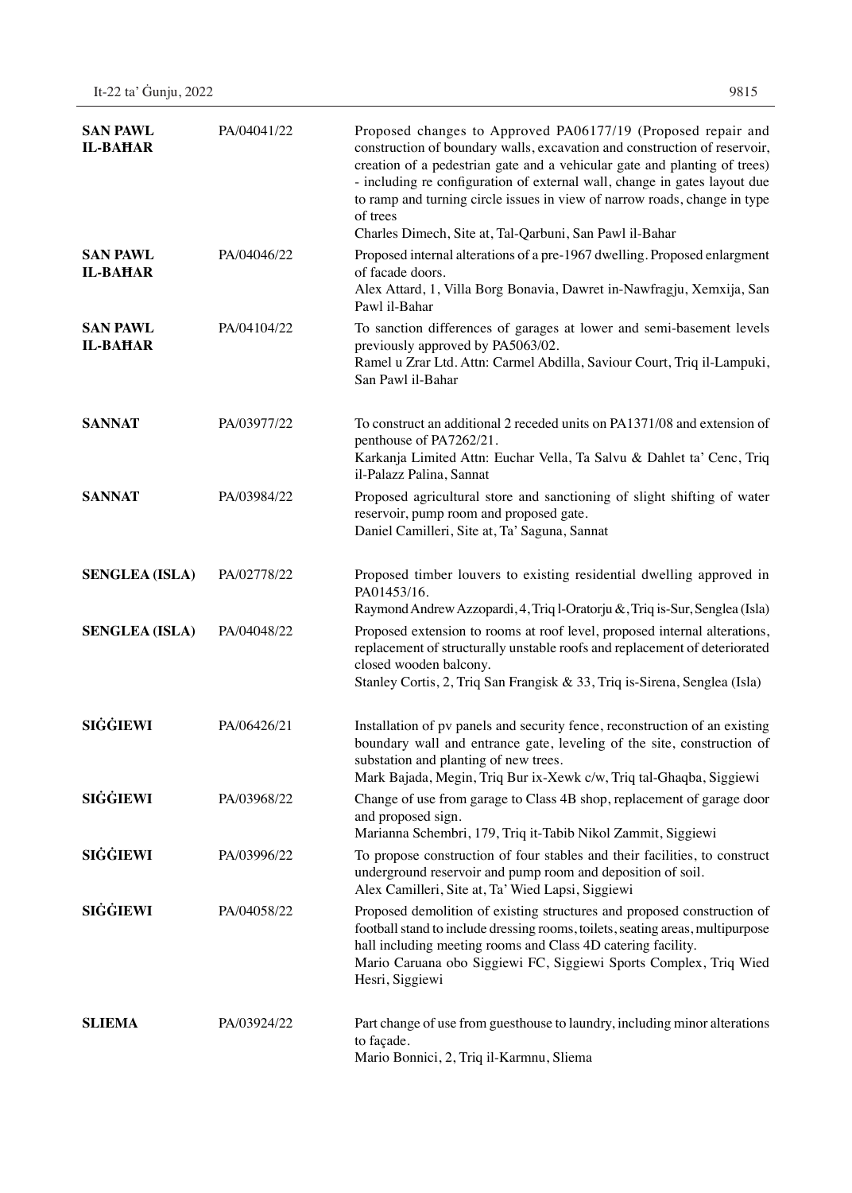| | | |
|---|---|---|
| **SAN PAWL IL-BAĦAR** | PA/04041/22 | Proposed changes to Approved PA06177/19 (Proposed repair and construction of boundary walls, excavation and construction of reservoir, creation of a pedestrian gate and a vehicular gate and planting of trees) - including re configuration of external wall, change in gates layout due to ramp and turning circle issues in view of narrow roads, change in type of trees<br>Charles Dimech, Site at, Tal-Qarbuni, San Pawl il-Bahar |
| **SAN PAWL IL-BAĦAR** | PA/04046/22 | Proposed internal alterations of a pre-1967 dwelling. Proposed enlargment of facade doors.<br>Alex Attard, 1, Villa Borg Bonavia, Dawret in-Nawfragju, Xemxija, San Pawl il-Bahar |
| **SAN PAWL IL-BAĦAR** | PA/04104/22 | To sanction differences of garages at lower and semi-basement levels previously approved by PA5063/02.<br>Ramel u Zrar Ltd. Attn: Carmel Abdilla, Saviour Court, Triq il-Lampuki, San Pawl il-Bahar |
| **SANNAT** | PA/03977/22 | To construct an additional 2 receded units on PA1371/08 and extension of penthouse of PA7262/21.<br>Karkanja Limited Attn: Euchar Vella, Ta Salvu & Dahlet ta' Cenc, Triq il-Palazz Palina, Sannat |
| **SANNAT** | PA/03984/22 | Proposed agricultural store and sanctioning of slight shifting of water reservoir, pump room and proposed gate.<br>Daniel Camilleri, Site at, Ta' Saguna, Sannat |
| **SENGLEA (ISLA)** | PA/02778/22 | Proposed timber louvers to existing residential dwelling approved in PA01453/16.<br>Raymond Andrew Azzopardi, 4, Triq l-Oratorju &, Triq is-Sur, Senglea (Isla) |
| **SENGLEA (ISLA)** | PA/04048/22 | Proposed extension to rooms at roof level, proposed internal alterations, replacement of structurally unstable roofs and replacement of deteriorated closed wooden balcony.<br>Stanley Cortis, 2, Triq San Frangisk & 33, Triq is-Sirena, Senglea (Isla) |
| **SIĠĠIEWI** | PA/06426/21 | Installation of pv panels and security fence, reconstruction of an existing boundary wall and entrance gate, leveling of the site, construction of substation and planting of new trees.<br>Mark Bajada, Megin, Triq Bur ix-Xewk c/w, Triq tal-Ghaqba, Siggiewi |
| **SIĠĠIEWI** | PA/03968/22 | Change of use from garage to Class 4B shop, replacement of garage door and proposed sign.<br>Marianna Schembri, 179, Triq it-Tabib Nikol Zammit, Siggiewi |
| **SIĠĠIEWI** | PA/03996/22 | To propose construction of four stables and their facilities, to construct underground reservoir and pump room and deposition of soil.<br>Alex Camilleri, Site at, Ta' Wied Lapsi, Siggiewi |
| **SIĠĠIEWI** | PA/04058/22 | Proposed demolition of existing structures and proposed construction of football stand to include dressing rooms, toilets, seating areas, multipurpose hall including meeting rooms and Class 4D catering facility.<br>Mario Caruana obo Siggiewi FC, Siggiewi Sports Complex, Triq Wied Hesri, Siggiewi |
| **SLIEMA** | PA/03924/22 | Part change of use from guesthouse to laundry, including minor alterations to façade.<br>Mario Bonnici, 2, Triq il-Karmnu, Sliema |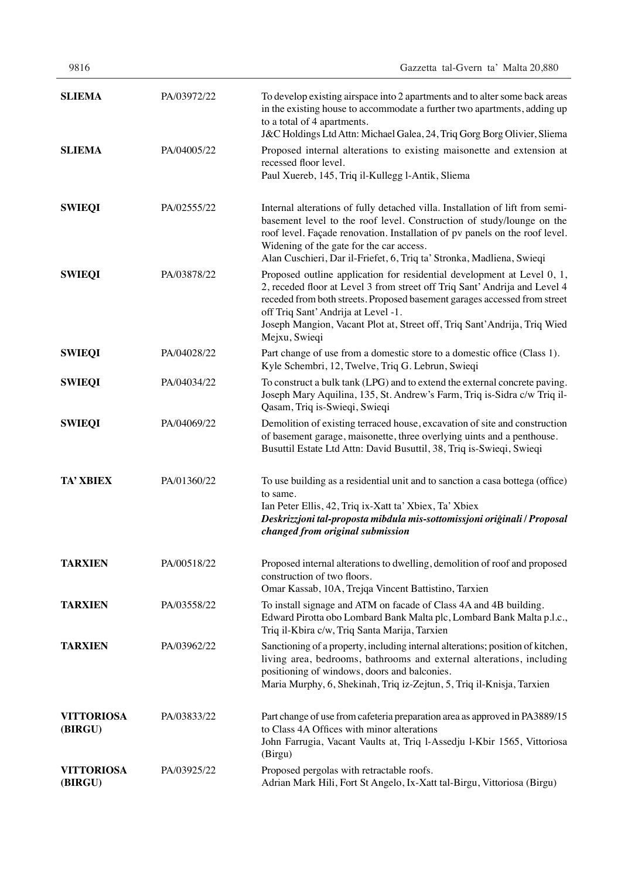| | | |
|---|---|---|
| **SLIEMA** | PA/03972/22 | To develop existing airspace into 2 apartments and to alter some back areas in the existing house to accommodate a further two apartments, adding up to a total of 4 apartments.<br>J&C Holdings Ltd Attn: Michael Galea, 24, Triq Gorg Borg Olivier, Sliema |
| **SLIEMA** | PA/04005/22 | Proposed internal alterations to existing maisonette and extension at recessed floor level.<br>Paul Xuereb, 145, Triq il-Kullegg l-Antik, Sliema |
| **SWIEQI** | PA/02555/22 | Internal alterations of fully detached villa. Installation of lift from semi-basement level to the roof level. Construction of study/lounge on the roof level. Façade renovation. Installation of pv panels on the roof level. Widening of the gate for the car access.<br>Alan Cuschieri, Dar il-Friefet, 6, Triq ta' Stronka, Madliena, Swieqi |
| **SWIEQI** | PA/03878/22 | Proposed outline application for residential development at Level 0, 1, 2, receded floor at Level 3 from street off Triq Sant' Andrija and Level 4 receded from both streets. Proposed basement garages accessed from street off Triq Sant' Andrija at Level -1.<br>Joseph Mangion, Vacant Plot at, Street off, Triq Sant'Andrija, Triq Wied Mejxu, Swieqi |
| **SWIEQI** | PA/04028/22 | Part change of use from a domestic store to a domestic office (Class 1).<br>Kyle Schembri, 12, Twelve, Triq G. Lebrun, Swieqi |
| **SWIEQI** | PA/04034/22 | To construct a bulk tank (LPG) and to extend the external concrete paving.<br>Joseph Mary Aquilina, 135, St. Andrew's Farm, Triq is-Sidra c/w Triq il-Qasam, Triq is-Swieqi, Swieqi |
| **SWIEQI** | PA/04069/22 | Demolition of existing terraced house, excavation of site and construction of basement garage, maisonette, three overlying uints and a penthouse.<br>Busuttil Estate Ltd Attn: David Busuttil, 38, Triq is-Swieqi, Swieqi |
| **TA' XBIEX** | PA/01360/22 | To use building as a residential unit and to sanction a casa bottega (office) to same.<br>Ian Peter Ellis, 42, Triq ix-Xatt ta' Xbiex, Ta' Xbiex<br>***Deskrizzjoni tal-proposta mibdula mis-sottomissjoni oriġinali / Proposal changed from original submission*** |
| **TARXIEN** | PA/00518/22 | Proposed internal alterations to dwelling, demolition of roof and proposed construction of two floors.<br>Omar Kassab, 10A, Trejqa Vincent Battistino, Tarxien |
| **TARXIEN** | PA/03558/22 | To install signage and ATM on facade of Class 4A and 4B building.<br>Edward Pirotta obo Lombard Bank Malta plc, Lombard Bank Malta p.l.c., Triq il-Kbira c/w, Triq Santa Marija, Tarxien |
| **TARXIEN** | PA/03962/22 | Sanctioning of a property, including internal alterations; position of kitchen, living area, bedrooms, bathrooms and external alterations, including positioning of windows, doors and balconies.<br>Maria Murphy, 6, Shekinah, Triq iz-Zejtun, 5, Triq il-Knisja, Tarxien |
| **VITTORIOSA (BIRGU)** | PA/03833/22 | Part change of use from cafeteria preparation area as approved in PA3889/15 to Class 4A Offices with minor alterations<br>John Farrugia, Vacant Vaults at, Triq l-Assedju l-Kbir 1565, Vittoriosa (Birgu) |
| **VITTORIOSA (BIRGU)** | PA/03925/22 | Proposed pergolas with retractable roofs.<br>Adrian Mark Hili, Fort St Angelo, Ix-Xatt tal-Birgu, Vittoriosa (Birgu) |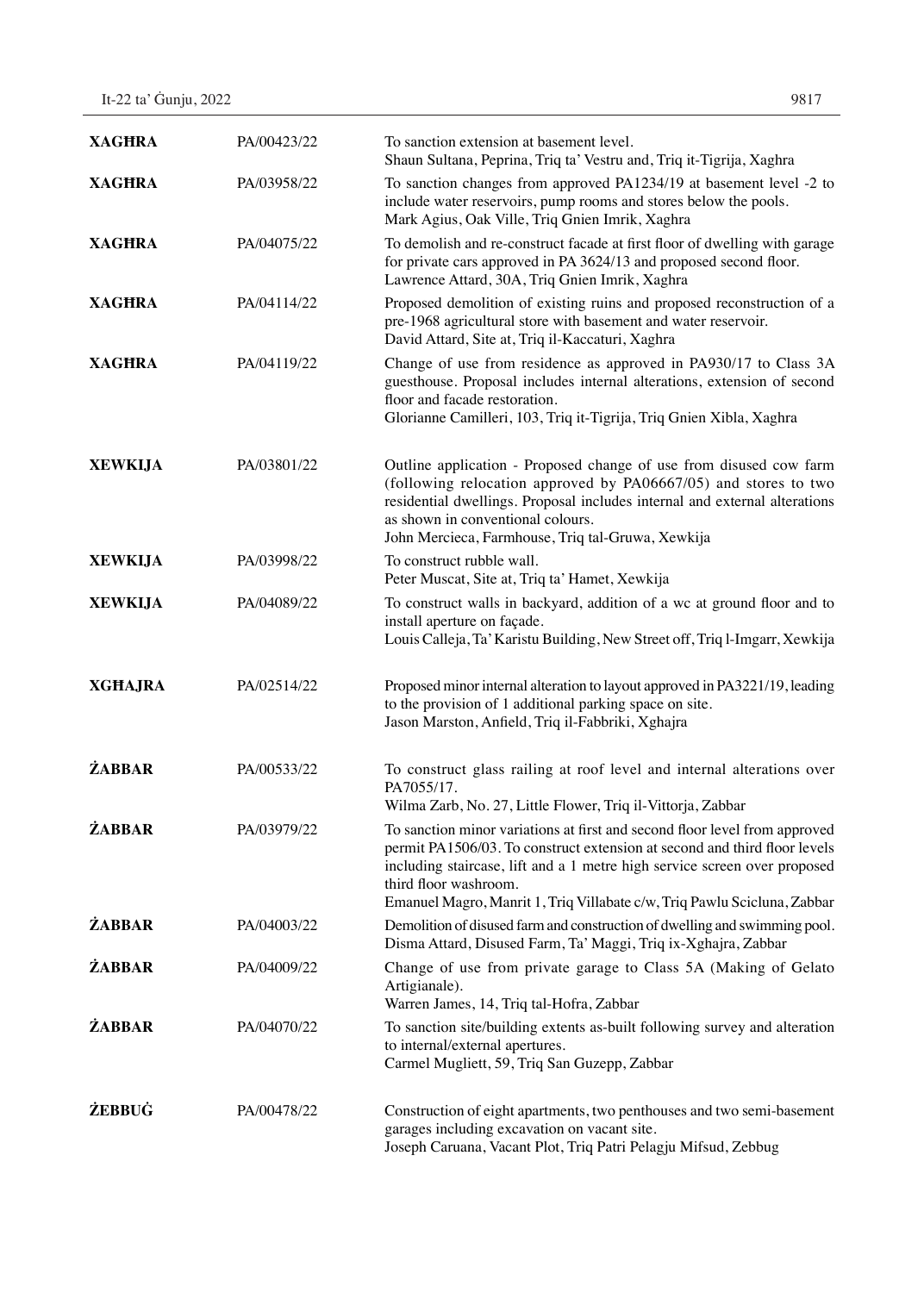| | | |
|---|---|---|
| **XAGĦRA** | PA/00423/22 | To sanction extension at basement level.<br>Shaun Sultana, Peprina, Triq ta' Vestru and, Triq it-Tigrija, Xaghra |
| **XAGĦRA** | PA/03958/22 | To sanction changes from approved PA1234/19 at basement level -2 to include water reservoirs, pump rooms and stores below the pools.<br>Mark Agius, Oak Ville, Triq Gnien Imrik, Xaghra |
| **XAGĦRA** | PA/04075/22 | To demolish and re-construct facade at first floor of dwelling with garage for private cars approved in PA 3624/13 and proposed second floor.<br>Lawrence Attard, 30A, Triq Gnien Imrik, Xaghra |
| **XAGĦRA** | PA/04114/22 | Proposed demolition of existing ruins and proposed reconstruction of a pre-1968 agricultural store with basement and water reservoir.<br>David Attard, Site at, Triq il-Kaccaturi, Xaghra |
| **XAGĦRA** | PA/04119/22 | Change of use from residence as approved in PA930/17 to Class 3A guesthouse. Proposal includes internal alterations, extension of second floor and facade restoration.<br>Glorianne Camilleri, 103, Triq it-Tigrija, Triq Gnien Xibla, Xaghra |
| **XEWKIJA** | PA/03801/22 | Outline application - Proposed change of use from disused cow farm (following relocation approved by PA06667/05) and stores to two residential dwellings. Proposal includes internal and external alterations as shown in conventional colours.<br>John Mercieca, Farmhouse, Triq tal-Gruwa, Xewkija |
| **XEWKIJA** | PA/03998/22 | To construct rubble wall.<br>Peter Muscat, Site at, Triq ta' Hamet, Xewkija |
| **XEWKIJA** | PA/04089/22 | To construct walls in backyard, addition of a wc at ground floor and to install aperture on façade.<br>Louis Calleja, Ta' Karistu Building, New Street off, Triq l-Imgarr, Xewkija |
| **XGĦAJRA** | PA/02514/22 | Proposed minor internal alteration to layout approved in PA3221/19, leading to the provision of 1 additional parking space on site.<br>Jason Marston, Anfield, Triq il-Fabbriki, Xghajra |
| **ŻABBAR** | PA/00533/22 | To construct glass railing at roof level and internal alterations over PA7055/17.<br>Wilma Zarb, No. 27, Little Flower, Triq il-Vittorja, Zabbar |
| **ŻABBAR** | PA/03979/22 | To sanction minor variations at first and second floor level from approved permit PA1506/03. To construct extension at second and third floor levels including staircase, lift and a 1 metre high service screen over proposed third floor washroom.<br>Emanuel Magro, Manrit 1, Triq Villabate c/w, Triq Pawlu Scicluna, Zabbar |
| **ŻABBAR** | PA/04003/22 | Demolition of disused farm and construction of dwelling and swimming pool.<br>Disma Attard, Disused Farm, Ta' Maggi, Triq ix-Xghajra, Zabbar |
| **ŻABBAR** | PA/04009/22 | Change of use from private garage to Class 5A (Making of Gelato Artigianale).<br>Warren James, 14, Triq tal-Hofra, Zabbar |
| **ŻABBAR** | PA/04070/22 | To sanction site/building extents as-built following survey and alteration to internal/external apertures.<br>Carmel Mugliett, 59, Triq San Guzepp, Zabbar |
| **ŻEBBUĠ** | PA/00478/22 | Construction of eight apartments, two penthouses and two semi-basement garages including excavation on vacant site.<br>Joseph Caruana, Vacant Plot, Triq Patri Pelagju Mifsud, Zebbug |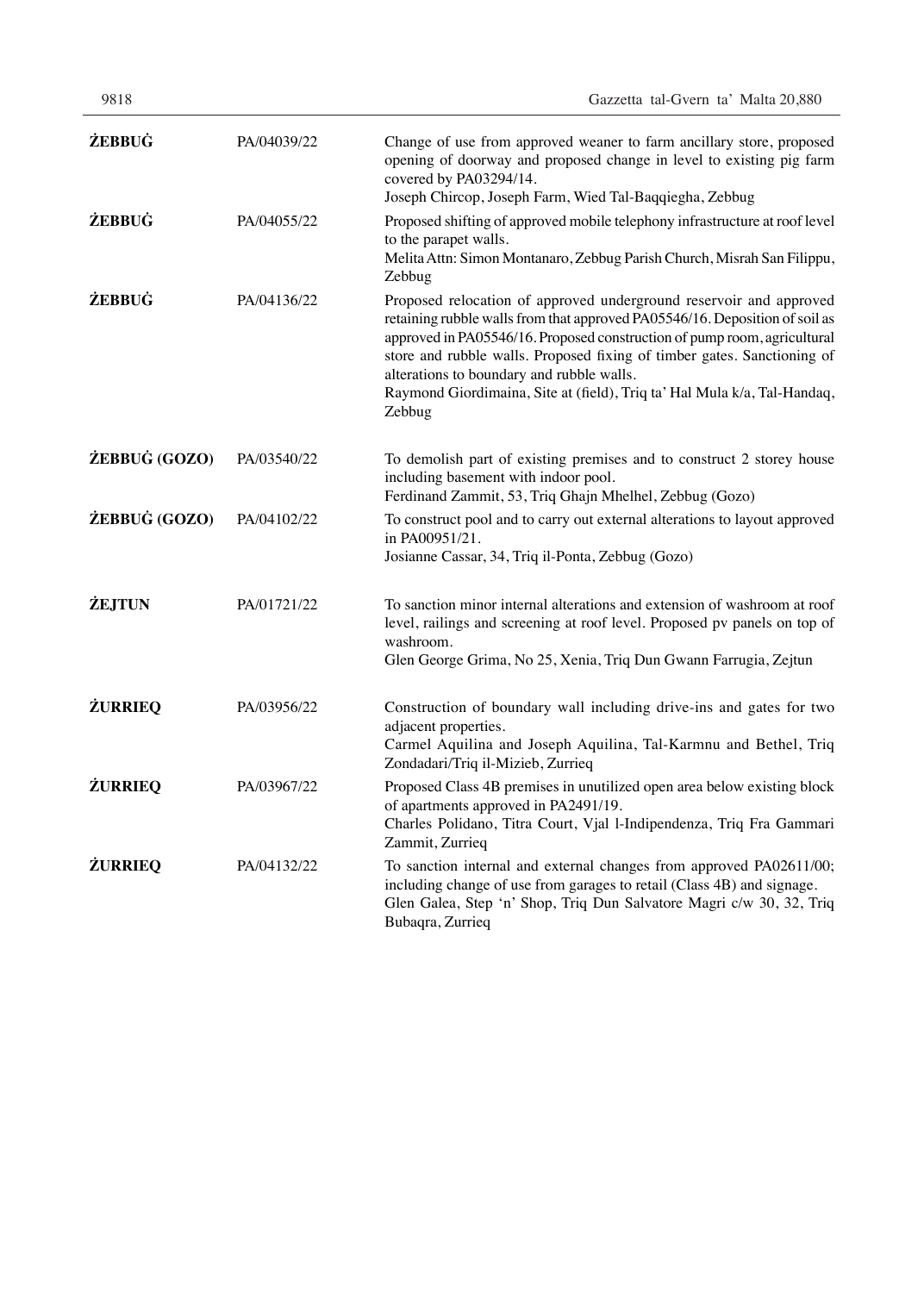| | | |
|---|---|---|
| **ŻEBBUĠ** | PA/04039/22 | Change of use from approved weaner to farm ancillary store, proposed opening of doorway and proposed change in level to existing pig farm covered by PA03294/14.<br>Joseph Chircop, Joseph Farm, Wied Tal-Baqqiegha, Zebbug |
| **ŻEBBUĠ** | PA/04055/22 | Proposed shifting of approved mobile telephony infrastructure at roof level to the parapet walls.<br>Melita Attn: Simon Montanaro, Zebbug Parish Church, Misrah San Filippu, Zebbug |
| **ŻEBBUĠ** | PA/04136/22 | Proposed relocation of approved underground reservoir and approved retaining rubble walls from that approved PA05546/16. Deposition of soil as approved in PA05546/16. Proposed construction of pump room, agricultural store and rubble walls. Proposed fixing of timber gates. Sanctioning of alterations to boundary and rubble walls.<br>Raymond Giordimaina, Site at (field), Triq ta' Hal Mula k/a, Tal-Handaq, Zebbug |
| **ŻEBBUĠ (GOZO)** | PA/03540/22 | To demolish part of existing premises and to construct 2 storey house including basement with indoor pool.<br>Ferdinand Zammit, 53, Triq Ghajn Mhelhel, Zebbug (Gozo) |
| **ŻEBBUĠ (GOZO)** | PA/04102/22 | To construct pool and to carry out external alterations to layout approved in PA00951/21.<br>Josianne Cassar, 34, Triq il-Ponta, Zebbug (Gozo) |
| **ŻEJTUN** | PA/01721/22 | To sanction minor internal alterations and extension of washroom at roof level, railings and screening at roof level. Proposed pv panels on top of washroom.<br>Glen George Grima, No 25, Xenia, Triq Dun Gwann Farrugia, Zejtun |
| **ŻURRIEQ** | PA/03956/22 | Construction of boundary wall including drive-ins and gates for two adjacent properties.<br>Carmel Aquilina and Joseph Aquilina, Tal-Karmnu and Bethel, Triq Zondadari/Triq il-Mizieb, Zurrieq |
| **ŻURRIEQ** | PA/03967/22 | Proposed Class 4B premises in unutilized open area below existing block of apartments approved in PA2491/19.<br>Charles Polidano, Titra Court, Vjal l-Indipendenza, Triq Fra Gammari Zammit, Zurrieq |
| **ŻURRIEQ** | PA/04132/22 | To sanction internal and external changes from approved PA02611/00; including change of use from garages to retail (Class 4B) and signage.<br>Glen Galea, Step 'n' Shop, Triq Dun Salvatore Magri c/w 30, 32, Triq Bubaqra, Zurrieq |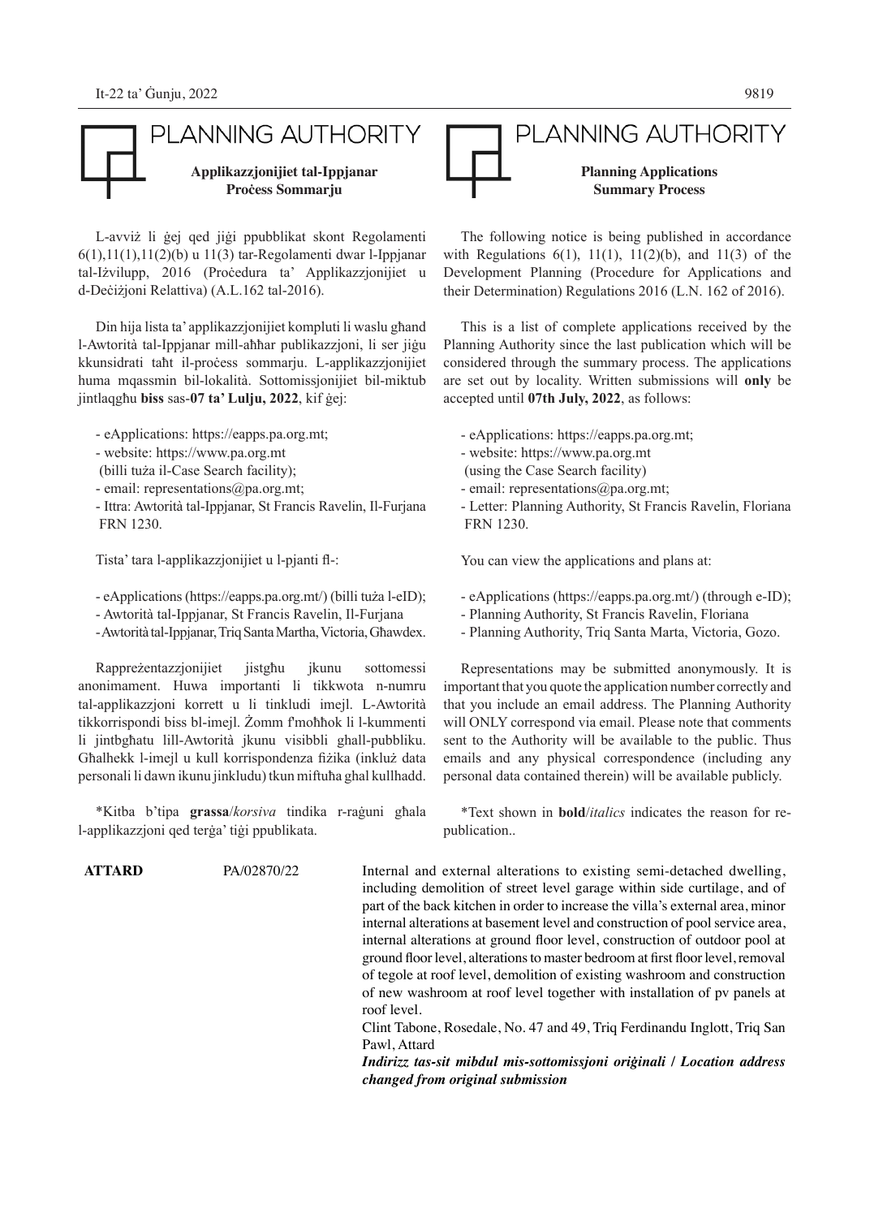## PLANNING AUTHORITY

**Applikazzjonijiet tal-Ippjanar**
**Proċess Sommarju**

L-avviż li ġej qed jiġi ppubblikat skont Regolamenti 6(1),11(1),11(2)(b) u 11(3) tar-Regolamenti dwar l-Ippjanar tal-Iżvilupp, 2016 (Proċedura ta' Applikazzjonijiet u d-Deċiżjoni Relattiva) (A.L.162 tal-2016).

Din hija lista ta' applikazzjonijiet kompluti li waslu għand l-Awtorità tal-Ippjanar mill-aħħar publikazzjoni, li ser jiġu kkunsidrati taħt il-proċess sommarju. L-applikazzjonijiet huma mqassmin bil-lokalità. Sottomissjonijiet bil-miktub jintlaqgħu **biss** sas-**07 ta' Lulju, 2022**, kif ġej:

- eApplications: https://eapps.pa.org.mt;
- website: https://www.pa.org.mt
 (billi tuża il-Case Search facility);
- email: representations@pa.org.mt;
- Ittra: Awtorità tal-Ippjanar, St Francis Ravelin, Il-Furjana FRN 1230.

Tista' tara l-applikazzjonijiet u l-pjanti fl-:

- eApplications (https://eapps.pa.org.mt/) (billi tuża l-eID);
- Awtorità tal-Ippjanar, St Francis Ravelin, Il-Furjana
- Awtorità tal-Ippjanar, Triq Santa Martha, Victoria, Għawdex.

Rappreżentazzjonijiet jistgħu jkunu sottomessi anonimament. Huwa importanti li tikkwota n-numru tal-applikazzjoni korrett u li tinkludi imejl. L-Awtorità tikkorrispondi biss bl-imejl. Żomm f'moħħok li l-kummenti li jintbgħatu lill-Awtorità jkunu visibbli għall-pubbliku. Għalhekk l-imejl u kull korrispondenza fiżika (inkluż data personali li dawn ikunu jinkludu) tkun miftuħa għal kullħadd.

\*Kitba b'tipa **grassa**/*korsiva* tindika r-raġuni għala l-applikazzjoni qed terġa' tiġi ppublikata.

## PLANNING AUTHORITY

**Planning Applications**
**Summary Process**

The following notice is being published in accordance with Regulations 6(1), 11(1), 11(2)(b), and 11(3) of the Development Planning (Procedure for Applications and their Determination) Regulations 2016 (L.N. 162 of 2016).

This is a list of complete applications received by the Planning Authority since the last publication which will be considered through the summary process. The applications are set out by locality. Written submissions will **only** be accepted until **07th July, 2022**, as follows:

- eApplications: https://eapps.pa.org.mt;
- website: https://www.pa.org.mt
 (using the Case Search facility)
- email: representations@pa.org.mt;
- Letter: Planning Authority, St Francis Ravelin, Floriana FRN 1230.

You can view the applications and plans at:

- eApplications (https://eapps.pa.org.mt/) (through e-ID);
- Planning Authority, St Francis Ravelin, Floriana
- Planning Authority, Triq Santa Marta, Victoria, Gozo.

Representations may be submitted anonymously. It is important that you quote the application number correctly and that you include an email address. The Planning Authority will ONLY correspond via email. Please note that comments sent to the Authority will be available to the public. Thus emails and any physical correspondence (including any personal data contained therein) will be available publicly.

\*Text shown in **bold**/*italics* indicates the reason for re-publication..

| | | |
|---|---|---|
| **ATTARD** | PA/02870/22 | Internal and external alterations to existing semi-detached dwelling, including demolition of street level garage within side curtilage, and of part of the back kitchen in order to increase the villa's external area, minor internal alterations at basement level and construction of pool service area, internal alterations at ground floor level, construction of outdoor pool at ground floor level, alterations to master bedroom at first floor level, removal of tegole at roof level, demolition of existing washroom and construction of new washroom at roof level together with installation of pv panels at roof level.<br>Clint Tabone, Rosedale, No. 47 and 49, Triq Ferdinandu Inglott, Triq San Pawl, Attard<br>***Indirizz tas-sit mibdul mis-sottomissjoni oriġinali / Location address changed from original submission*** |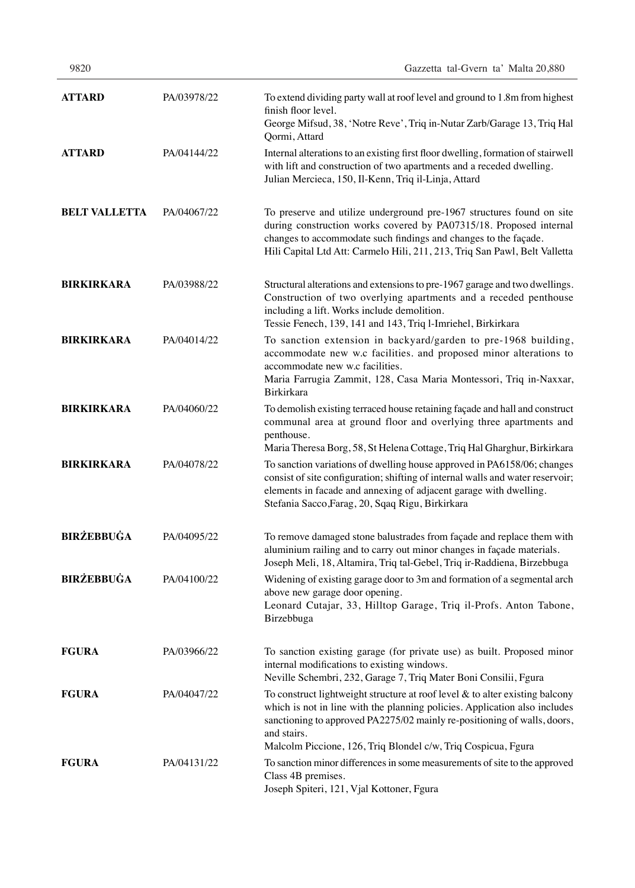| | | |
|---|---|---|
| **ATTARD** | PA/03978/22 | To extend dividing party wall at roof level and ground to 1.8m from highest finish floor level.<br>George Mifsud, 38, 'Notre Reve', Triq in-Nutar Zarb/Garage 13, Triq Hal Qormi, Attard |
| **ATTARD** | PA/04144/22 | Internal alterations to an existing first floor dwelling, formation of stairwell with lift and construction of two apartments and a receded dwelling.<br>Julian Mercieca, 150, Il-Kenn, Triq il-Linja, Attard |
| **BELT VALLETTA** | PA/04067/22 | To preserve and utilize underground pre-1967 structures found on site during construction works covered by PA07315/18. Proposed internal changes to accommodate such findings and changes to the façade.<br>Hili Capital Ltd Att: Carmelo Hili, 211, 213, Triq San Pawl, Belt Valletta |
| **BIRKIRKARA** | PA/03988/22 | Structural alterations and extensions to pre-1967 garage and two dwellings. Construction of two overlying apartments and a receded penthouse including a lift. Works include demolition.<br>Tessie Fenech, 139, 141 and 143, Triq l-Imriehel, Birkirkara |
| **BIRKIRKARA** | PA/04014/22 | To sanction extension in backyard/garden to pre-1968 building, accommodate new w.c facilities. and proposed minor alterations to accommodate new w.c facilities.<br>Maria Farrugia Zammit, 128, Casa Maria Montessori, Triq in-Naxxar, Birkirkara |
| **BIRKIRKARA** | PA/04060/22 | To demolish existing terraced house retaining façade and hall and construct communal area at ground floor and overlying three apartments and penthouse.<br>Maria Theresa Borg, 58, St Helena Cottage, Triq Hal Gharghur, Birkirkara |
| **BIRKIRKARA** | PA/04078/22 | To sanction variations of dwelling house approved in PA6158/06; changes consist of site configuration; shifting of internal walls and water reservoir; elements in facade and annexing of adjacent garage with dwelling.<br>Stefania Sacco,Farag, 20, Sqaq Rigu, Birkirkara |
| **BIRŻEBBUĠA** | PA/04095/22 | To remove damaged stone balustrades from façade and replace them with aluminium railing and to carry out minor changes in façade materials.<br>Joseph Meli, 18, Altamira, Triq tal-Gebel, Triq ir-Raddiena, Birzebbuga |
| **BIRŻEBBUĠA** | PA/04100/22 | Widening of existing garage door to 3m and formation of a segmental arch above new garage door opening.<br>Leonard Cutajar, 33, Hilltop Garage, Triq il-Profs. Anton Tabone, Birzebbuga |
| **FGURA** | PA/03966/22 | To sanction existing garage (for private use) as built. Proposed minor internal modifications to existing windows.<br>Neville Schembri, 232, Garage 7, Triq Mater Boni Consilii, Fgura |
| **FGURA** | PA/04047/22 | To construct lightweight structure at roof level & to alter existing balcony which is not in line with the planning policies. Application also includes sanctioning to approved PA2275/02 mainly re-positioning of walls, doors, and stairs.<br>Malcolm Piccione, 126, Triq Blondel c/w, Triq Cospicua, Fgura |
| **FGURA** | PA/04131/22 | To sanction minor differences in some measurements of site to the approved Class 4B premises.<br>Joseph Spiteri, 121, Vjal Kottoner, Fgura |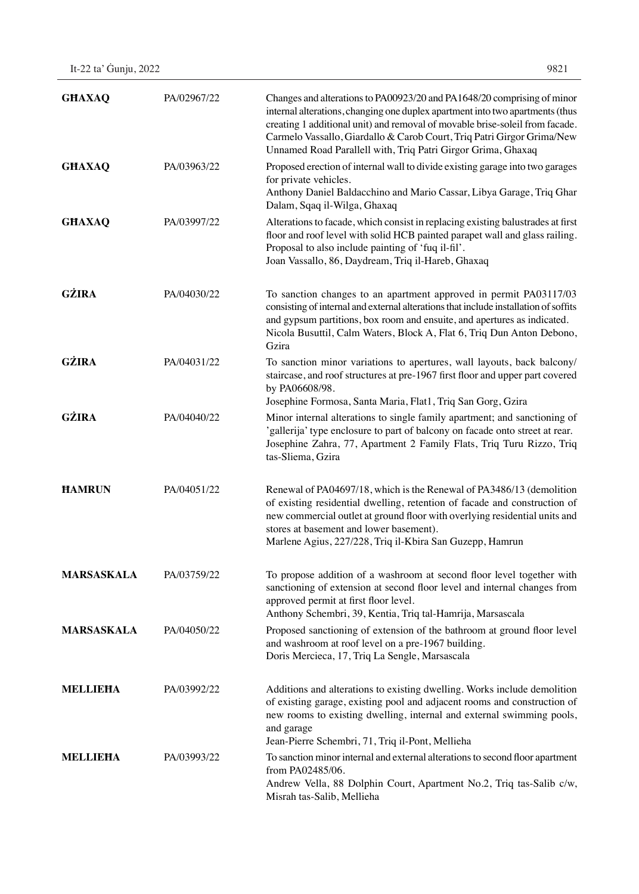| | | |
|---|---|---|
| **GĦAXAQ** | PA/02967/22 | Changes and alterations to PA00923/20 and PA1648/20 comprising of minor internal alterations, changing one duplex apartment into two apartments (thus creating 1 additional unit) and removal of movable brise-soleil from facade.<br>Carmelo Vassallo, Giardallo & Carob Court, Triq Patri Girgor Grima/New Unnamed Road Parallell with, Triq Patri Girgor Grima, Ghaxaq |
| **GĦAXAQ** | PA/03963/22 | Proposed erection of internal wall to divide existing garage into two garages for private vehicles.<br>Anthony Daniel Baldacchino and Mario Cassar, Libya Garage, Triq Ghar Dalam, Sqaq il-Wilga, Ghaxaq |
| **GĦAXAQ** | PA/03997/22 | Alterations to facade, which consist in replacing existing balustrades at first floor and roof level with solid HCB painted parapet wall and glass railing. Proposal to also include painting of 'fuq il-fil'.<br>Joan Vassallo, 86, Daydream, Triq il-Hareb, Ghaxaq |
| **GŻIRA** | PA/04030/22 | To sanction changes to an apartment approved in permit PA03117/03 consisting of internal and external alterations that include installation of soffits and gypsum partitions, box room and ensuite, and apertures as indicated.<br>Nicola Busuttil, Calm Waters, Block A, Flat 6, Triq Dun Anton Debono, Gzira |
| **GŻIRA** | PA/04031/22 | To sanction minor variations to apertures, wall layouts, back balcony/ staircase, and roof structures at pre-1967 first floor and upper part covered by PA06608/98.<br>Josephine Formosa, Santa Maria, Flat1, Triq San Gorg, Gzira |
| **GŻIRA** | PA/04040/22 | Minor internal alterations to single family apartment; and sanctioning of 'gallerija' type enclosure to part of balcony on facade onto street at rear.<br>Josephine Zahra, 77, Apartment 2 Family Flats, Triq Turu Rizzo, Triq tas-Sliema, Gzira |
| **ĦAMRUN** | PA/04051/22 | Renewal of PA04697/18, which is the Renewal of PA3486/13 (demolition of existing residential dwelling, retention of facade and construction of new commercial outlet at ground floor with overlying residential units and stores at basement and lower basement).<br>Marlene Agius, 227/228, Triq il-Kbira San Guzepp, Hamrun |
| **MARSASKALA** | PA/03759/22 | To propose addition of a washroom at second floor level together with sanctioning of extension at second floor level and internal changes from approved permit at first floor level.<br>Anthony Schembri, 39, Kentia, Triq tal-Hamrija, Marsascala |
| **MARSASKALA** | PA/04050/22 | Proposed sanctioning of extension of the bathroom at ground floor level and washroom at roof level on a pre-1967 building.<br>Doris Mercieca, 17, Triq La Sengle, Marsascala |
| **MELLIEĦA** | PA/03992/22 | Additions and alterations to existing dwelling. Works include demolition of existing garage, existing pool and adjacent rooms and construction of new rooms to existing dwelling, internal and external swimming pools, and garage<br>Jean-Pierre Schembri, 71, Triq il-Pont, Mellieha |
| **MELLIEĦA** | PA/03993/22 | To sanction minor internal and external alterations to second floor apartment from PA02485/06.<br>Andrew Vella, 88 Dolphin Court, Apartment No.2, Triq tas-Salib c/w, Misrah tas-Salib, Mellieha |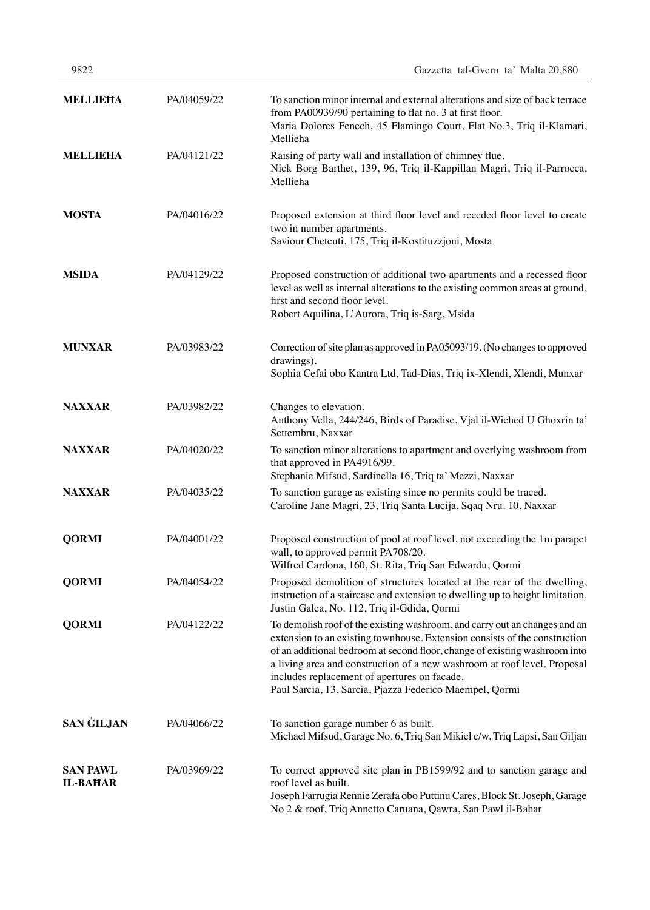| | | |
|---|---|---|
| **MELLIEĦA** | PA/04059/22 | To sanction minor internal and external alterations and size of back terrace from PA00939/90 pertaining to flat no. 3 at first floor.<br>Maria Dolores Fenech, 45 Flamingo Court, Flat No.3, Triq il-Klamari, Mellieha |
| **MELLIEĦA** | PA/04121/22 | Raising of party wall and installation of chimney flue.<br>Nick Borg Barthet, 139, 96, Triq il-Kappillan Magri, Triq il-Parrocca, Mellieha |
| **MOSTA** | PA/04016/22 | Proposed extension at third floor level and receded floor level to create two in number apartments.<br>Saviour Chetcuti, 175, Triq il-Kostituzzjoni, Mosta |
| **MSIDA** | PA/04129/22 | Proposed construction of additional two apartments and a recessed floor level as well as internal alterations to the existing common areas at ground, first and second floor level.<br>Robert Aquilina, L'Aurora, Triq is-Sarg, Msida |
| **MUNXAR** | PA/03983/22 | Correction of site plan as approved in PA05093/19. (No changes to approved drawings).<br>Sophia Cefai obo Kantra Ltd, Tad-Dias, Triq ix-Xlendi, Xlendi, Munxar |
| **NAXXAR** | PA/03982/22 | Changes to elevation.<br>Anthony Vella, 244/246, Birds of Paradise, Vjal il-Wieħed U Għoxrin ta' Settembru, Naxxar |
| **NAXXAR** | PA/04020/22 | To sanction minor alterations to apartment and overlying washroom from that approved in PA4916/99.<br>Stephanie Mifsud, Sardinella 16, Triq ta' Mezzi, Naxxar |
| **NAXXAR** | PA/04035/22 | To sanction garage as existing since no permits could be traced.<br>Caroline Jane Magri, 23, Triq Santa Lucija, Sqaq Nru. 10, Naxxar |
| **QORMI** | PA/04001/22 | Proposed construction of pool at roof level, not exceeding the 1m parapet wall, to approved permit PA708/20.<br>Wilfred Cardona, 160, St. Rita, Triq San Edwardu, Qormi |
| **QORMI** | PA/04054/22 | Proposed demolition of structures located at the rear of the dwelling, instruction of a staircase and extension to dwelling up to height limitation.<br>Justin Galea, No. 112, Triq il-Gdida, Qormi |
| **QORMI** | PA/04122/22 | To demolish roof of the existing washroom, and carry out an changes and an extension to an existing townhouse. Extension consists of the construction of an additional bedroom at second floor, change of existing washroom into a living area and construction of a new washroom at roof level. Proposal includes replacement of apertures on facade.<br>Paul Sarcia, 13, Sarcia, Pjazza Federico Maempel, Qormi |
| **SAN ĠILJAN** | PA/04066/22 | To sanction garage number 6 as built.<br>Michael Mifsud, Garage No. 6, Triq San Mikiel c/w, Triq Lapsi, San Giljan |
| **SAN PAWL IL-BAĦAR** | PA/03969/22 | To correct approved site plan in PB1599/92 and to sanction garage and roof level as built.<br>Joseph Farrugia Rennie Zerafa obo Puttinu Cares, Block St. Joseph, Garage No 2 & roof, Triq Annetto Caruana, Qawra, San Pawl il-Bahar |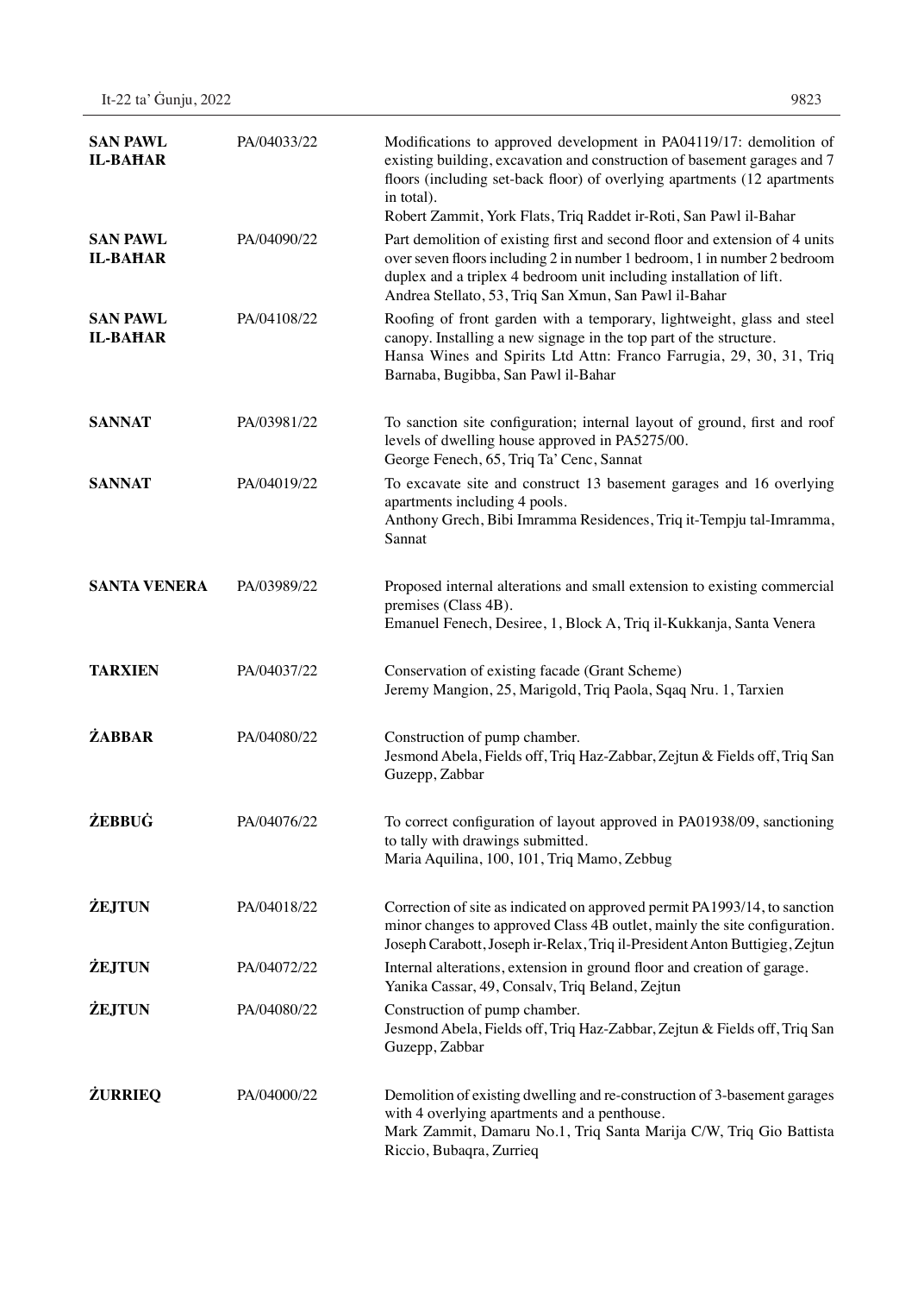| | | |
|---|---|---|
| **SAN PAWL IL-BAĦAR** | PA/04033/22 | Modifications to approved development in PA04119/17: demolition of existing building, excavation and construction of basement garages and 7 floors (including set-back floor) of overlying apartments (12 apartments in total).<br>Robert Zammit, York Flats, Triq Raddet ir-Roti, San Pawl il-Bahar |
| **SAN PAWL IL-BAĦAR** | PA/04090/22 | Part demolition of existing first and second floor and extension of 4 units over seven floors including 2 in number 1 bedroom, 1 in number 2 bedroom duplex and a triplex 4 bedroom unit including installation of lift.<br>Andrea Stellato, 53, Triq San Xmun, San Pawl il-Bahar |
| **SAN PAWL IL-BAĦAR** | PA/04108/22 | Roofing of front garden with a temporary, lightweight, glass and steel canopy. Installing a new signage in the top part of the structure.<br>Hansa Wines and Spirits Ltd Attn: Franco Farrugia, 29, 30, 31, Triq Barnaba, Bugibba, San Pawl il-Bahar |
| **SANNAT** | PA/03981/22 | To sanction site configuration; internal layout of ground, first and roof levels of dwelling house approved in PA5275/00.<br>George Fenech, 65, Triq Ta' Cenc, Sannat |
| **SANNAT** | PA/04019/22 | To excavate site and construct 13 basement garages and 16 overlying apartments including 4 pools.<br>Anthony Grech, Bibi Imramma Residences, Triq it-Tempju tal-Imramma, Sannat |
| **SANTA VENERA** | PA/03989/22 | Proposed internal alterations and small extension to existing commercial premises (Class 4B).<br>Emanuel Fenech, Desiree, 1, Block A, Triq il-Kukkanja, Santa Venera |
| **TARXIEN** | PA/04037/22 | Conservation of existing facade (Grant Scheme)<br>Jeremy Mangion, 25, Marigold, Triq Paola, Sqaq Nru. 1, Tarxien |
| **ŻABBAR** | PA/04080/22 | Construction of pump chamber.<br>Jesmond Abela, Fields off, Triq Haz-Zabbar, Zejtun & Fields off, Triq San Guzepp, Zabbar |
| **ŻEBBUĠ** | PA/04076/22 | To correct configuration of layout approved in PA01938/09, sanctioning to tally with drawings submitted.<br>Maria Aquilina, 100, 101, Triq Mamo, Zebbug |
| **ŻEJTUN** | PA/04018/22 | Correction of site as indicated on approved permit PA1993/14, to sanction minor changes to approved Class 4B outlet, mainly the site configuration.<br>Joseph Carabott, Joseph ir-Relax, Triq il-President Anton Buttigieg, Zejtun |
| **ŻEJTUN** | PA/04072/22 | Internal alterations, extension in ground floor and creation of garage.<br>Yanika Cassar, 49, Consalv, Triq Beland, Zejtun |
| **ŻEJTUN** | PA/04080/22 | Construction of pump chamber.<br>Jesmond Abela, Fields off, Triq Haz-Zabbar, Zejtun & Fields off, Triq San Guzepp, Zabbar |
| **ŻURRIEQ** | PA/04000/22 | Demolition of existing dwelling and re-construction of 3-basement garages with 4 overlying apartments and a penthouse.<br>Mark Zammit, Damaru No.1, Triq Santa Marija C/W, Triq Gio Battista Riccio, Bubaqra, Zurrieq |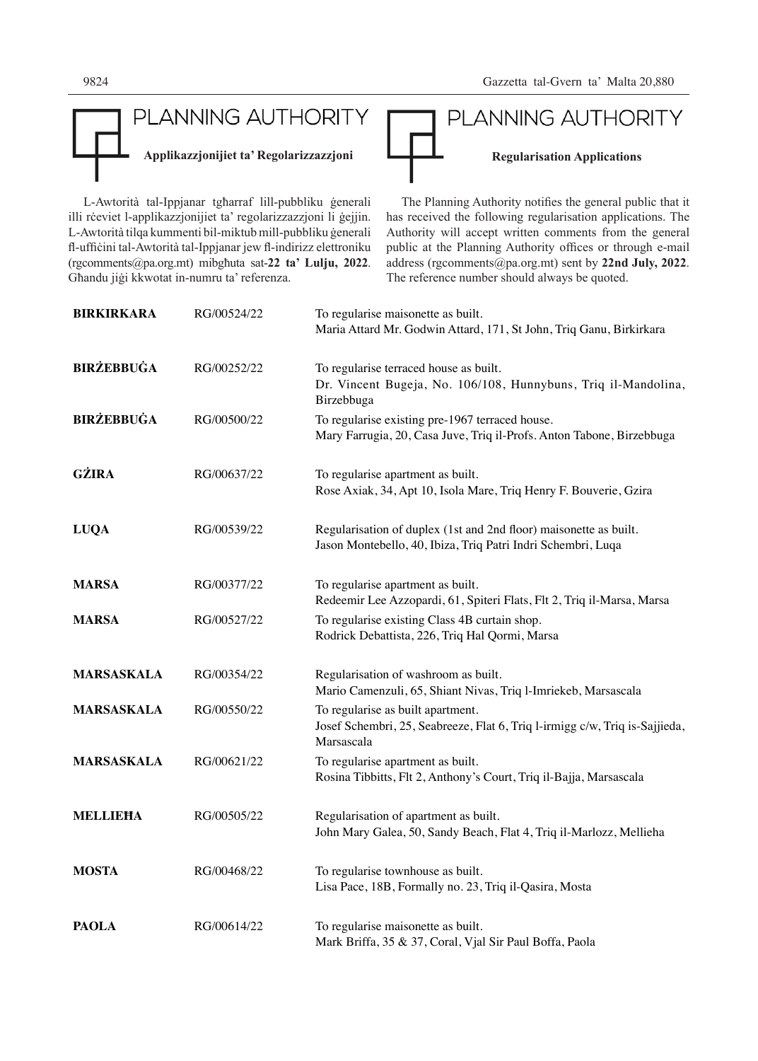## PLANNING AUTHORITY

### Applikazzjonijiet ta' Regolarizzazzjoni

L-Awtorità tal-Ippjanar tgħarraf lill-pubbliku ġenerali illi rċeviet l-applikazzjonijiet ta' regolarizzazzjoni li ġejjin. L-Awtorità tilqa kummenti bil-miktub mill-pubbliku ġenerali fl-uffiċini tal-Awtorità tal-Ippjanar jew fl-indirizz elettroniku (rgcomments@pa.org.mt) mibgħuta sat-**22 ta' Lulju, 2022**. Għandu jiġi kkwotat in-numru ta' referenza.

## PLANNING AUTHORITY

### Regularisation Applications

The Planning Authority notifies the general public that it has received the following regularisation applications. The Authority will accept written comments from the general public at the Planning Authority offices or through e-mail address (rgcomments@pa.org.mt) sent by **22nd July, 2022**. The reference number should always be quoted.

| | | |
|---|---|---|
| **BIRKIRKARA** | RG/00524/22 | To regularise maisonette as built.<br>Maria Attard Mr. Godwin Attard, 171, St John, Triq Ganu, Birkirkara |
| **BIRŻEBBUĠA** | RG/00252/22 | To regularise terraced house as built.<br>Dr. Vincent Bugeja, No. 106/108, Hunnybuns, Triq il-Mandolina, Birzebbuga |
| **BIRŻEBBUĠA** | RG/00500/22 | To regularise existing pre-1967 terraced house.<br>Mary Farrugia, 20, Casa Juve, Triq il-Profs. Anton Tabone, Birzebbuga |
| **GŻIRA** | RG/00637/22 | To regularise apartment as built.<br>Rose Axiak, 34, Apt 10, Isola Mare, Triq Henry F. Bouverie, Gzira |
| **LUQA** | RG/00539/22 | Regularisation of duplex (1st and 2nd floor) maisonette as built.<br>Jason Montebello, 40, Ibiza, Triq Patri Indri Schembri, Luqa |
| **MARSA** | RG/00377/22 | To regularise apartment as built.<br>Redeemir Lee Azzopardi, 61, Spiteri Flats, Flt 2, Triq il-Marsa, Marsa |
| **MARSA** | RG/00527/22 | To regularise existing Class 4B curtain shop.<br>Rodrick Debattista, 226, Triq Hal Qormi, Marsa |
| **MARSASKALA** | RG/00354/22 | Regularisation of washroom as built.<br>Mario Camenzuli, 65, Shiant Nivas, Triq l-Imriekeb, Marsascala |
| **MARSASKALA** | RG/00550/22 | To regularise as built apartment.<br>Josef Schembri, 25, Seabreeze, Flat 6, Triq l-irmigg c/w, Triq is-Sajjieda, Marsascala |
| **MARSASKALA** | RG/00621/22 | To regularise apartment as built.<br>Rosina Tibbitts, Flt 2, Anthony's Court, Triq il-Bajja, Marsascala |
| **MELLIEĦA** | RG/00505/22 | Regularisation of apartment as built.<br>John Mary Galea, 50, Sandy Beach, Flat 4, Triq il-Marlozz, Mellieha |
| **MOSTA** | RG/00468/22 | To regularise townhouse as built.<br>Lisa Pace, 18B, Formally no. 23, Triq il-Qasira, Mosta |
| **PAOLA** | RG/00614/22 | To regularise maisonette as built.<br>Mark Briffa, 35 & 37, Coral, Vjal Sir Paul Boffa, Paola |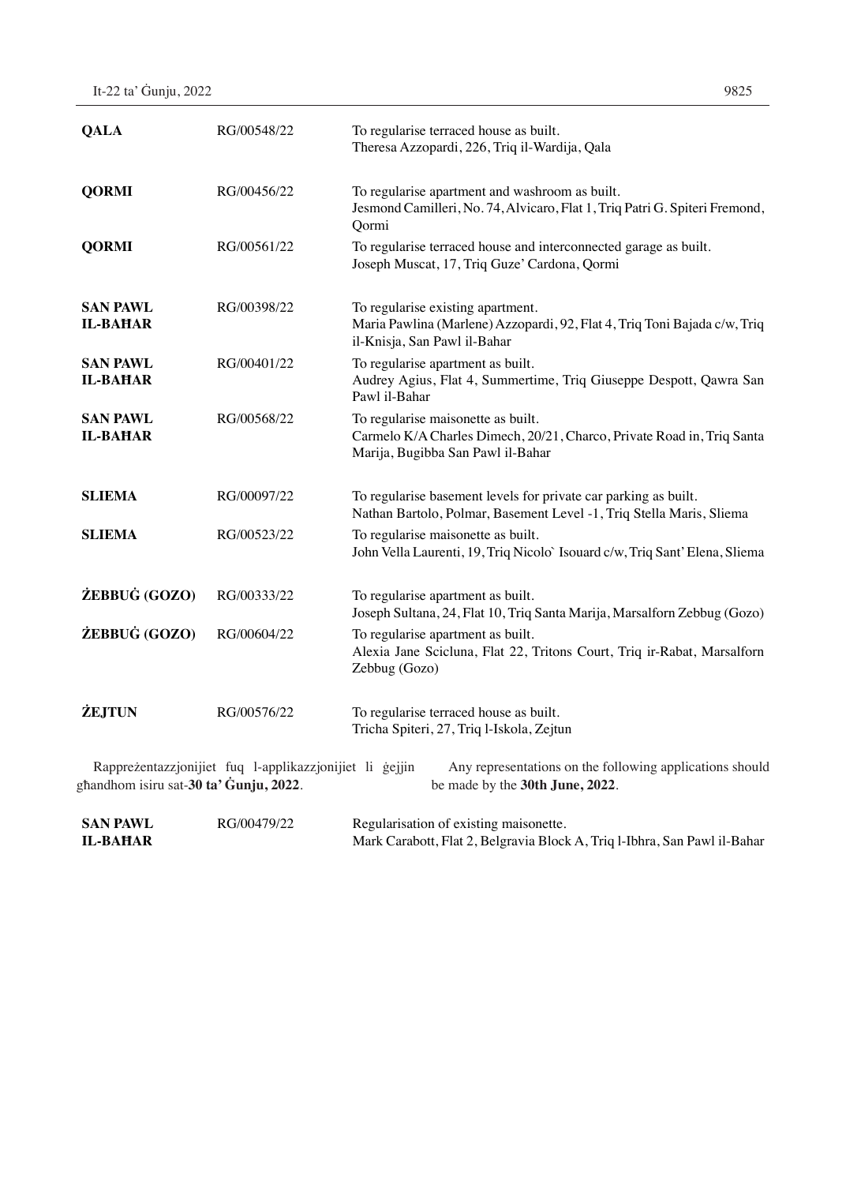| | | |
|---|---|---|
| **QALA** | RG/00548/22 | To regularise terraced house as built.<br>Theresa Azzopardi, 226, Triq il-Wardija, Qala |
| **QORMI** | RG/00456/22 | To regularise apartment and washroom as built.<br>Jesmond Camilleri, No. 74, Alvicaro, Flat 1, Triq Patri G. Spiteri Fremond, Qormi |
| **QORMI** | RG/00561/22 | To regularise terraced house and interconnected garage as built.<br>Joseph Muscat, 17, Triq Guze' Cardona, Qormi |
| **SAN PAWL IL-BAĦAR** | RG/00398/22 | To regularise existing apartment.<br>Maria Pawlina (Marlene) Azzopardi, 92, Flat 4, Triq Toni Bajada c/w, Triq il-Knisja, San Pawl il-Bahar |
| **SAN PAWL IL-BAĦAR** | RG/00401/22 | To regularise apartment as built.<br>Audrey Agius, Flat 4, Summertime, Triq Giuseppe Despott, Qawra San Pawl il-Bahar |
| **SAN PAWL IL-BAĦAR** | RG/00568/22 | To regularise maisonette as built.<br>Carmelo K/A Charles Dimech, 20/21, Charco, Private Road in, Triq Santa Marija, Bugibba San Pawl il-Bahar |
| **SLIEMA** | RG/00097/22 | To regularise basement levels for private car parking as built.<br>Nathan Bartolo, Polmar, Basement Level -1, Triq Stella Maris, Sliema |
| **SLIEMA** | RG/00523/22 | To regularise maisonette as built.<br>John Vella Laurenti, 19, Triq Nicolo` Isouard c/w, Triq Sant' Elena, Sliema |
| **ŻEBBUĠ (GOZO)** | RG/00333/22 | To regularise apartment as built.<br>Joseph Sultana, 24, Flat 10, Triq Santa Marija, Marsalforn Zebbug (Gozo) |
| **ŻEBBUĠ (GOZO)** | RG/00604/22 | To regularise apartment as built.<br>Alexia Jane Scicluna, Flat 22, Tritons Court, Triq ir-Rabat, Marsalforn Zebbug (Gozo) |
| **ŻEJTUN** | RG/00576/22 | To regularise terraced house as built.<br>Tricha Spiteri, 27, Triq l-Iskola, Zejtun |

Rappreżentazzjonijiet fuq l-applikazzjonijiet li ġejjin għandhom isiru sat-**30 ta' Ġunju, 2022**.

Any representations on the following applications should be made by the **30th June, 2022**.

| | | |
|---|---|---|
| **SAN PAWL IL-BAĦAR** | RG/00479/22 | Regularisation of existing maisonette.<br>Mark Carabott, Flat 2, Belgravia Block A, Triq l-Ibhra, San Pawl il-Bahar |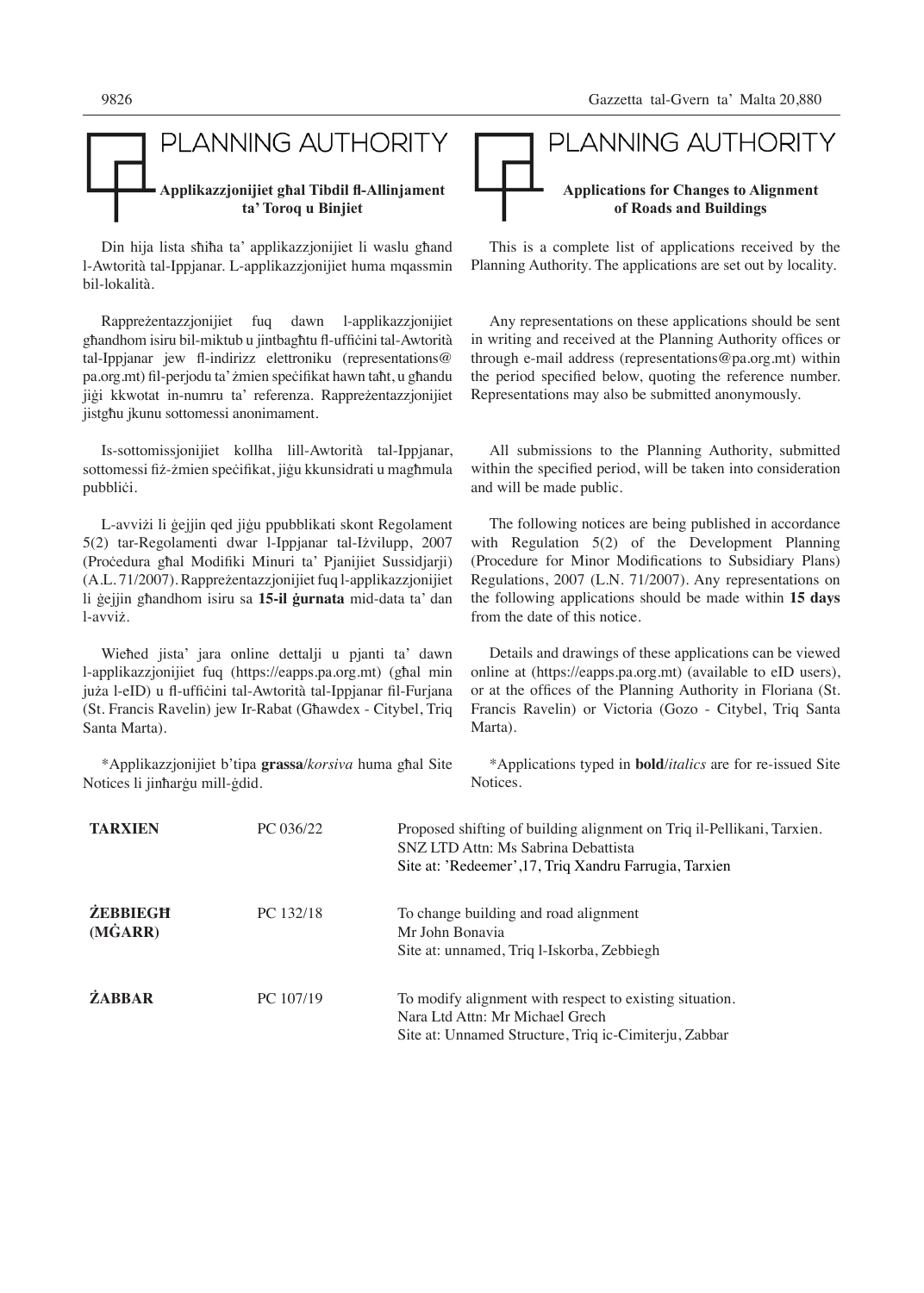# PLANNING AUTHORITY

## Applikazzjonijiet għal Tibdil fl-Allinjament ta' Toroq u Binjiet

Din hija lista sħiħa ta' applikazzjonijiet li waslu għand l-Awtorità tal-Ippjanar. L-applikazzjonijiet huma mqassmin bil-lokalità.

Rappreżentazzjonijiet fuq dawn l-applikazzjonijiet għandhom isiru bil-miktub u jintbagħtu fl-uffiċini tal-Awtorità tal-Ippjanar jew fl-indirizz elettroniku (representations@pa.org.mt) fil-perjodu ta' żmien speċifikat hawn taħt, u għandu jiġi kkwotat in-numru ta' referenza. Rappreżentazzjonijiet jistgħu jkunu sottomessi anonimament.

Is-sottomissjonijiet kollha lill-Awtorità tal-Ippjanar, sottomessi fiż-żmien speċifikat, jiġu kkunsidrati u magħmula pubbliċi.

L-avviżi li ġejjin qed jiġu ppubblikati skont Regolament 5(2) tar-Regolamenti dwar l-Ippjanar tal-Iżvilupp, 2007 (Proċedura għal Modifiki Minuri ta' Pjanijiet Sussidjarji) (A.L. 71/2007). Rappreżentazzjonijiet fuq l-applikazzjonijiet li ġejjin għandhom isiru sa **15-il ġurnata** mid-data ta' dan l-avviż.

Wieħed jista' jara online dettalji u pjanti ta' dawn l-applikazzjonijiet fuq (https://eapps.pa.org.mt) (għal min juża l-eID) u fl-uffiċini tal-Awtorità tal-Ippjanar fil-Furjana (St. Francis Ravelin) jew Ir-Rabat (Għawdex - Citybel, Triq Santa Marta).

*Applikazzjonijiet b'tipa **grassa**/*korsiva* huma għal Site Notices li jinħarġu mill-ġdid.

# PLANNING AUTHORITY

## Applications for Changes to Alignment of Roads and Buildings

This is a complete list of applications received by the Planning Authority. The applications are set out by locality.

Any representations on these applications should be sent in writing and received at the Planning Authority offices or through e-mail address (representations@pa.org.mt) within the period specified below, quoting the reference number. Representations may also be submitted anonymously.

All submissions to the Planning Authority, submitted within the specified period, will be taken into consideration and will be made public.

The following notices are being published in accordance with Regulation 5(2) of the Development Planning (Procedure for Minor Modifications to Subsidiary Plans) Regulations, 2007 (L.N. 71/2007). Any representations on the following applications should be made within **15 days** from the date of this notice.

Details and drawings of these applications can be viewed online at (https://eapps.pa.org.mt) (available to eID users), or at the offices of the Planning Authority in Floriana (St. Francis Ravelin) or Victoria (Gozo - Citybel, Triq Santa Marta).

*Applications typed in **bold**/*italics* are for re-issued Site Notices.

| | | |
|---|---|---|
| **TARXIEN** | PC 036/22 | Proposed shifting of building alignment on Triq il-Pellikani, Tarxien.<br>SNZ LTD Attn: Ms Sabrina Debattista<br>Site at: 'Redeemer',17, Triq Xandru Farrugia, Tarxien |
| **ŻEBBIEGĦ (MĠARR)** | PC 132/18 | To change building and road alignment<br>Mr John Bonavia<br>Site at: unnamed, Triq l-Iskorba, Zebbiegh |
| **ŻABBAR** | PC 107/19 | To modify alignment with respect to existing situation.<br>Nara Ltd Attn: Mr Michael Grech<br>Site at: Unnamed Structure, Triq ic-Cimiterju, Zabbar |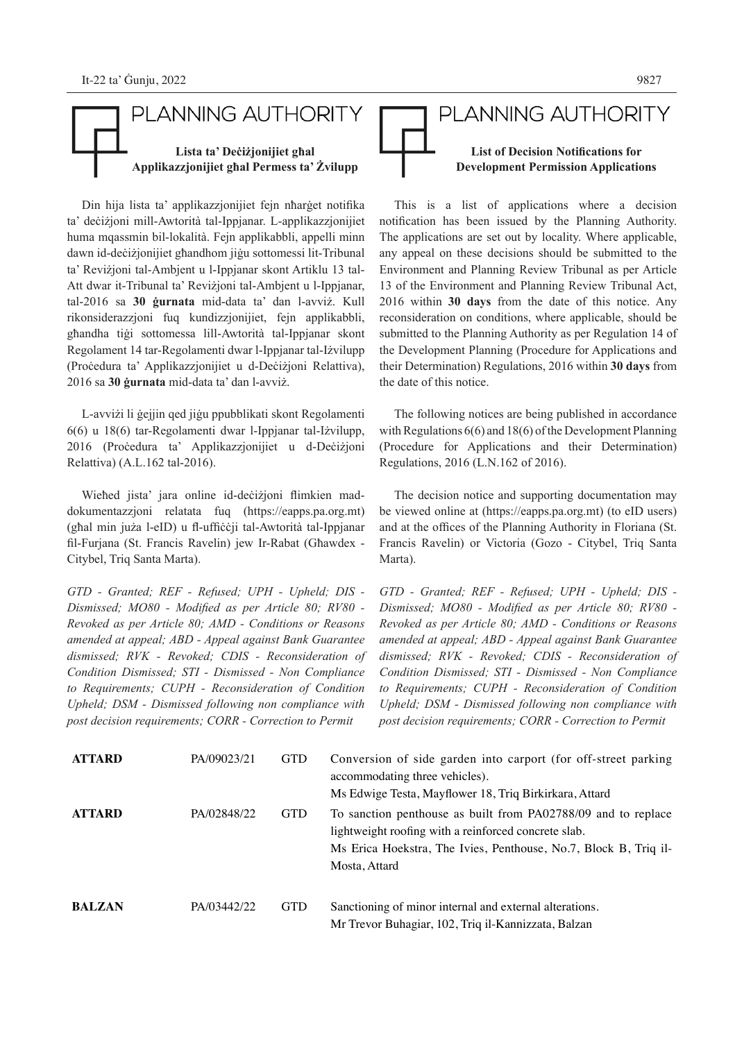# PLANNING AUTHORITY

**Lista ta' Deċiżjonijiet għal Applikazzjonijiet għal Permess ta' Żvilupp**

Din hija lista ta' applikazzjonijiet fejn nħarġet notifika ta' deċiżjoni mill-Awtorità tal-Ippjanar. L-applikazzjonijiet huma mqassmin bil-lokalità. Fejn applikabbli, appelli minn dawn id-deċiżjonijiet għandhom jiġu sottomessi lit-Tribunal ta' Reviżjoni tal-Ambjent u l-Ippjanar skont Artiklu 13 tal-Att dwar it-Tribunal ta' Reviżjoni tal-Ambjent u l-Ippjanar, tal-2016 sa **30 ġurnata** mid-data ta' dan l-avviż. Kull rikonsiderazzjoni fuq kundizzjonijiet, fejn applikabbli, għandha tiġi sottomessa lill-Awtorità tal-Ippjanar skont Regolament 14 tar-Regolamenti dwar l-Ippjanar tal-Iżvilupp (Proċedura ta' Applikazzjonijiet u d-Deċiżjoni Relattiva), 2016 sa **30 ġurnata** mid-data ta' dan l-avviż.

L-avviżi li ġejjin qed jiġu ppubblikati skont Regolamenti 6(6) u 18(6) tar-Regolamenti dwar l-Ippjanar tal-Iżvilupp, 2016 (Proċedura ta' Applikazzjonijiet u d-Deċiżjoni Relattiva) (A.L.162 tal-2016).

Wieħed jista' jara online id-deċiżjoni flimkien mad-dokumentazzjoni relatata fuq (https://eapps.pa.org.mt) (għal min juża l-eID) u fl-uffiċċji tal-Awtorità tal-Ippjanar fil-Furjana (St. Francis Ravelin) jew Ir-Rabat (Għawdex - Citybel, Triq Santa Marta).

*GTD - Granted; REF - Refused; UPH - Upheld; DIS - Dismissed; MO80 - Modified as per Article 80; RV80 - Revoked as per Article 80; AMD - Conditions or Reasons amended at appeal; ABD - Appeal against Bank Guarantee dismissed; RVK - Revoked; CDIS - Reconsideration of Condition Dismissed; STI - Dismissed - Non Compliance to Requirements; CUPH - Reconsideration of Condition Upheld; DSM - Dismissed following non compliance with post decision requirements; CORR - Correction to Permit*

# PLANNING AUTHORITY

**List of Decision Notifications for Development Permission Applications**

This is a list of applications where a decision notification has been issued by the Planning Authority. The applications are set out by locality. Where applicable, any appeal on these decisions should be submitted to the Environment and Planning Review Tribunal as per Article 13 of the Environment and Planning Review Tribunal Act, 2016 within **30 days** from the date of this notice. Any reconsideration on conditions, where applicable, should be submitted to the Planning Authority as per Regulation 14 of the Development Planning (Procedure for Applications and their Determination) Regulations, 2016 within **30 days** from the date of this notice.

The following notices are being published in accordance with Regulations 6(6) and 18(6) of the Development Planning (Procedure for Applications and their Determination) Regulations, 2016 (L.N.162 of 2016).

The decision notice and supporting documentation may be viewed online at (https://eapps.pa.org.mt) (to eID users) and at the offices of the Planning Authority in Floriana (St. Francis Ravelin) or Victoria (Gozo - Citybel, Triq Santa Marta).

*GTD - Granted; REF - Refused; UPH - Upheld; DIS - Dismissed; MO80 - Modified as per Article 80; RV80 - Revoked as per Article 80; AMD - Conditions or Reasons amended at appeal; ABD - Appeal against Bank Guarantee dismissed; RVK - Revoked; CDIS - Reconsideration of Condition Dismissed; STI - Dismissed - Non Compliance to Requirements; CUPH - Reconsideration of Condition Upheld; DSM - Dismissed following non compliance with post decision requirements; CORR - Correction to Permit*

| | | | |
|---|---|---|---|
| **ATTARD** | PA/09023/21 | GTD | Conversion of side garden into carport (for off-street parking accommodating three vehicles).<br>Ms Edwige Testa, Mayflower 18, Triq Birkirkara, Attard |
| **ATTARD** | PA/02848/22 | GTD | To sanction penthouse as built from PA02788/09 and to replace lightweight roofing with a reinforced concrete slab.<br>Ms Erica Hoekstra, The Ivies, Penthouse, No.7, Block B, Triq il-Mosta, Attard |
| **BALZAN** | PA/03442/22 | GTD | Sanctioning of minor internal and external alterations.<br>Mr Trevor Buhagiar, 102, Triq il-Kannizzata, Balzan |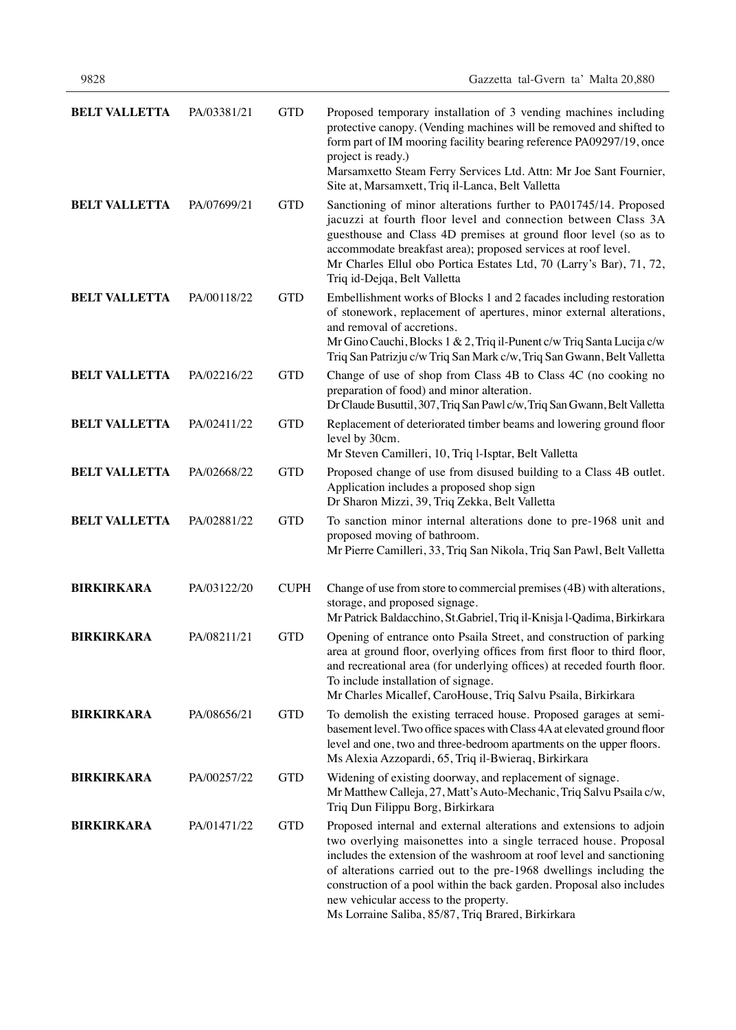| | | | |
|---|---|---|---|
| **BELT VALLETTA** | PA/03381/21 | GTD | Proposed temporary installation of 3 vending machines including protective canopy. (Vending machines will be removed and shifted to form part of IM mooring facility bearing reference PA09297/19, once project is ready.)<br>Marsamxetto Steam Ferry Services Ltd. Attn: Mr Joe Sant Fournier, Site at, Marsamxett, Triq il-Lanca, Belt Valletta |
| **BELT VALLETTA** | PA/07699/21 | GTD | Sanctioning of minor alterations further to PA01745/14. Proposed jacuzzi at fourth floor level and connection between Class 3A guesthouse and Class 4D premises at ground floor level (so as to accommodate breakfast area); proposed services at roof level.<br>Mr Charles Ellul obo Portica Estates Ltd, 70 (Larry's Bar), 71, 72, Triq id-Dejqa, Belt Valletta |
| **BELT VALLETTA** | PA/00118/22 | GTD | Embellishment works of Blocks 1 and 2 facades including restoration of stonework, replacement of apertures, minor external alterations, and removal of accretions.<br>Mr Gino Cauchi, Blocks 1 & 2, Triq il-Punent c/w Triq Santa Lucija c/w Triq San Patrizju c/w Triq San Mark c/w, Triq San Gwann, Belt Valletta |
| **BELT VALLETTA** | PA/02216/22 | GTD | Change of use of shop from Class 4B to Class 4C (no cooking no preparation of food) and minor alteration.<br>Dr Claude Busuttil, 307, Triq San Pawl c/w, Triq San Gwann, Belt Valletta |
| **BELT VALLETTA** | PA/02411/22 | GTD | Replacement of deteriorated timber beams and lowering ground floor level by 30cm.<br>Mr Steven Camilleri, 10, Triq l-Isptar, Belt Valletta |
| **BELT VALLETTA** | PA/02668/22 | GTD | Proposed change of use from disused building to a Class 4B outlet. Application includes a proposed shop sign<br>Dr Sharon Mizzi, 39, Triq Zekka, Belt Valletta |
| **BELT VALLETTA** | PA/02881/22 | GTD | To sanction minor internal alterations done to pre-1968 unit and proposed moving of bathroom.<br>Mr Pierre Camilleri, 33, Triq San Nikola, Triq San Pawl, Belt Valletta |
| **BIRKIRKARA** | PA/03122/20 | CUPH | Change of use from store to commercial premises (4B) with alterations, storage, and proposed signage.<br>Mr Patrick Baldacchino, St.Gabriel, Triq il-Knisja l-Qadima, Birkirkara |
| **BIRKIRKARA** | PA/08211/21 | GTD | Opening of entrance onto Psaila Street, and construction of parking area at ground floor, overlying offices from first floor to third floor, and recreational area (for underlying offices) at receded fourth floor. To include installation of signage.<br>Mr Charles Micallef, CaroHouse, Triq Salvu Psaila, Birkirkara |
| **BIRKIRKARA** | PA/08656/21 | GTD | To demolish the existing terraced house. Proposed garages at semi-basement level. Two office spaces with Class 4A at elevated ground floor level and one, two and three-bedroom apartments on the upper floors.<br>Ms Alexia Azzopardi, 65, Triq il-Bwieraq, Birkirkara |
| **BIRKIRKARA** | PA/00257/22 | GTD | Widening of existing doorway, and replacement of signage.<br>Mr Matthew Calleja, 27, Matt's Auto-Mechanic, Triq Salvu Psaila c/w, Triq Dun Filippu Borg, Birkirkara |
| **BIRKIRKARA** | PA/01471/22 | GTD | Proposed internal and external alterations and extensions to adjoin two overlying maisonettes into a single terraced house. Proposal includes the extension of the washroom at roof level and sanctioning of alterations carried out to the pre-1968 dwellings including the construction of a pool within the back garden. Proposal also includes new vehicular access to the property.<br>Ms Lorraine Saliba, 85/87, Triq Brared, Birkirkara |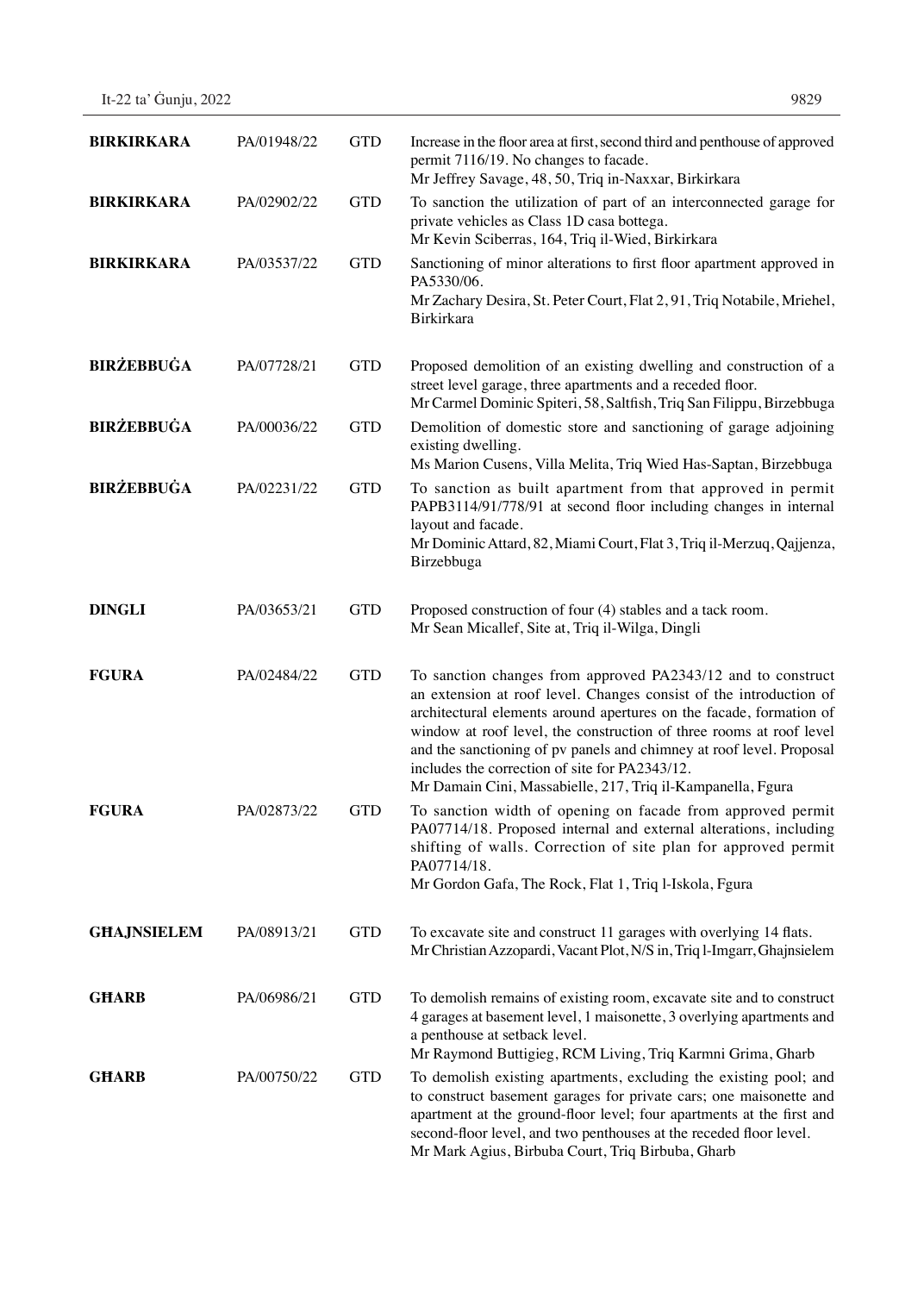| | | | |
|---|---|---|---|
| **BIRKIRKARA** | PA/01948/22 | GTD | Increase in the floor area at first, second third and penthouse of approved permit 7116/19. No changes to facade.<br>Mr Jeffrey Savage, 48, 50, Triq in-Naxxar, Birkirkara |
| **BIRKIRKARA** | PA/02902/22 | GTD | To sanction the utilization of part of an interconnected garage for private vehicles as Class 1D casa bottega.<br>Mr Kevin Sciberras, 164, Triq il-Wied, Birkirkara |
| **BIRKIRKARA** | PA/03537/22 | GTD | Sanctioning of minor alterations to first floor apartment approved in PA5330/06.<br>Mr Zachary Desira, St. Peter Court, Flat 2, 91, Triq Notabile, Mriehel, Birkirkara |
| **BIRŻEBBUĠA** | PA/07728/21 | GTD | Proposed demolition of an existing dwelling and construction of a street level garage, three apartments and a receded floor.<br>Mr Carmel Dominic Spiteri, 58, Saltfish, Triq San Filippu, Birzebbuga |
| **BIRŻEBBUĠA** | PA/00036/22 | GTD | Demolition of domestic store and sanctioning of garage adjoining existing dwelling.<br>Ms Marion Cusens, Villa Melita, Triq Wied Has-Saptan, Birzebbuga |
| **BIRŻEBBUĠA** | PA/02231/22 | GTD | To sanction as built apartment from that approved in permit PAPB3114/91/778/91 at second floor including changes in internal layout and facade.<br>Mr Dominic Attard, 82, Miami Court, Flat 3, Triq il-Merzuq, Qajjenza, Birzebbuga |
| **DINGLI** | PA/03653/21 | GTD | Proposed construction of four (4) stables and a tack room.<br>Mr Sean Micallef, Site at, Triq il-Wilga, Dingli |
| **FGURA** | PA/02484/22 | GTD | To sanction changes from approved PA2343/12 and to construct an extension at roof level. Changes consist of the introduction of architectural elements around apertures on the facade, formation of window at roof level, the construction of three rooms at roof level and the sanctioning of pv panels and chimney at roof level. Proposal includes the correction of site for PA2343/12.<br>Mr Damain Cini, Massabielle, 217, Triq il-Kampanella, Fgura |
| **FGURA** | PA/02873/22 | GTD | To sanction width of opening on facade from approved permit PA07714/18. Proposed internal and external alterations, including shifting of walls. Correction of site plan for approved permit PA07714/18.<br>Mr Gordon Gafa, The Rock, Flat 1, Triq l-Iskola, Fgura |
| **GĦAJNSIELEM** | PA/08913/21 | GTD | To excavate site and construct 11 garages with overlying 14 flats.<br>Mr Christian Azzopardi, Vacant Plot, N/S in, Triq l-Imgarr, Ghajnsielem |
| **GĦARB** | PA/06986/21 | GTD | To demolish remains of existing room, excavate site and to construct 4 garages at basement level, 1 maisonette, 3 overlying apartments and a penthouse at setback level.<br>Mr Raymond Buttigieg, RCM Living, Triq Karmni Grima, Gharb |
| **GĦARB** | PA/00750/22 | GTD | To demolish existing apartments, excluding the existing pool; and to construct basement garages for private cars; one maisonette and apartment at the ground-floor level; four apartments at the first and second-floor level, and two penthouses at the receded floor level.<br>Mr Mark Agius, Birbuba Court, Triq Birbuba, Gharb |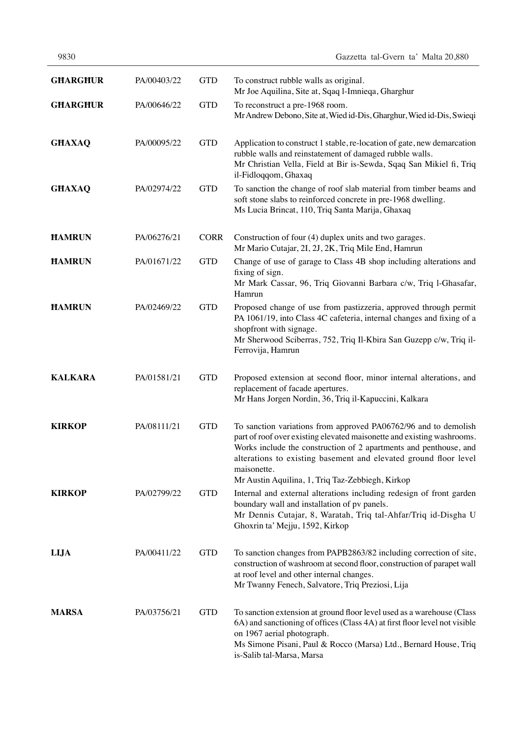| | | | |
|---|---|---|---|
| **GĦARGĦUR** | PA/00403/22 | GTD | To construct rubble walls as original.<br>Mr Joe Aquilina, Site at, Sqaq l-Imnieqa, Gharghur |
| **GĦARGĦUR** | PA/00646/22 | GTD | To reconstruct a pre-1968 room.<br>Mr Andrew Debono, Site at, Wied id-Dis, Gharghur, Wied id-Dis, Swieqi |
| **GĦAXAQ** | PA/00095/22 | GTD | Application to construct 1 stable, re-location of gate, new demarcation rubble walls and reinstatement of damaged rubble walls.<br>Mr Christian Vella, Field at Bir is-Sewda, Sqaq San Mikiel fi, Triq il-Fidloqqom, Ghaxaq |
| **GĦAXAQ** | PA/02974/22 | GTD | To sanction the change of roof slab material from timber beams and soft stone slabs to reinforced concrete in pre-1968 dwelling.<br>Ms Lucia Brincat, 110, Triq Santa Marija, Ghaxaq |
| **ĦAMRUN** | PA/06276/21 | CORR | Construction of four (4) duplex units and two garages.<br>Mr Mario Cutajar, 2I, 2J, 2K, Triq Mile End, Hamrun |
| **ĦAMRUN** | PA/01671/22 | GTD | Change of use of garage to Class 4B shop including alterations and fixing of sign.<br>Mr Mark Cassar, 96, Triq Giovanni Barbara c/w, Triq l-Ghasafar, Hamrun |
| **ĦAMRUN** | PA/02469/22 | GTD | Proposed change of use from pastizzeria, approved through permit PA 1061/19, into Class 4C cafeteria, internal changes and fixing of a shopfront with signage.<br>Mr Sherwood Sciberras, 752, Triq Il-Kbira San Guzepp c/w, Triq il-Ferrovija, Hamrun |
| **KALKARA** | PA/01581/21 | GTD | Proposed extension at second floor, minor internal alterations, and replacement of facade apertures.<br>Mr Hans Jorgen Nordin, 36, Triq il-Kapuccini, Kalkara |
| **KIRKOP** | PA/08111/21 | GTD | To sanction variations from approved PA06762/96 and to demolish part of roof over existing elevated maisonette and existing washrooms. Works include the construction of 2 apartments and penthouse, and alterations to existing basement and elevated ground floor level maisonette.<br>Mr Austin Aquilina, 1, Triq Taz-Zebbiegh, Kirkop |
| **KIRKOP** | PA/02799/22 | GTD | Internal and external alterations including redesign of front garden boundary wall and installation of pv panels.<br>Mr Dennis Cutajar, 8, Waratah, Triq tal-Ahfar/Triq id-Disgha U Ghoxrin ta' Mejju, 1592, Kirkop |
| **LIJA** | PA/00411/22 | GTD | To sanction changes from PAPB2863/82 including correction of site, construction of washroom at second floor, construction of parapet wall at roof level and other internal changes.<br>Mr Twanny Fenech, Salvatore, Triq Preziosi, Lija |
| **MARSA** | PA/03756/21 | GTD | To sanction extension at ground floor level used as a warehouse (Class 6A) and sanctioning of offices (Class 4A) at first floor level not visible on 1967 aerial photograph.<br>Ms Simone Pisani, Paul & Rocco (Marsa) Ltd., Bernard House, Triq is-Salib tal-Marsa, Marsa |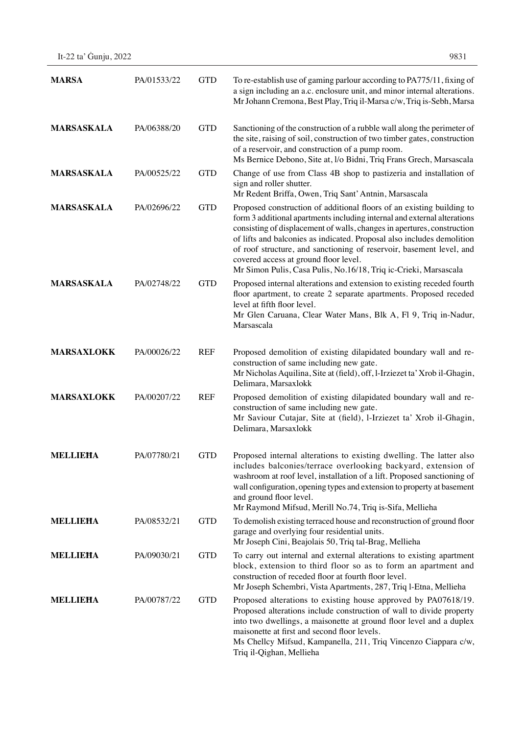| | | | |
|---|---|---|---|
| **MARSA** | PA/01533/22 | GTD | To re-establish use of gaming parlour according to PA775/11, fixing of a sign including an a.c. enclosure unit, and minor internal alterations.<br>Mr Johann Cremona, Best Play, Triq il-Marsa c/w, Triq is-Sebh, Marsa |
| **MARSASKALA** | PA/06388/20 | GTD | Sanctioning of the construction of a rubble wall along the perimeter of the site, raising of soil, construction of two timber gates, construction of a reservoir, and construction of a pump room.<br>Ms Bernice Debono, Site at, l/o Bidni, Triq Frans Grech, Marsascala |
| **MARSASKALA** | PA/00525/22 | GTD | Change of use from Class 4B shop to pastizeria and installation of sign and roller shutter.<br>Mr Redent Briffa, Owen, Triq Sant' Antnin, Marsascala |
| **MARSASKALA** | PA/02696/22 | GTD | Proposed construction of additional floors of an existing building to form 3 additional apartments including internal and external alterations consisting of displacement of walls, changes in apertures, construction of lifts and balconies as indicated. Proposal also includes demolition of roof structure, and sanctioning of reservoir, basement level, and covered access at ground floor level.<br>Mr Simon Pulis, Casa Pulis, No.16/18, Triq ic-Crieki, Marsascala |
| **MARSASKALA** | PA/02748/22 | GTD | Proposed internal alterations and extension to existing receded fourth floor apartment, to create 2 separate apartments. Proposed receded level at fifth floor level.<br>Mr Glen Caruana, Clear Water Mans, Blk A, Fl 9, Triq in-Nadur, Marsascala |
| **MARSAXLOKK** | PA/00026/22 | REF | Proposed demolition of existing dilapidated boundary wall and re-construction of same including new gate.<br>Mr Nicholas Aquilina, Site at (field), off, l-Irziezet ta' Xrob il-Ghagin, Delimara, Marsaxlokk |
| **MARSAXLOKK** | PA/00207/22 | REF | Proposed demolition of existing dilapidated boundary wall and re-construction of same including new gate.<br>Mr Saviour Cutajar, Site at (field), l-Irziezet ta' Xrob il-Ghagin, Delimara, Marsaxlokk |
| **MELLIEĦA** | PA/07780/21 | GTD | Proposed internal alterations to existing dwelling. The latter also includes balconies/terrace overlooking backyard, extension of washroom at roof level, installation of a lift. Proposed sanctioning of wall configuration, opening types and extension to property at basement and ground floor level.<br>Mr Raymond Mifsud, Merill No.74, Triq is-Sifa, Mellieha |
| **MELLIEĦA** | PA/08532/21 | GTD | To demolish existing terraced house and reconstruction of ground floor garage and overlying four residential units.<br>Mr Joseph Cini, Beajolais 50, Triq tal-Brag, Mellieha |
| **MELLIEĦA** | PA/09030/21 | GTD | To carry out internal and external alterations to existing apartment block, extension to third floor so as to form an apartment and construction of receded floor at fourth floor level.<br>Mr Joseph Schembri, Vista Apartments, 287, Triq l-Etna, Mellieha |
| **MELLIEĦA** | PA/00787/22 | GTD | Proposed alterations to existing house approved by PA07618/19. Proposed alterations include construction of wall to divide property into two dwellings, a maisonette at ground floor level and a duplex maisonette at first and second floor levels.<br>Ms Chellcy Mifsud, Kampanella, 211, Triq Vincenzo Ciappara c/w, Triq il-Qighan, Mellieha |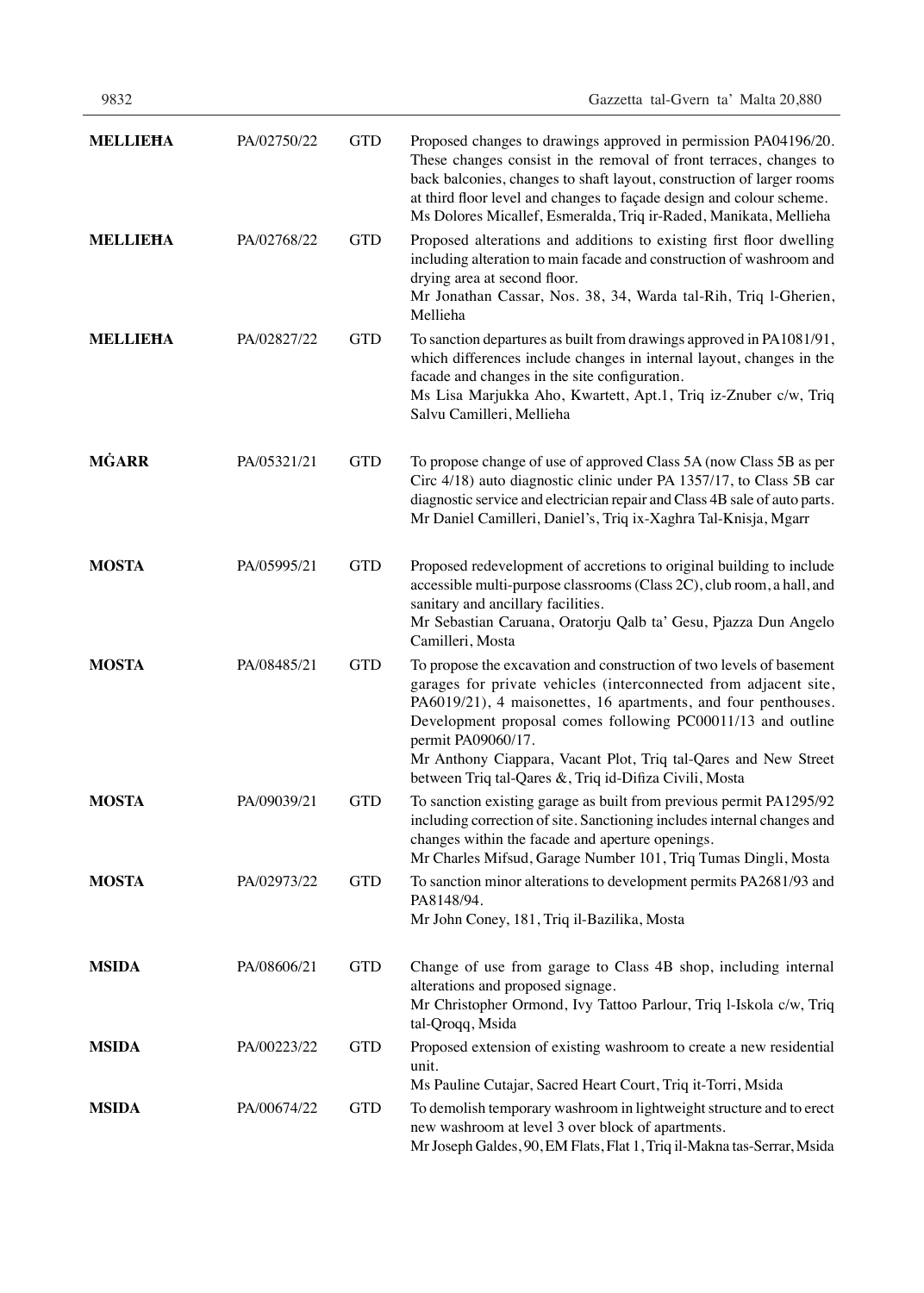| | | | |
|---|---|---|---|
| **MELLIEĦA** | PA/02750/22 | GTD | Proposed changes to drawings approved in permission PA04196/20. These changes consist in the removal of front terraces, changes to back balconies, changes to shaft layout, construction of larger rooms at third floor level and changes to façade design and colour scheme.<br>Ms Dolores Micallef, Esmeralda, Triq ir-Raded, Manikata, Mellieha |
| **MELLIEĦA** | PA/02768/22 | GTD | Proposed alterations and additions to existing first floor dwelling including alteration to main facade and construction of washroom and drying area at second floor.<br>Mr Jonathan Cassar, Nos. 38, 34, Warda tal-Rih, Triq l-Gherien, Mellieha |
| **MELLIEĦA** | PA/02827/22 | GTD | To sanction departures as built from drawings approved in PA1081/91, which differences include changes in internal layout, changes in the facade and changes in the site configuration.<br>Ms Lisa Marjukka Aho, Kwartett, Apt.1, Triq iz-Znuber c/w, Triq Salvu Camilleri, Mellieha |
| **MĠARR** | PA/05321/21 | GTD | To propose change of use of approved Class 5A (now Class 5B as per Circ 4/18) auto diagnostic clinic under PA 1357/17, to Class 5B car diagnostic service and electrician repair and Class 4B sale of auto parts.<br>Mr Daniel Camilleri, Daniel's, Triq ix-Xaghra Tal-Knisja, Mgarr |
| **MOSTA** | PA/05995/21 | GTD | Proposed redevelopment of accretions to original building to include accessible multi-purpose classrooms (Class 2C), club room, a hall, and sanitary and ancillary facilities.<br>Mr Sebastian Caruana, Oratorju Qalb ta' Gesu, Pjazza Dun Angelo Camilleri, Mosta |
| **MOSTA** | PA/08485/21 | GTD | To propose the excavation and construction of two levels of basement garages for private vehicles (interconnected from adjacent site, PA6019/21), 4 maisonettes, 16 apartments, and four penthouses. Development proposal comes following PC00011/13 and outline permit PA09060/17.<br>Mr Anthony Ciappara, Vacant Plot, Triq tal-Qares and New Street between Triq tal-Qares &, Triq id-Difiza Civili, Mosta |
| **MOSTA** | PA/09039/21 | GTD | To sanction existing garage as built from previous permit PA1295/92 including correction of site. Sanctioning includes internal changes and changes within the facade and aperture openings.<br>Mr Charles Mifsud, Garage Number 101, Triq Tumas Dingli, Mosta |
| **MOSTA** | PA/02973/22 | GTD | To sanction minor alterations to development permits PA2681/93 and PA8148/94.<br>Mr John Coney, 181, Triq il-Bazilika, Mosta |
| **MSIDA** | PA/08606/21 | GTD | Change of use from garage to Class 4B shop, including internal alterations and proposed signage.<br>Mr Christopher Ormond, Ivy Tattoo Parlour, Triq l-Iskola c/w, Triq tal-Qroqq, Msida |
| **MSIDA** | PA/00223/22 | GTD | Proposed extension of existing washroom to create a new residential unit.<br>Ms Pauline Cutajar, Sacred Heart Court, Triq it-Torri, Msida |
| **MSIDA** | PA/00674/22 | GTD | To demolish temporary washroom in lightweight structure and to erect new washroom at level 3 over block of apartments.<br>Mr Joseph Galdes, 90, EM Flats, Flat 1, Triq il-Makna tas-Serrar, Msida |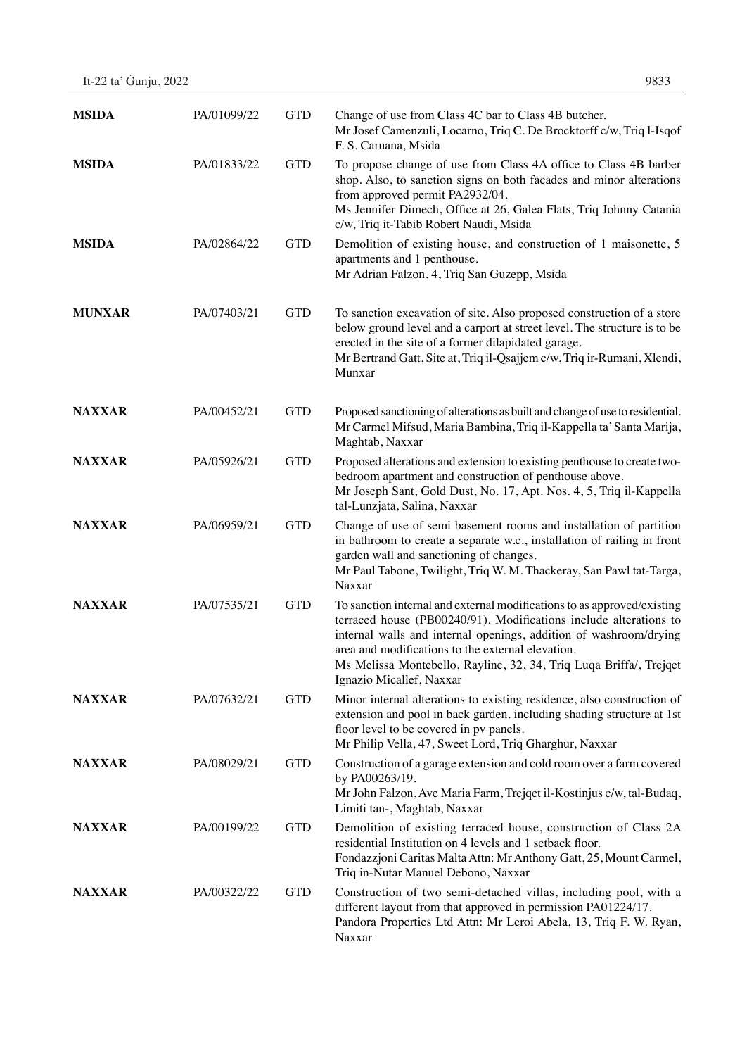| | | | |
|---|---|---|---|
| **MSIDA** | PA/01099/22 | GTD | Change of use from Class 4C bar to Class 4B butcher.<br>Mr Josef Camenzuli, Locarno, Triq C. De Brocktorff c/w, Triq l-Isqof F. S. Caruana, Msida |
| **MSIDA** | PA/01833/22 | GTD | To propose change of use from Class 4A office to Class 4B barber shop. Also, to sanction signs on both facades and minor alterations from approved permit PA2932/04.<br>Ms Jennifer Dimech, Office at 26, Galea Flats, Triq Johnny Catania c/w, Triq it-Tabib Robert Naudi, Msida |
| **MSIDA** | PA/02864/22 | GTD | Demolition of existing house, and construction of 1 maisonette, 5 apartments and 1 penthouse.<br>Mr Adrian Falzon, 4, Triq San Guzepp, Msida |
| **MUNXAR** | PA/07403/21 | GTD | To sanction excavation of site. Also proposed construction of a store below ground level and a carport at street level. The structure is to be erected in the site of a former dilapidated garage.<br>Mr Bertrand Gatt, Site at, Triq il-Qsajjem c/w, Triq ir-Rumani, Xlendi, Munxar |
| **NAXXAR** | PA/00452/21 | GTD | Proposed sanctioning of alterations as built and change of use to residential.<br>Mr Carmel Mifsud, Maria Bambina, Triq il-Kappella ta' Santa Marija, Maghtab, Naxxar |
| **NAXXAR** | PA/05926/21 | GTD | Proposed alterations and extension to existing penthouse to create two-bedroom apartment and construction of penthouse above.<br>Mr Joseph Sant, Gold Dust, No. 17, Apt. Nos. 4, 5, Triq il-Kappella tal-Lunzjata, Salina, Naxxar |
| **NAXXAR** | PA/06959/21 | GTD | Change of use of semi basement rooms and installation of partition in bathroom to create a separate w.c., installation of railing in front garden wall and sanctioning of changes.<br>Mr Paul Tabone, Twilight, Triq W. M. Thackeray, San Pawl tat-Targa, Naxxar |
| **NAXXAR** | PA/07535/21 | GTD | To sanction internal and external modifications to as approved/existing terraced house (PB00240/91). Modifications include alterations to internal walls and internal openings, addition of washroom/drying area and modifications to the external elevation.<br>Ms Melissa Montebello, Rayline, 32, 34, Triq Luqa Briffa/, Trejqet Ignazio Micallef, Naxxar |
| **NAXXAR** | PA/07632/21 | GTD | Minor internal alterations to existing residence, also construction of extension and pool in back garden. including shading structure at 1st floor level to be covered in pv panels.<br>Mr Philip Vella, 47, Sweet Lord, Triq Gharghur, Naxxar |
| **NAXXAR** | PA/08029/21 | GTD | Construction of a garage extension and cold room over a farm covered by PA00263/19.<br>Mr John Falzon, Ave Maria Farm, Trejqet il-Kostinjus c/w, tal-Budaq, Limiti tan-, Maghtab, Naxxar |
| **NAXXAR** | PA/00199/22 | GTD | Demolition of existing terraced house, construction of Class 2A residential Institution on 4 levels and 1 setback floor.<br>Fondazzjoni Caritas Malta Attn: Mr Anthony Gatt, 25, Mount Carmel, Triq in-Nutar Manuel Debono, Naxxar |
| **NAXXAR** | PA/00322/22 | GTD | Construction of two semi-detached villas, including pool, with a different layout from that approved in permission PA01224/17.<br>Pandora Properties Ltd Attn: Mr Leroi Abela, 13, Triq F. W. Ryan, Naxxar |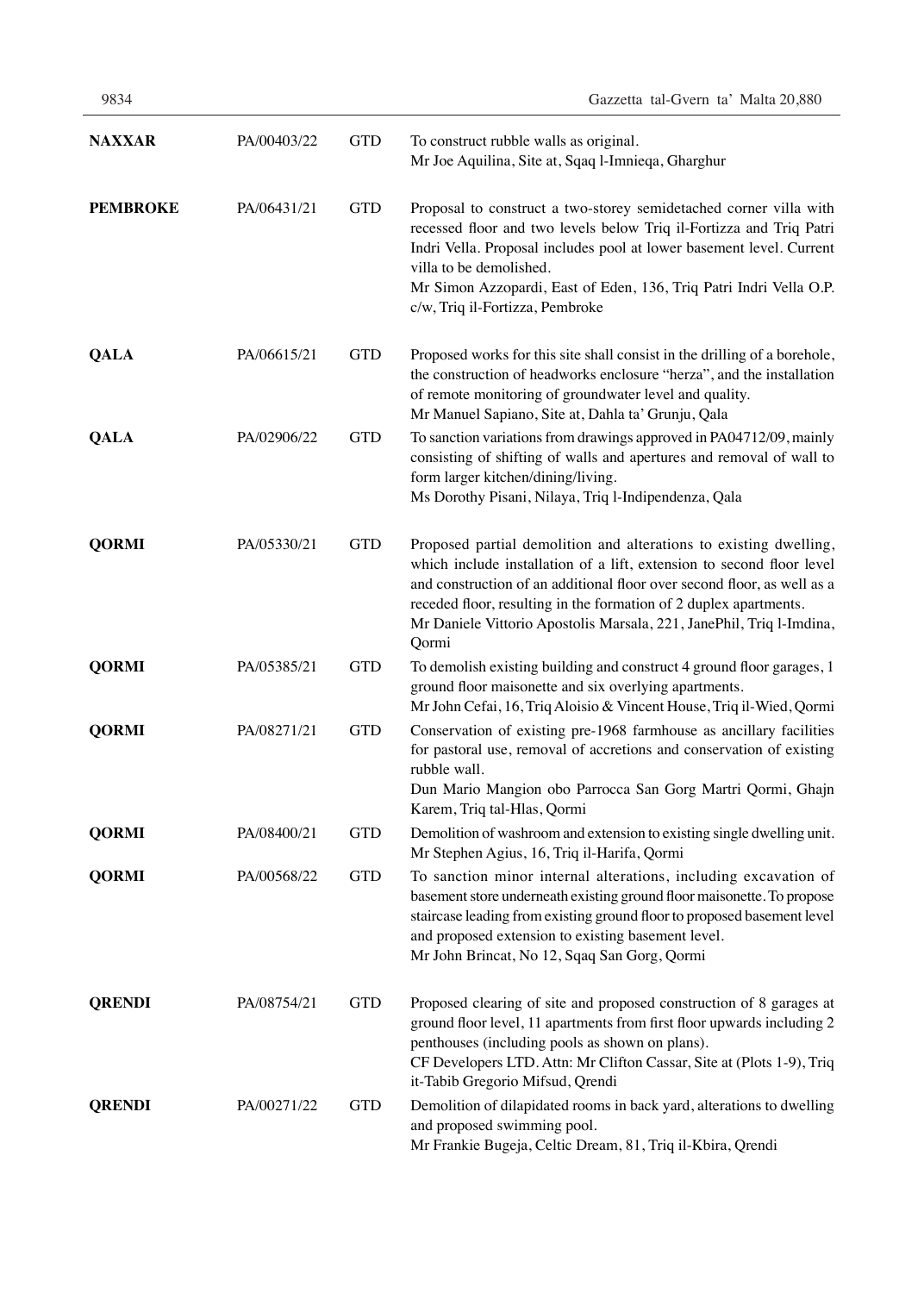| | | | |
|---|---|---|---|
| **NAXXAR** | PA/00403/22 | GTD | To construct rubble walls as original.<br>Mr Joe Aquilina, Site at, Sqaq l-Imnieqa, Gharghur |
| **PEMBROKE** | PA/06431/21 | GTD | Proposal to construct a two-storey semidetached corner villa with recessed floor and two levels below Triq il-Fortizza and Triq Patri Indri Vella. Proposal includes pool at lower basement level. Current villa to be demolished.<br>Mr Simon Azzopardi, East of Eden, 136, Triq Patri Indri Vella O.P. c/w, Triq il-Fortizza, Pembroke |
| **QALA** | PA/06615/21 | GTD | Proposed works for this site shall consist in the drilling of a borehole, the construction of headworks enclosure "herza", and the installation of remote monitoring of groundwater level and quality.<br>Mr Manuel Sapiano, Site at, Dahla ta' Grunju, Qala |
| **QALA** | PA/02906/22 | GTD | To sanction variations from drawings approved in PA04712/09, mainly consisting of shifting of walls and apertures and removal of wall to form larger kitchen/dining/living.<br>Ms Dorothy Pisani, Nilaya, Triq l-Indipendenza, Qala |
| **QORMI** | PA/05330/21 | GTD | Proposed partial demolition and alterations to existing dwelling, which include installation of a lift, extension to second floor level and construction of an additional floor over second floor, as well as a receded floor, resulting in the formation of 2 duplex apartments.<br>Mr Daniele Vittorio Apostolis Marsala, 221, JanePhil, Triq l-Imdina, Qormi |
| **QORMI** | PA/05385/21 | GTD | To demolish existing building and construct 4 ground floor garages, 1 ground floor maisonette and six overlying apartments.<br>Mr John Cefai, 16, Triq Aloisio & Vincent House, Triq il-Wied, Qormi |
| **QORMI** | PA/08271/21 | GTD | Conservation of existing pre-1968 farmhouse as ancillary facilities for pastoral use, removal of accretions and conservation of existing rubble wall.<br>Dun Mario Mangion obo Parrocca San Gorg Martri Qormi, Ghajn Karem, Triq tal-Hlas, Qormi |
| **QORMI** | PA/08400/21 | GTD | Demolition of washroom and extension to existing single dwelling unit.<br>Mr Stephen Agius, 16, Triq il-Harifa, Qormi |
| **QORMI** | PA/00568/22 | GTD | To sanction minor internal alterations, including excavation of basement store underneath existing ground floor maisonette. To propose staircase leading from existing ground floor to proposed basement level and proposed extension to existing basement level.<br>Mr John Brincat, No 12, Sqaq San Gorg, Qormi |
| **QRENDI** | PA/08754/21 | GTD | Proposed clearing of site and proposed construction of 8 garages at ground floor level, 11 apartments from first floor upwards including 2 penthouses (including pools as shown on plans).<br>CF Developers LTD. Attn: Mr Clifton Cassar, Site at (Plots 1-9), Triq it-Tabib Gregorio Mifsud, Qrendi |
| **QRENDI** | PA/00271/22 | GTD | Demolition of dilapidated rooms in back yard, alterations to dwelling and proposed swimming pool.<br>Mr Frankie Bugeja, Celtic Dream, 81, Triq il-Kbira, Qrendi |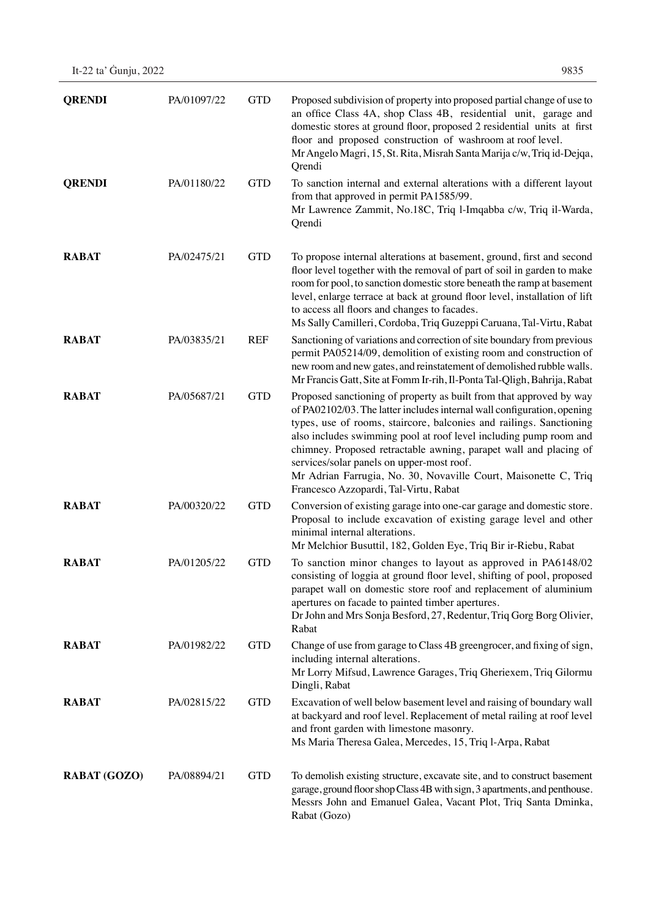| | | | |
|---|---|---|---|
| **QRENDI** | PA/01097/22 | GTD | Proposed subdivision of property into proposed partial change of use to an office Class 4A, shop Class 4B, residential unit, garage and domestic stores at ground floor, proposed 2 residential units at first floor and proposed construction of washroom at roof level.<br>Mr Angelo Magri, 15, St. Rita, Misrah Santa Marija c/w, Triq id-Dejqa, Qrendi |
| **QRENDI** | PA/01180/22 | GTD | To sanction internal and external alterations with a different layout from that approved in permit PA1585/99.<br>Mr Lawrence Zammit, No.18C, Triq l-Imqabba c/w, Triq il-Warda, Qrendi |
| **RABAT** | PA/02475/21 | GTD | To propose internal alterations at basement, ground, first and second floor level together with the removal of part of soil in garden to make room for pool, to sanction domestic store beneath the ramp at basement level, enlarge terrace at back at ground floor level, installation of lift to access all floors and changes to facades.<br>Ms Sally Camilleri, Cordoba, Triq Guzeppi Caruana, Tal-Virtu, Rabat |
| **RABAT** | PA/03835/21 | REF | Sanctioning of variations and correction of site boundary from previous permit PA05214/09, demolition of existing room and construction of new room and new gates, and reinstatement of demolished rubble walls.<br>Mr Francis Gatt, Site at Fomm Ir-rih, Il-Ponta Tal-Qligh, Bahrija, Rabat |
| **RABAT** | PA/05687/21 | GTD | Proposed sanctioning of property as built from that approved by way of PA02102/03. The latter includes internal wall configuration, opening types, use of rooms, staircore, balconies and railings. Sanctioning also includes swimming pool at roof level including pump room and chimney. Proposed retractable awning, parapet wall and placing of services/solar panels on upper-most roof.<br>Mr Adrian Farrugia, No. 30, Novaville Court, Maisonette C, Triq Francesco Azzopardi, Tal-Virtu, Rabat |
| **RABAT** | PA/00320/22 | GTD | Conversion of existing garage into one-car garage and domestic store. Proposal to include excavation of existing garage level and other minimal internal alterations.<br>Mr Melchior Busuttil, 182, Golden Eye, Triq Bir ir-Riebu, Rabat |
| **RABAT** | PA/01205/22 | GTD | To sanction minor changes to layout as approved in PA6148/02 consisting of loggia at ground floor level, shifting of pool, proposed parapet wall on domestic store roof and replacement of aluminium apertures on facade to painted timber apertures.<br>Dr John and Mrs Sonja Besford, 27, Redentur, Triq Gorg Borg Olivier, Rabat |
| **RABAT** | PA/01982/22 | GTD | Change of use from garage to Class 4B greengrocer, and fixing of sign, including internal alterations.<br>Mr Lorry Mifsud, Lawrence Garages, Triq Gheriexem, Triq Gilormu Dingli, Rabat |
| **RABAT** | PA/02815/22 | GTD | Excavation of well below basement level and raising of boundary wall at backyard and roof level. Replacement of metal railing at roof level and front garden with limestone masonry.<br>Ms Maria Theresa Galea, Mercedes, 15, Triq l-Arpa, Rabat |
| **RABAT (GOZO)** | PA/08894/21 | GTD | To demolish existing structure, excavate site, and to construct basement garage, ground floor shop Class 4B with sign, 3 apartments, and penthouse.<br>Messrs John and Emanuel Galea, Vacant Plot, Triq Santa Dminka, Rabat (Gozo) |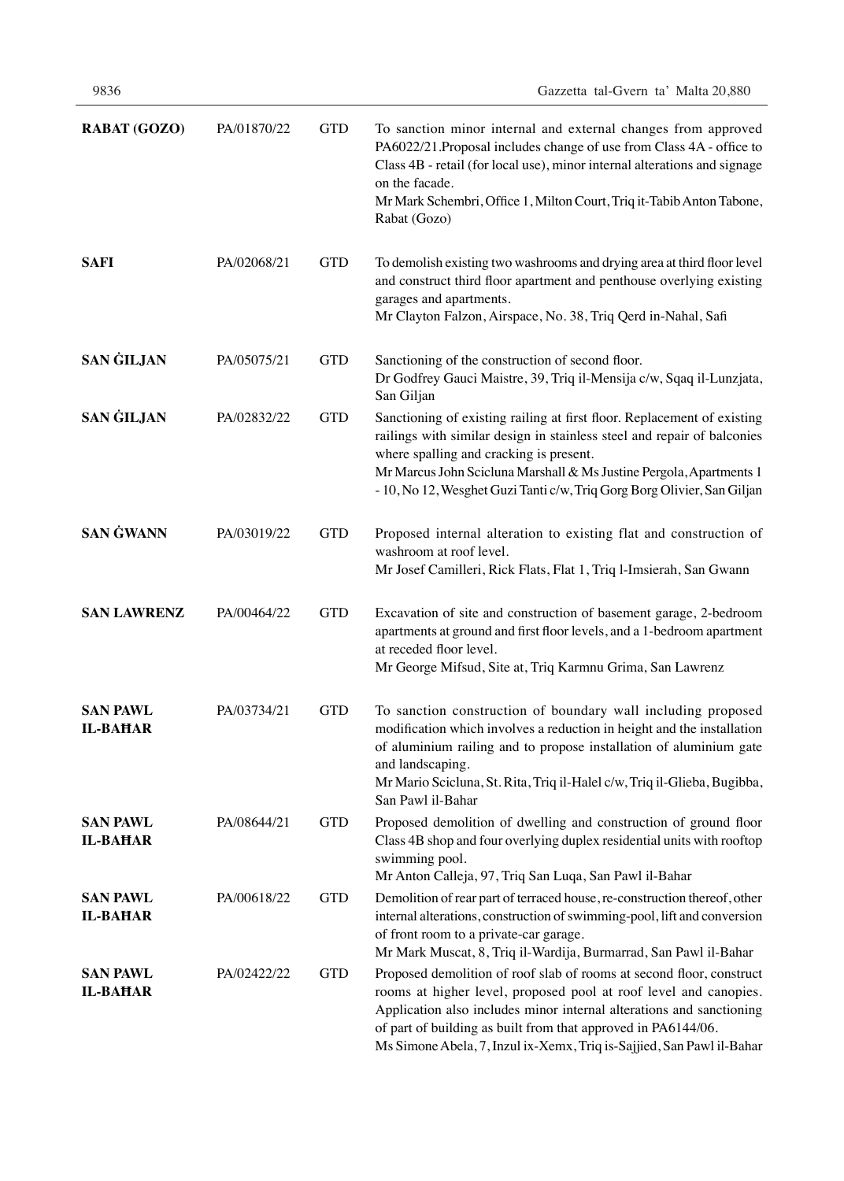| | | | |
|---|---|---|---|
| **RABAT (GOZO)** | PA/01870/22 | GTD | To sanction minor internal and external changes from approved PA6022/21.Proposal includes change of use from Class 4A - office to Class 4B - retail (for local use), minor internal alterations and signage on the facade.<br>Mr Mark Schembri, Office 1, Milton Court, Triq it-Tabib Anton Tabone, Rabat (Gozo) |
| **SAFI** | PA/02068/21 | GTD | To demolish existing two washrooms and drying area at third floor level and construct third floor apartment and penthouse overlying existing garages and apartments.<br>Mr Clayton Falzon, Airspace, No. 38, Triq Qerd in-Nahal, Safi |
| **SAN ĠILJAN** | PA/05075/21 | GTD | Sanctioning of the construction of second floor.<br>Dr Godfrey Gauci Maistre, 39, Triq il-Mensija c/w, Sqaq il-Lunzjata, San Giljan |
| **SAN ĠILJAN** | PA/02832/22 | GTD | Sanctioning of existing railing at first floor. Replacement of existing railings with similar design in stainless steel and repair of balconies where spalling and cracking is present.<br>Mr Marcus John Scicluna Marshall & Ms Justine Pergola, Apartments 1 - 10, No 12, Wesghet Guzi Tanti c/w, Triq Gorg Borg Olivier, San Giljan |
| **SAN ĠWANN** | PA/03019/22 | GTD | Proposed internal alteration to existing flat and construction of washroom at roof level.<br>Mr Josef Camilleri, Rick Flats, Flat 1, Triq l-Imsierah, San Gwann |
| **SAN LAWRENZ** | PA/00464/22 | GTD | Excavation of site and construction of basement garage, 2-bedroom apartments at ground and first floor levels, and a 1-bedroom apartment at receded floor level.<br>Mr George Mifsud, Site at, Triq Karmnu Grima, San Lawrenz |
| **SAN PAWL IL-BAĦAR** | PA/03734/21 | GTD | To sanction construction of boundary wall including proposed modification which involves a reduction in height and the installation of aluminium railing and to propose installation of aluminium gate and landscaping.<br>Mr Mario Scicluna, St. Rita, Triq il-Halel c/w, Triq il-Glieba, Bugibba, San Pawl il-Bahar |
| **SAN PAWL IL-BAĦAR** | PA/08644/21 | GTD | Proposed demolition of dwelling and construction of ground floor Class 4B shop and four overlying duplex residential units with rooftop swimming pool.<br>Mr Anton Calleja, 97, Triq San Luqa, San Pawl il-Bahar |
| **SAN PAWL IL-BAĦAR** | PA/00618/22 | GTD | Demolition of rear part of terraced house, re-construction thereof, other internal alterations, construction of swimming-pool, lift and conversion of front room to a private-car garage.<br>Mr Mark Muscat, 8, Triq il-Wardija, Burmarrad, San Pawl il-Bahar |
| **SAN PAWL IL-BAĦAR** | PA/02422/22 | GTD | Proposed demolition of roof slab of rooms at second floor, construct rooms at higher level, proposed pool at roof level and canopies. Application also includes minor internal alterations and sanctioning of part of building as built from that approved in PA6144/06.<br>Ms Simone Abela, 7, Inzul ix-Xemx, Triq is-Sajjied, San Pawl il-Bahar |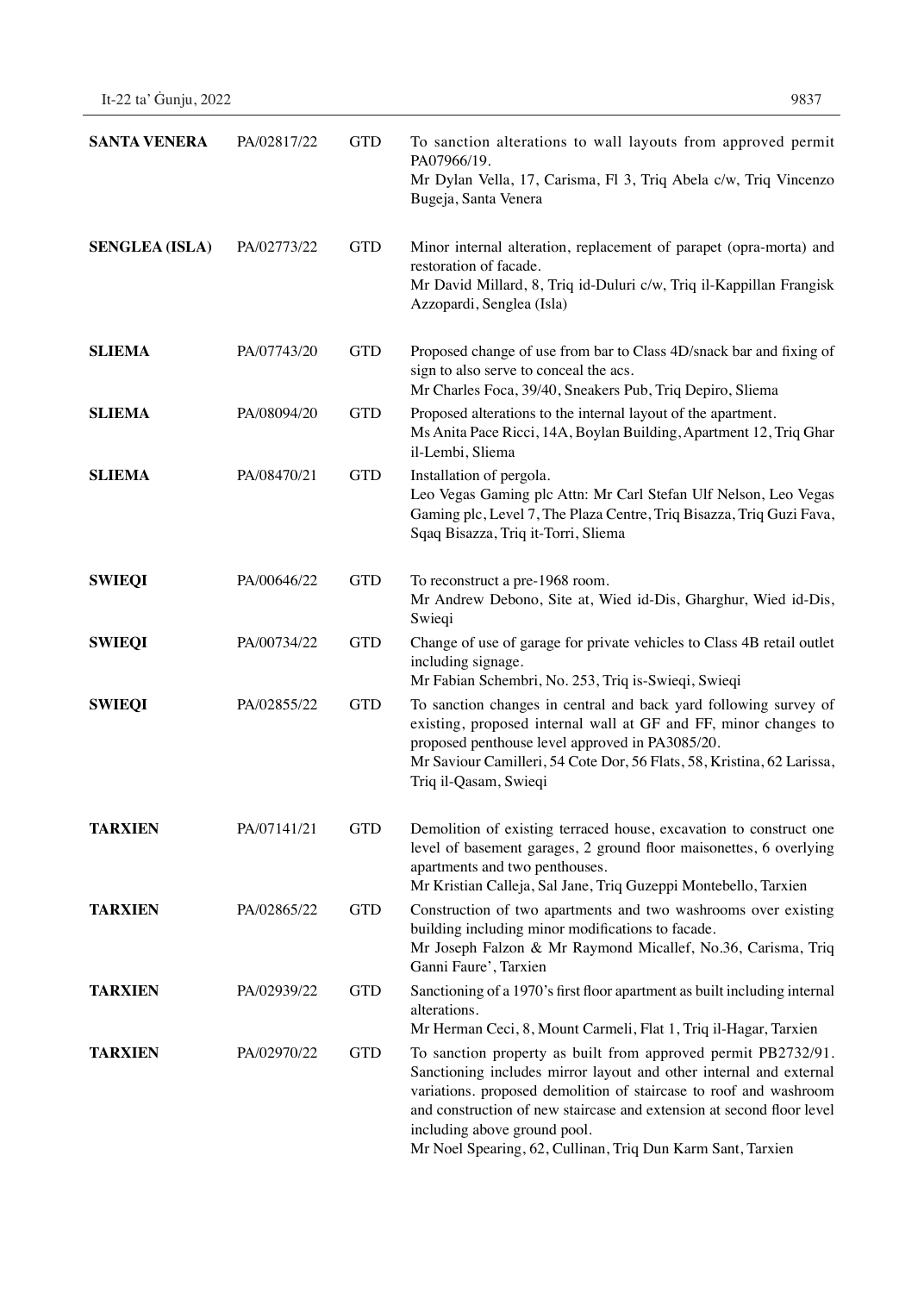| | | | |
|---|---|---|---|
| **SANTA VENERA** | PA/02817/22 | GTD | To sanction alterations to wall layouts from approved permit PA07966/19.<br>Mr Dylan Vella, 17, Carisma, Fl 3, Triq Abela c/w, Triq Vincenzo Bugeja, Santa Venera |
| **SENGLEA (ISLA)** | PA/02773/22 | GTD | Minor internal alteration, replacement of parapet (opra-morta) and restoration of facade.<br>Mr David Millard, 8, Triq id-Duluri c/w, Triq il-Kappillan Frangisk Azzopardi, Senglea (Isla) |
| **SLIEMA** | PA/07743/20 | GTD | Proposed change of use from bar to Class 4D/snack bar and fixing of sign to also serve to conceal the acs.<br>Mr Charles Foca, 39/40, Sneakers Pub, Triq Depiro, Sliema |
| **SLIEMA** | PA/08094/20 | GTD | Proposed alterations to the internal layout of the apartment.<br>Ms Anita Pace Ricci, 14A, Boylan Building, Apartment 12, Triq Ghar il-Lembi, Sliema |
| **SLIEMA** | PA/08470/21 | GTD | Installation of pergola.<br>Leo Vegas Gaming plc Attn: Mr Carl Stefan Ulf Nelson, Leo Vegas Gaming plc, Level 7, The Plaza Centre, Triq Bisazza, Triq Guzi Fava, Sqaq Bisazza, Triq it-Torri, Sliema |
| **SWIEQI** | PA/00646/22 | GTD | To reconstruct a pre-1968 room.<br>Mr Andrew Debono, Site at, Wied id-Dis, Gharghur, Wied id-Dis, Swieqi |
| **SWIEQI** | PA/00734/22 | GTD | Change of use of garage for private vehicles to Class 4B retail outlet including signage.<br>Mr Fabian Schembri, No. 253, Triq is-Swieqi, Swieqi |
| **SWIEQI** | PA/02855/22 | GTD | To sanction changes in central and back yard following survey of existing, proposed internal wall at GF and FF, minor changes to proposed penthouse level approved in PA3085/20.<br>Mr Saviour Camilleri, 54 Cote Dor, 56 Flats, 58, Kristina, 62 Larissa, Triq il-Qasam, Swieqi |
| **TARXIEN** | PA/07141/21 | GTD | Demolition of existing terraced house, excavation to construct one level of basement garages, 2 ground floor maisonettes, 6 overlying apartments and two penthouses.<br>Mr Kristian Calleja, Sal Jane, Triq Guzeppi Montebello, Tarxien |
| **TARXIEN** | PA/02865/22 | GTD | Construction of two apartments and two washrooms over existing building including minor modifications to facade.<br>Mr Joseph Falzon & Mr Raymond Micallef, No.36, Carisma, Triq Ganni Faure', Tarxien |
| **TARXIEN** | PA/02939/22 | GTD | Sanctioning of a 1970's first floor apartment as built including internal alterations.<br>Mr Herman Ceci, 8, Mount Carmeli, Flat 1, Triq il-Hagar, Tarxien |
| **TARXIEN** | PA/02970/22 | GTD | To sanction property as built from approved permit PB2732/91. Sanctioning includes mirror layout and other internal and external variations. proposed demolition of staircase to roof and washroom and construction of new staircase and extension at second floor level including above ground pool.<br>Mr Noel Spearing, 62, Cullinan, Triq Dun Karm Sant, Tarxien |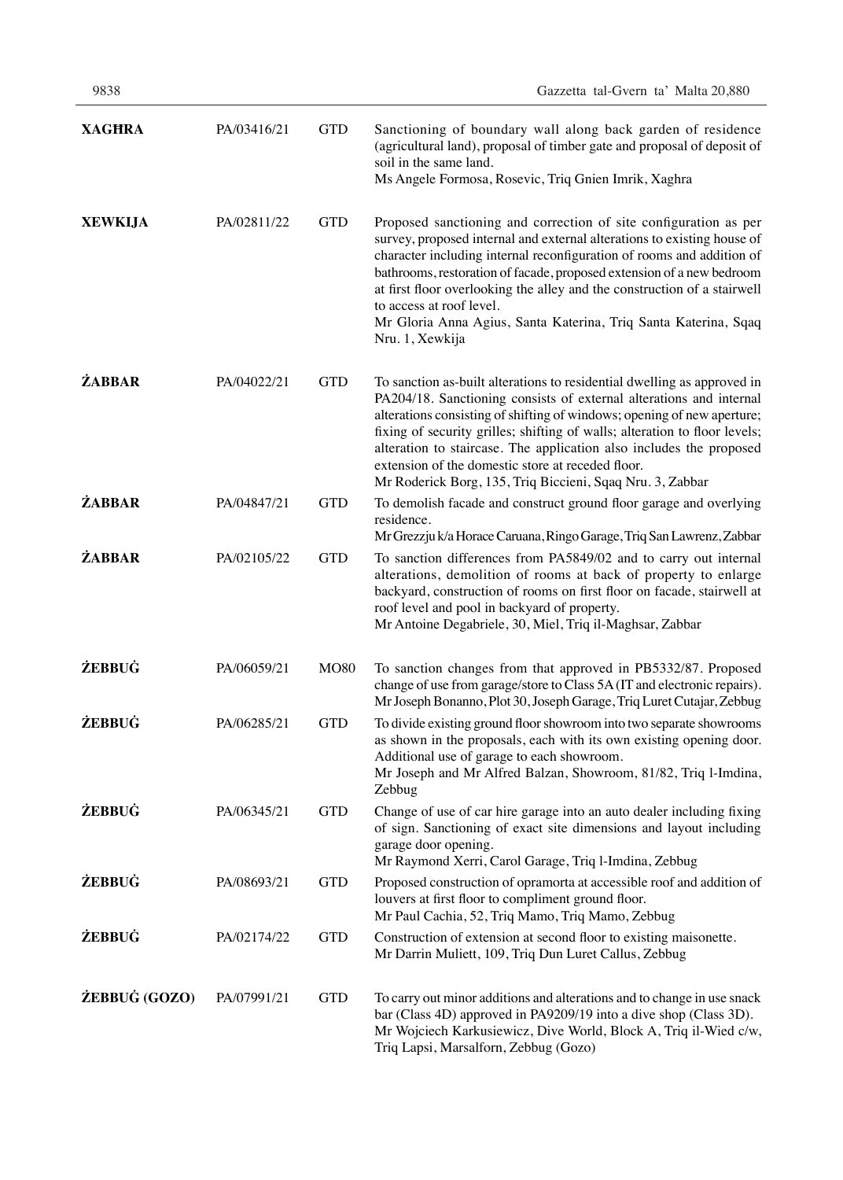| | | | |
|---|---|---|---|
| **XAGĦRA** | PA/03416/21 | GTD | Sanctioning of boundary wall along back garden of residence (agricultural land), proposal of timber gate and proposal of deposit of soil in the same land.<br>Ms Angele Formosa, Rosevic, Triq Gnien Imrik, Xaghra |
| **XEWKIJA** | PA/02811/22 | GTD | Proposed sanctioning and correction of site configuration as per survey, proposed internal and external alterations to existing house of character including internal reconfiguration of rooms and addition of bathrooms, restoration of facade, proposed extension of a new bedroom at first floor overlooking the alley and the construction of a stairwell to access at roof level.<br>Mr Gloria Anna Agius, Santa Katerina, Triq Santa Katerina, Sqaq Nru. 1, Xewkija |
| **ŻABBAR** | PA/04022/21 | GTD | To sanction as-built alterations to residential dwelling as approved in PA204/18. Sanctioning consists of external alterations and internal alterations consisting of shifting of windows; opening of new aperture; fixing of security grilles; shifting of walls; alteration to floor levels; alteration to staircase. The application also includes the proposed extension of the domestic store at receded floor.<br>Mr Roderick Borg, 135, Triq Biccieni, Sqaq Nru. 3, Zabbar |
| **ŻABBAR** | PA/04847/21 | GTD | To demolish facade and construct ground floor garage and overlying residence.<br>Mr Grezzju k/a Horace Caruana, Ringo Garage, Triq San Lawrenz, Zabbar |
| **ŻABBAR** | PA/02105/22 | GTD | To sanction differences from PA5849/02 and to carry out internal alterations, demolition of rooms at back of property to enlarge backyard, construction of rooms on first floor on facade, stairwell at roof level and pool in backyard of property.<br>Mr Antoine Degabriele, 30, Miel, Triq il-Maghsar, Zabbar |
| **ŻEBBUĠ** | PA/06059/21 | MO80 | To sanction changes from that approved in PB5332/87. Proposed change of use from garage/store to Class 5A (IT and electronic repairs).<br>Mr Joseph Bonanno, Plot 30, Joseph Garage, Triq Luret Cutajar, Zebbug |
| **ŻEBBUĠ** | PA/06285/21 | GTD | To divide existing ground floor showroom into two separate showrooms as shown in the proposals, each with its own existing opening door. Additional use of garage to each showroom.<br>Mr Joseph and Mr Alfred Balzan, Showroom, 81/82, Triq l-Imdina, Zebbug |
| **ŻEBBUĠ** | PA/06345/21 | GTD | Change of use of car hire garage into an auto dealer including fixing of sign. Sanctioning of exact site dimensions and layout including garage door opening.<br>Mr Raymond Xerri, Carol Garage, Triq l-Imdina, Zebbug |
| **ŻEBBUĠ** | PA/08693/21 | GTD | Proposed construction of opramorta at accessible roof and addition of louvers at first floor to compliment ground floor.<br>Mr Paul Cachia, 52, Triq Mamo, Triq Mamo, Zebbug |
| **ŻEBBUĠ** | PA/02174/22 | GTD | Construction of extension at second floor to existing maisonette.<br>Mr Darrin Muliett, 109, Triq Dun Luret Callus, Zebbug |
| **ŻEBBUĠ (GOZO)** | PA/07991/21 | GTD | To carry out minor additions and alterations and to change in use snack bar (Class 4D) approved in PA9209/19 into a dive shop (Class 3D).<br>Mr Wojciech Karkusiewicz, Dive World, Block A, Triq il-Wied c/w, Triq Lapsi, Marsalforn, Zebbug (Gozo) |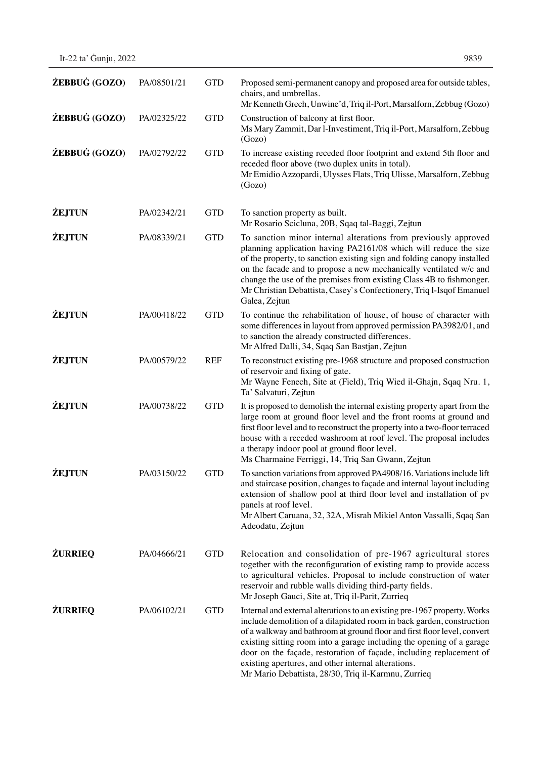| | | | |
|---|---|---|---|
| **ŻEBBUĠ (GOZO)** | PA/08501/21 | GTD | Proposed semi-permanent canopy and proposed area for outside tables, chairs, and umbrellas.<br>Mr Kenneth Grech, Unwine'd, Triq il-Port, Marsalforn, Zebbug (Gozo) |
| **ŻEBBUĠ (GOZO)** | PA/02325/22 | GTD | Construction of balcony at first floor.<br>Ms Mary Zammit, Dar l-Investiment, Triq il-Port, Marsalforn, Zebbug (Gozo) |
| **ŻEBBUĠ (GOZO)** | PA/02792/22 | GTD | To increase existing receded floor footprint and extend 5th floor and receded floor above (two duplex units in total).<br>Mr Emidio Azzopardi, Ulysses Flats, Triq Ulisse, Marsalforn, Zebbug (Gozo) |
| **ŻEJTUN** | PA/02342/21 | GTD | To sanction property as built.<br>Mr Rosario Scicluna, 20B, Sqaq tal-Baggi, Zejtun |
| **ŻEJTUN** | PA/08339/21 | GTD | To sanction minor internal alterations from previously approved planning application having PA2161/08 which will reduce the size of the property, to sanction existing sign and folding canopy installed on the facade and to propose a new mechanically ventilated w/c and change the use of the premises from existing Class 4B to fishmonger.<br>Mr Christian Debattista, Casey`s Confectionery, Triq l-Isqof Emanuel Galea, Zejtun |
| **ŻEJTUN** | PA/00418/22 | GTD | To continue the rehabilitation of house, of house of character with some differences in layout from approved permission PA3982/01, and to sanction the already constructed differences.<br>Mr Alfred Dalli, 34, Sqaq San Bastjan, Zejtun |
| **ŻEJTUN** | PA/00579/22 | REF | To reconstruct existing pre-1968 structure and proposed construction of reservoir and fixing of gate.<br>Mr Wayne Fenech, Site at (Field), Triq Wied il-Ghajn, Sqaq Nru. 1, Ta' Salvaturi, Zejtun |
| **ŻEJTUN** | PA/00738/22 | GTD | It is proposed to demolish the internal existing property apart from the large room at ground floor level and the front rooms at ground and first floor level and to reconstruct the property into a two-floor terraced house with a receded washroom at roof level. The proposal includes a therapy indoor pool at ground floor level.<br>Ms Charmaine Ferriggi, 14, Triq San Gwann, Zejtun |
| **ŻEJTUN** | PA/03150/22 | GTD | To sanction variations from approved PA4908/16. Variations include lift and staircase position, changes to façade and internal layout including extension of shallow pool at third floor level and installation of pv panels at roof level.<br>Mr Albert Caruana, 32, 32A, Misrah Mikiel Anton Vassalli, Sqaq San Adeodatu, Zejtun |
| **ŻURRIEQ** | PA/04666/21 | GTD | Relocation and consolidation of pre-1967 agricultural stores together with the reconfiguration of existing ramp to provide access to agricultural vehicles. Proposal to include construction of water reservoir and rubble walls dividing third-party fields.<br>Mr Joseph Gauci, Site at, Triq il-Parit, Zurrieq |
| **ŻURRIEQ** | PA/06102/21 | GTD | Internal and external alterations to an existing pre-1967 property. Works include demolition of a dilapidated room in back garden, construction of a walkway and bathroom at ground floor and first floor level, convert existing sitting room into a garage including the opening of a garage door on the façade, restoration of façade, including replacement of existing apertures, and other internal alterations.<br>Mr Mario Debattista, 28/30, Triq il-Karmnu, Zurrieq |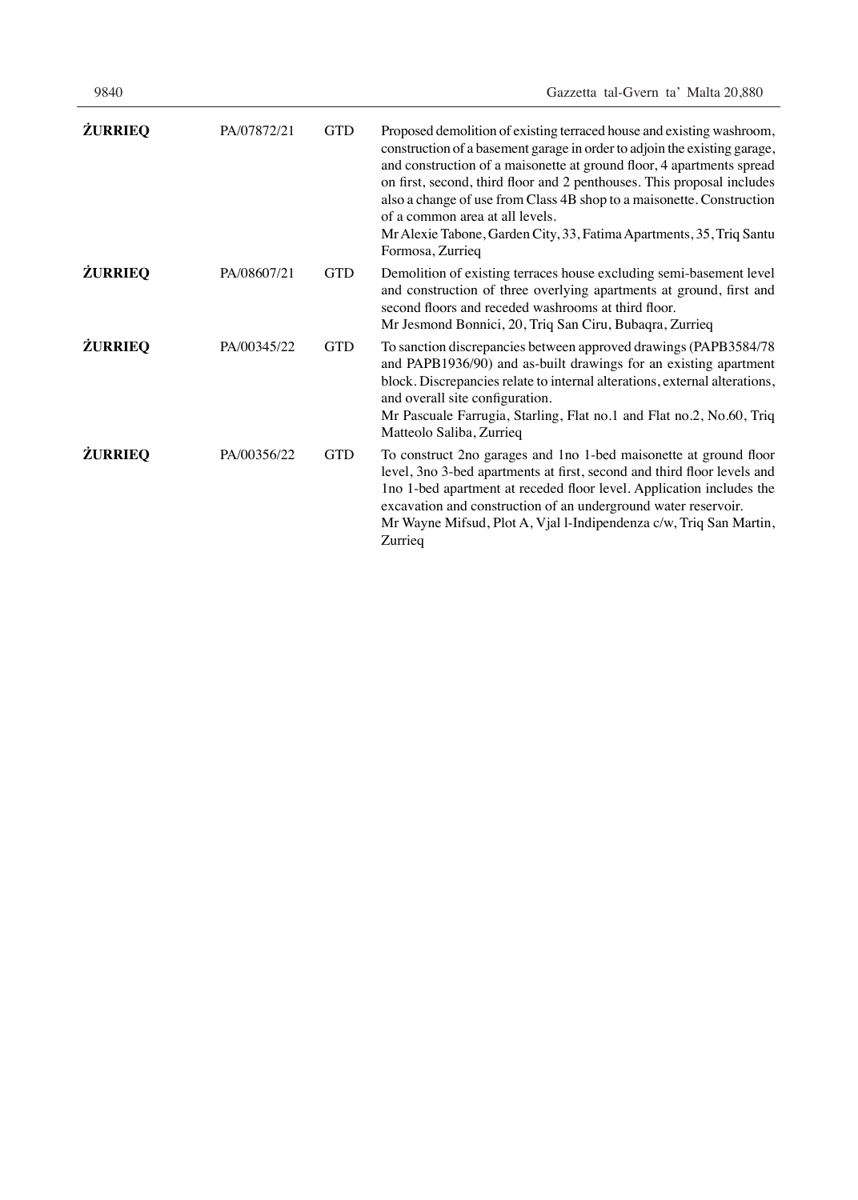| | | | |
|---|---|---|---|
| **ŻURRIEQ** | PA/07872/21 | GTD | Proposed demolition of existing terraced house and existing washroom, construction of a basement garage in order to adjoin the existing garage, and construction of a maisonette at ground floor, 4 apartments spread on first, second, third floor and 2 penthouses. This proposal includes also a change of use from Class 4B shop to a maisonette. Construction of a common area at all levels.<br>Mr Alexie Tabone, Garden City, 33, Fatima Apartments, 35, Triq Santu Formosa, Zurrieq |
| **ŻURRIEQ** | PA/08607/21 | GTD | Demolition of existing terraces house excluding semi-basement level and construction of three overlying apartments at ground, first and second floors and receded washrooms at third floor.<br>Mr Jesmond Bonnici, 20, Triq San Ciru, Bubaqra, Zurrieq |
| **ŻURRIEQ** | PA/00345/22 | GTD | To sanction discrepancies between approved drawings (PAPB3584/78 and PAPB1936/90) and as-built drawings for an existing apartment block. Discrepancies relate to internal alterations, external alterations, and overall site configuration.<br>Mr Pascuale Farrugia, Starling, Flat no.1 and Flat no.2, No.60, Triq Matteolo Saliba, Zurrieq |
| **ŻURRIEQ** | PA/00356/22 | GTD | To construct 2no garages and 1no 1-bed maisonette at ground floor level, 3no 3-bed apartments at first, second and third floor levels and 1no 1-bed apartment at receded floor level. Application includes the excavation and construction of an underground water reservoir.<br>Mr Wayne Mifsud, Plot A, Vjal l-Indipendenza c/w, Triq San Martin, Zurrieq |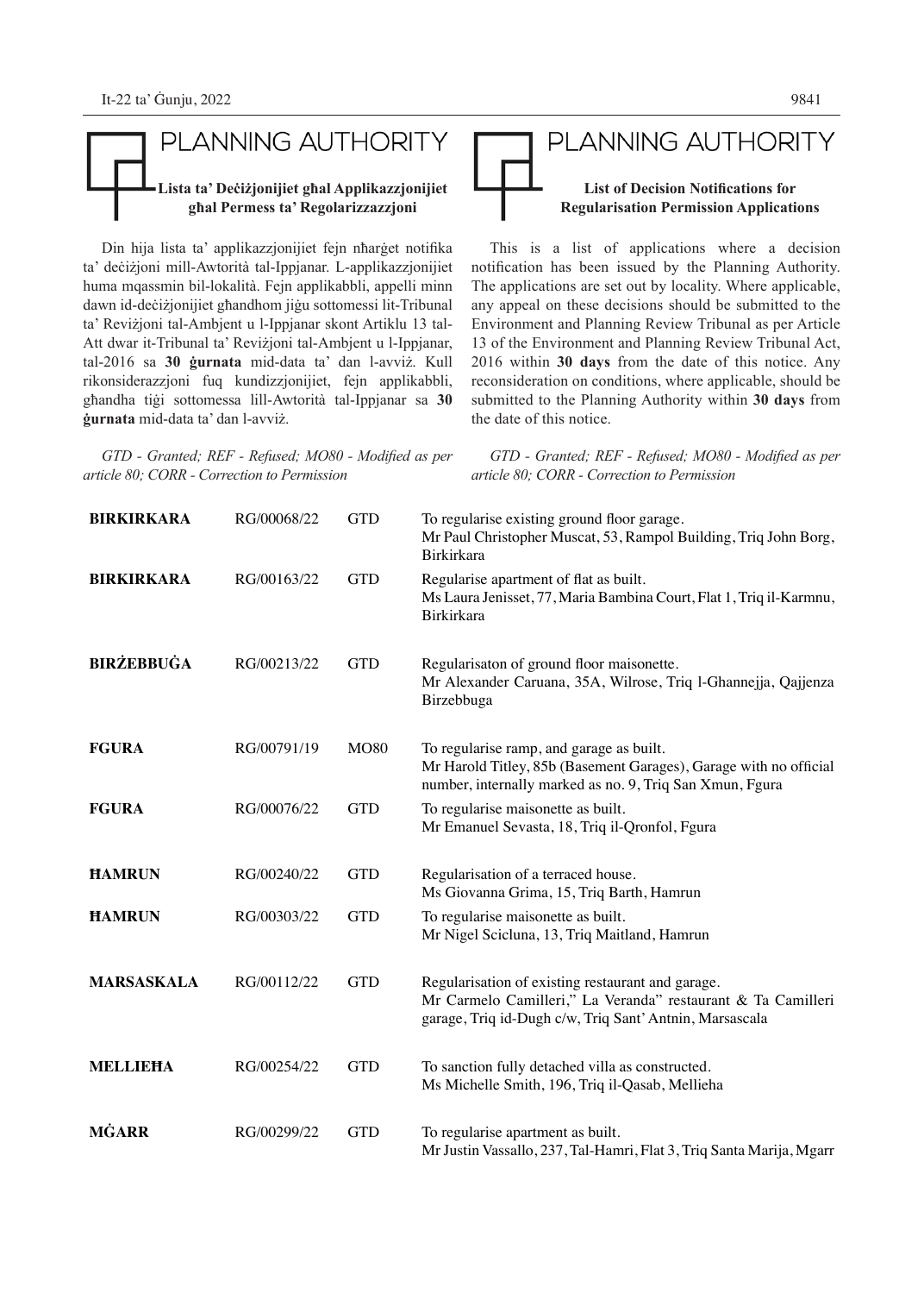# PLANNING AUTHORITY

## Lista ta' Deċiżjonijiet għal Applikazzjonijiet għal Permess ta' Regolarizzazzjoni

Din hija lista ta' applikazzjonijiet fejn nħarġet notifika ta' deċiżjoni mill-Awtorità tal-Ippjanar. L-applikazzjonijiet huma mqassmin bil-lokalità. Fejn applikabbli, appelli minn dawn id-deċiżjonijiet għandhom jiġu sottomessi lit-Tribunal ta' Reviżjoni tal-Ambjent u l-Ippjanar skont Artiklu 13 tal-Att dwar it-Tribunal ta' Reviżjoni tal-Ambjent u l-Ippjanar, tal-2016 sa **30 ġurnata** mid-data ta' dan l-avviż. Kull rikonsiderazzjoni fuq kundizzjonijiet, fejn applikabbli, għandha tiġi sottomessa lill-Awtorità tal-Ippjanar sa **30 ġurnata** mid-data ta' dan l-avviż.

*GTD - Granted; REF - Refused; MO80 - Modified as per article 80; CORR - Correction to Permission*

# PLANNING AUTHORITY

## List of Decision Notifications for Regularisation Permission Applications

This is a list of applications where a decision notification has been issued by the Planning Authority. The applications are set out by locality. Where applicable, any appeal on these decisions should be submitted to the Environment and Planning Review Tribunal as per Article 13 of the Environment and Planning Review Tribunal Act, 2016 within **30 days** from the date of this notice. Any reconsideration on conditions, where applicable, should be submitted to the Planning Authority within **30 days** from the date of this notice.

*GTD - Granted; REF - Refused; MO80 - Modified as per article 80; CORR - Correction to Permission*

| | | | |
|---|---|---|---|
| **BIRKIRKARA** | RG/00068/22 | GTD | To regularise existing ground floor garage. Mr Paul Christopher Muscat, 53, Rampol Building, Triq John Borg, Birkirkara |
| **BIRKIRKARA** | RG/00163/22 | GTD | Regularise apartment of flat as built. Ms Laura Jenisset, 77, Maria Bambina Court, Flat 1, Triq il-Karmnu, Birkirkara |
| **BIRŻEBBUĠA** | RG/00213/22 | GTD | Regularisaton of ground floor maisonette. Mr Alexander Caruana, 35A, Wilrose, Triq l-Ghannejja, Qajjenza Birzebbuga |
| **FGURA** | RG/00791/19 | MO80 | To regularise ramp, and garage as built. Mr Harold Titley, 85b (Basement Garages), Garage with no official number, internally marked as no. 9, Triq San Xmun, Fgura |
| **FGURA** | RG/00076/22 | GTD | To regularise maisonette as built. Mr Emanuel Sevasta, 18, Triq il-Qronfol, Fgura |
| **ĦAMRUN** | RG/00240/22 | GTD | Regularisation of a terraced house. Ms Giovanna Grima, 15, Triq Barth, Hamrun |
| **ĦAMRUN** | RG/00303/22 | GTD | To regularise maisonette as built. Mr Nigel Scicluna, 13, Triq Maitland, Hamrun |
| **MARSASKALA** | RG/00112/22 | GTD | Regularisation of existing restaurant and garage. Mr Carmelo Camilleri," La Veranda" restaurant & Ta Camilleri garage, Triq id-Dugh c/w, Triq Sant' Antnin, Marsascala |
| **MELLIEĦA** | RG/00254/22 | GTD | To sanction fully detached villa as constructed. Ms Michelle Smith, 196, Triq il-Qasab, Mellieha |
| **MĠARR** | RG/00299/22 | GTD | To regularise apartment as built. Mr Justin Vassallo, 237, Tal-Hamri, Flat 3, Triq Santa Marija, Mgarr |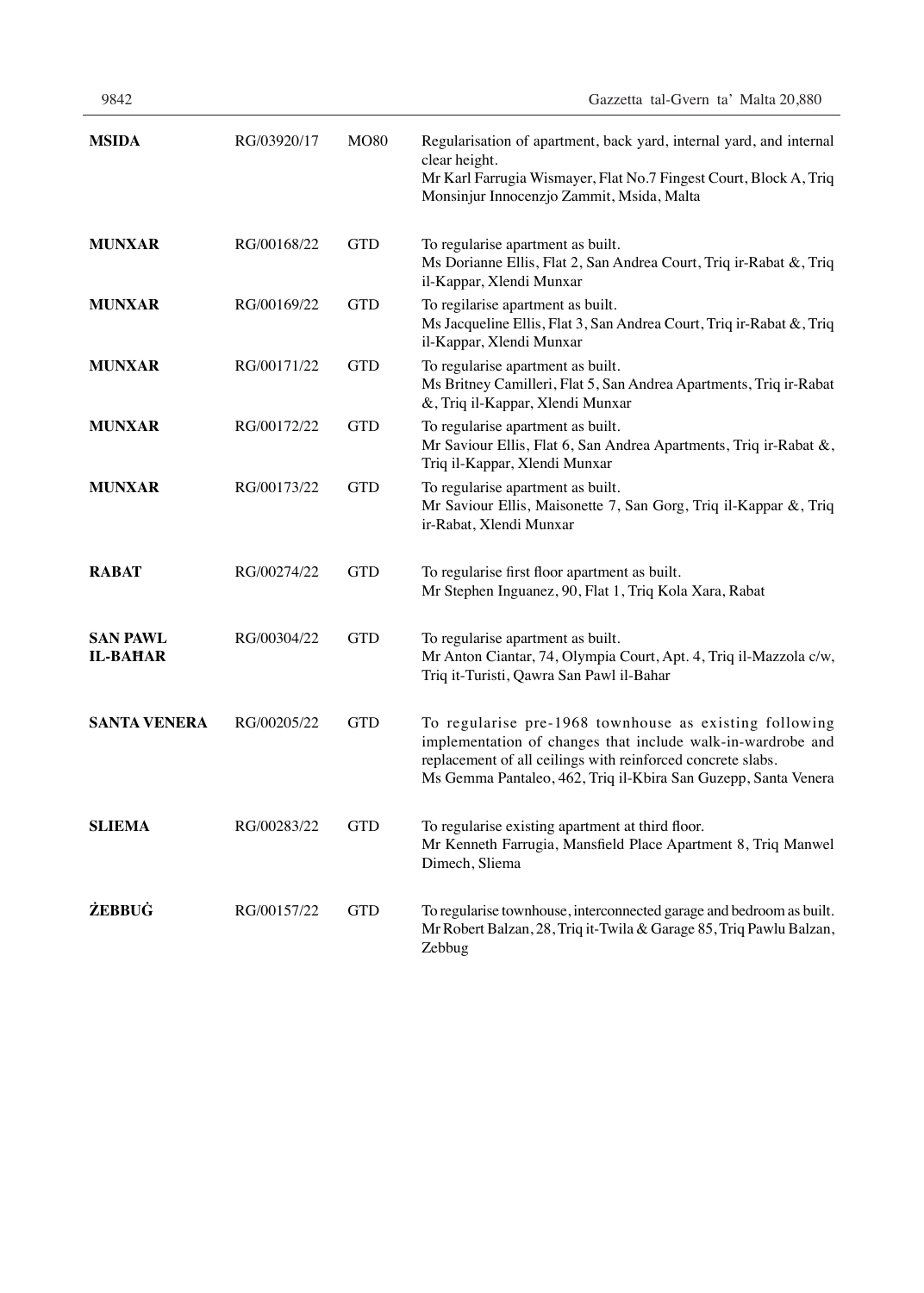| | | | |
|---|---|---|---|
| **MSIDA** | RG/03920/17 | MO80 | Regularisation of apartment, back yard, internal yard, and internal clear height.<br>Mr Karl Farrugia Wismayer, Flat No.7 Fingest Court, Block A, Triq Monsinjur Innocenzjo Zammit, Msida, Malta |
| **MUNXAR** | RG/00168/22 | GTD | To regularise apartment as built.<br>Ms Dorianne Ellis, Flat 2, San Andrea Court, Triq ir-Rabat &, Triq il-Kappar, Xlendi Munxar |
| **MUNXAR** | RG/00169/22 | GTD | To regilarise apartment as built.<br>Ms Jacqueline Ellis, Flat 3, San Andrea Court, Triq ir-Rabat &, Triq il-Kappar, Xlendi Munxar |
| **MUNXAR** | RG/00171/22 | GTD | To regularise apartment as built.<br>Ms Britney Camilleri, Flat 5, San Andrea Apartments, Triq ir-Rabat &, Triq il-Kappar, Xlendi Munxar |
| **MUNXAR** | RG/00172/22 | GTD | To regularise apartment as built.<br>Mr Saviour Ellis, Flat 6, San Andrea Apartments, Triq ir-Rabat &, Triq il-Kappar, Xlendi Munxar |
| **MUNXAR** | RG/00173/22 | GTD | To regularise apartment as built.<br>Mr Saviour Ellis, Maisonette 7, San Gorg, Triq il-Kappar &, Triq ir-Rabat, Xlendi Munxar |
| **RABAT** | RG/00274/22 | GTD | To regularise first floor apartment as built.<br>Mr Stephen Inguanez, 90, Flat 1, Triq Kola Xara, Rabat |
| **SAN PAWL IL-BAĦAR** | RG/00304/22 | GTD | To regularise apartment as built.<br>Mr Anton Ciantar, 74, Olympia Court, Apt. 4, Triq il-Mazzola c/w, Triq it-Turisti, Qawra San Pawl il-Bahar |
| **SANTA VENERA** | RG/00205/22 | GTD | To regularise pre-1968 townhouse as existing following implementation of changes that include walk-in-wardrobe and replacement of all ceilings with reinforced concrete slabs.<br>Ms Gemma Pantaleo, 462, Triq il-Kbira San Guzepp, Santa Venera |
| **SLIEMA** | RG/00283/22 | GTD | To regularise existing apartment at third floor.<br>Mr Kenneth Farrugia, Mansfield Place Apartment 8, Triq Manwel Dimech, Sliema |
| **ŻEBBUĠ** | RG/00157/22 | GTD | To regularise townhouse, interconnected garage and bedroom as built.<br>Mr Robert Balzan, 28, Triq it-Twila & Garage 85, Triq Pawlu Balzan, Zebbug |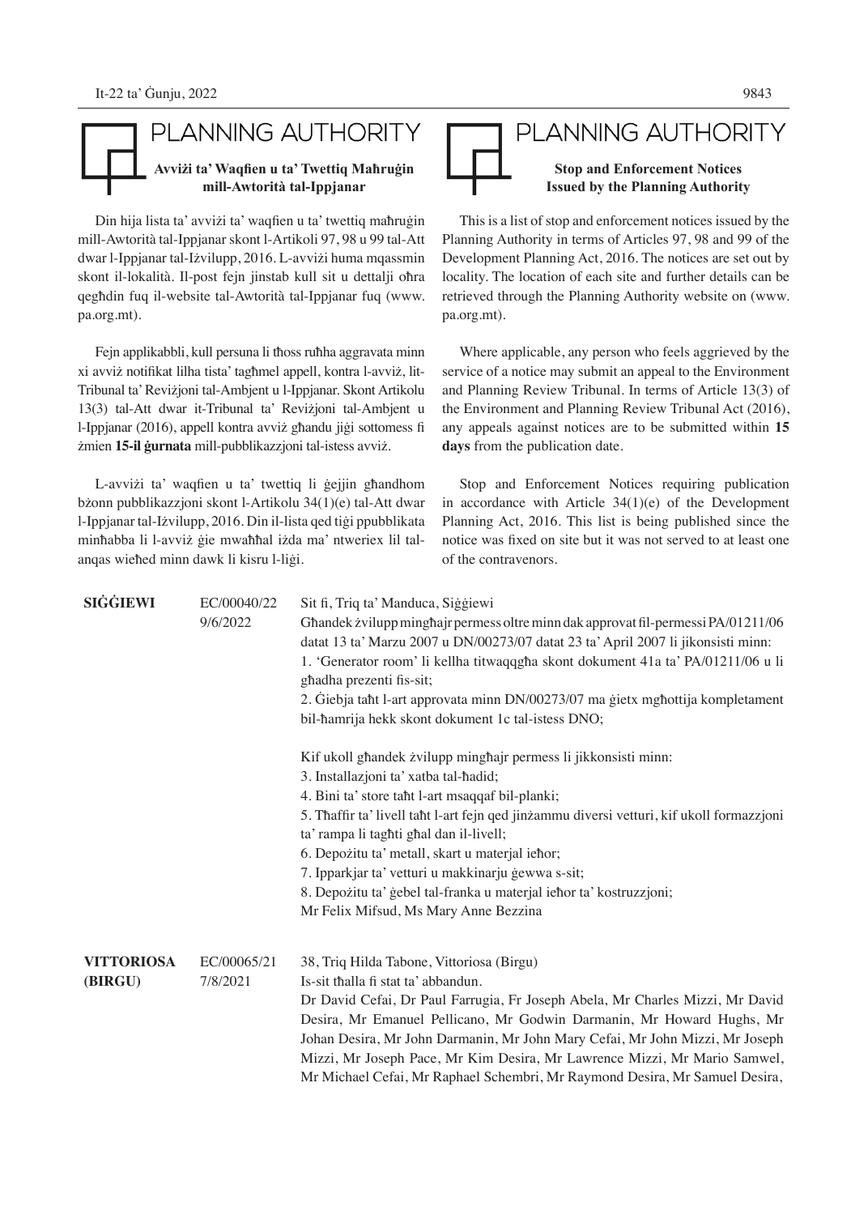## PLANNING AUTHORITY

### Avviżi ta' Waqfien u ta' Twettiq Maħruġin mill-Awtorità tal-Ippjanar

Din hija lista ta' avviżi ta' waqfien u ta' twettiq maħruġin mill-Awtorità tal-Ippjanar skont l-Artikoli 97, 98 u 99 tal-Att dwar l-Ippjanar tal-Iżvilupp, 2016. L-avviżi huma mqassmin skont il-lokalità. Il-post fejn jinstab kull sit u dettalji oħra qegħdin fuq il-website tal-Awtorità tal-Ippjanar fuq (www.pa.org.mt).

Fejn applikabbli, kull persuna li tħoss ruħha aggravata minn xi avviż notifikat lilha tista' tagħmel appell, kontra l-avviż, lit-Tribunal ta' Reviżjoni tal-Ambjent u l-Ippjanar. Skont Artikolu 13(3) tal-Att dwar it-Tribunal ta' Reviżjoni tal-Ambjent u l-Ippjanar (2016), appell kontra avviż għandu jiġi sottomess fi żmien **15-il ġurnata** mill-pubblikazzjoni tal-istess avviż.

L-avviżi ta' waqfien u ta' twettiq li ġejjin għandhom bżonn pubblikazzjoni skont l-Artikolu 34(1)(e) tal-Att dwar l-Ippjanar tal-Iżvilupp, 2016. Din il-lista qed tiġi ppubblikata minħabba li l-avviż ġie mwaħħal iżda ma' ntweriex lil tal-anqas wieħed minn dawk li kisru l-liġi.

## PLANNING AUTHORITY

### Stop and Enforcement Notices Issued by the Planning Authority

This is a list of stop and enforcement notices issued by the Planning Authority in terms of Articles 97, 98 and 99 of the Development Planning Act, 2016. The notices are set out by locality. The location of each site and further details can be retrieved through the Planning Authority website on (www.pa.org.mt).

Where applicable, any person who feels aggrieved by the service of a notice may submit an appeal to the Environment and Planning Review Tribunal. In terms of Article 13(3) of the Environment and Planning Review Tribunal Act (2016), any appeals against notices are to be submitted within **15 days** from the publication date.

Stop and Enforcement Notices requiring publication in accordance with Article 34(1)(e) of the Development Planning Act, 2016. This list is being published since the notice was fixed on site but it was not served to at least one of the contravenors.

**SIĠĠIEWI** — EC/00040/22 — 9/6/2022

Sit fi, Triq ta' Manduca, Siġġiewi

Għandek żvilupp mingħajr permess oltre minn dak approvat fil-permessi PA/01211/06 datat 13 ta' Marzu 2007 u DN/00273/07 datat 23 ta' April 2007 li jikonsisti minn:

1. 'Generator room' li kellha titwaqqgħa skont dokument 41a ta' PA/01211/06 u li għadha prezenti fis-sit;
2. Ġiebja taħt l-art approvata minn DN/00273/07 ma ġietx mgħottija kompletament bil-ħamrija hekk skont dokument 1c tal-istess DNO;

Kif ukoll għandek żvilupp mingħajr permess li jikkonsisti minn:

3. Installazjoni ta' xatba tal-ħadid;
4. Bini ta' store taħt l-art msaqqaf bil-planki;
5. Tħaffir ta' livell taħt l-art fejn qed jinżammu diversi vetturi, kif ukoll formazzjoni ta' rampa li tagħti għal dan il-livell;
6. Depożitu ta' metall, skart u materjal ieħor;
7. Ipparkjar ta' vetturi u makkinarju ġewwa s-sit;
8. Depożitu ta' ġebel tal-franka u materjal ieħor ta' kostruzzjoni;

Mr Felix Mifsud, Ms Mary Anne Bezzina

**VITTORIOSA (BIRGU)** — EC/00065/21 — 7/8/2021

38, Triq Hilda Tabone, Vittoriosa (Birgu)

Is-sit tħalla fi stat ta' abbandun.

Dr David Cefai, Dr Paul Farrugia, Fr Joseph Abela, Mr Charles Mizzi, Mr David Desira, Mr Emanuel Pellicano, Mr Godwin Darmanin, Mr Howard Hughs, Mr Johan Desira, Mr John Darmanin, Mr John Mary Cefai, Mr John Mizzi, Mr Joseph Mizzi, Mr Joseph Pace, Mr Kim Desira, Mr Lawrence Mizzi, Mr Mario Samwel, Mr Michael Cefai, Mr Raphael Schembri, Mr Raymond Desira, Mr Samuel Desira,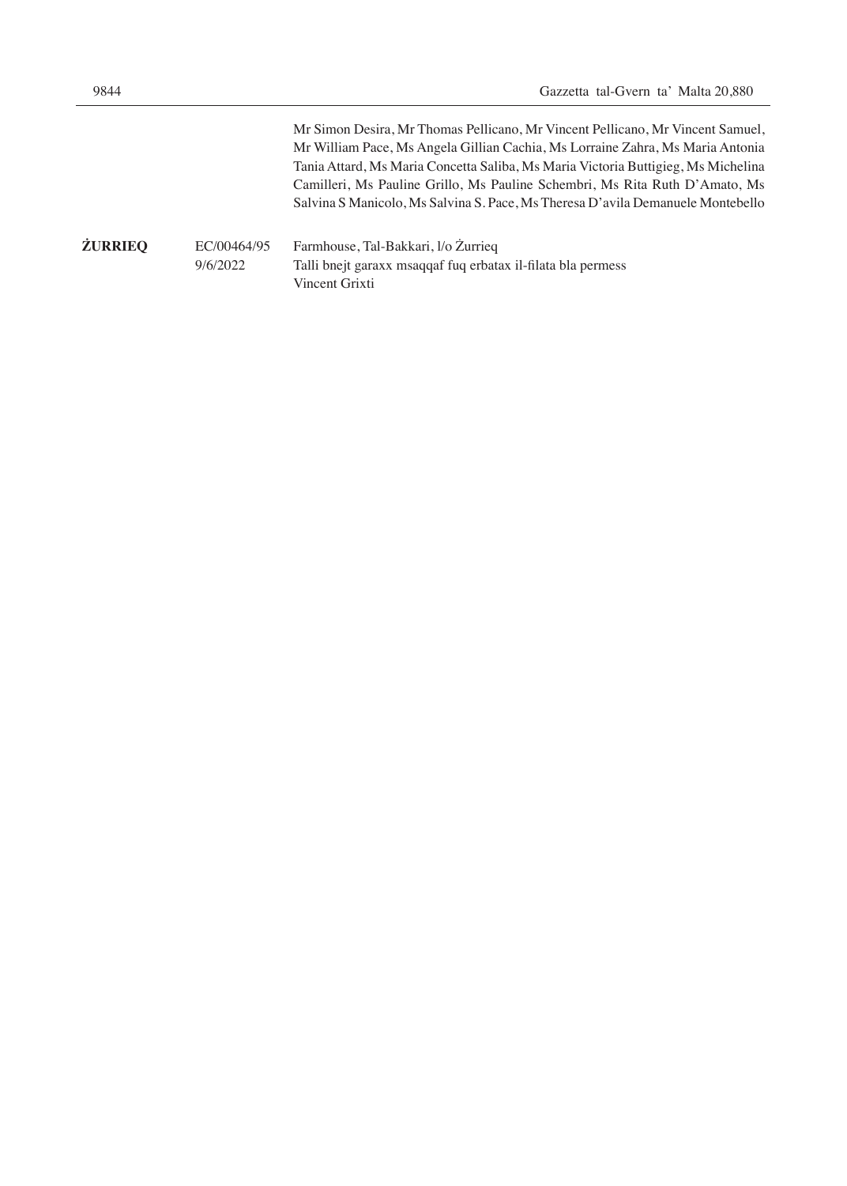| | | |
|---|---|---|
| | | Mr Simon Desira, Mr Thomas Pellicano, Mr Vincent Pellicano, Mr Vincent Samuel, Mr William Pace, Ms Angela Gillian Cachia, Ms Lorraine Zahra, Ms Maria Antonia Tania Attard, Ms Maria Concetta Saliba, Ms Maria Victoria Buttigieg, Ms Michelina Camilleri, Ms Pauline Grillo, Ms Pauline Schembri, Ms Rita Ruth D'Amato, Ms Salvina S Manicolo, Ms Salvina S. Pace, Ms Theresa D'avila Demanuele Montebello |
| **ŻURRIEQ** | EC/00464/95<br>9/6/2022 | Farmhouse, Tal-Bakkari, l/o Żurrieq<br>Talli bnejt garaxx msaqqaf fuq erbatax il-filata bla permess<br>Vincent Grixti |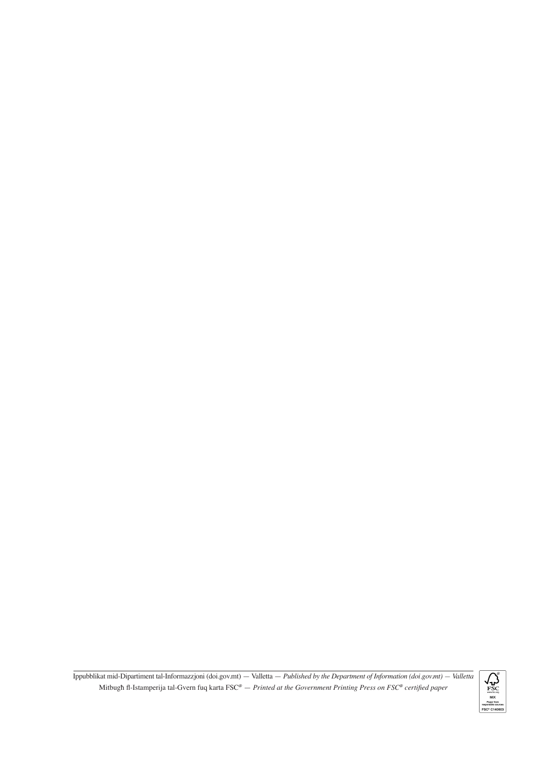Ippubblikat mid-Dipartiment tal-Informazzjoni (doi.gov.mt) — Valletta — *Published by the Department of Information (doi.gov.mt) — Valletta*

Mitbugħ fl-Istamperija tal-Gvern fuq karta FSC® — *Printed at the Government Printing Press on FSC® certified paper*